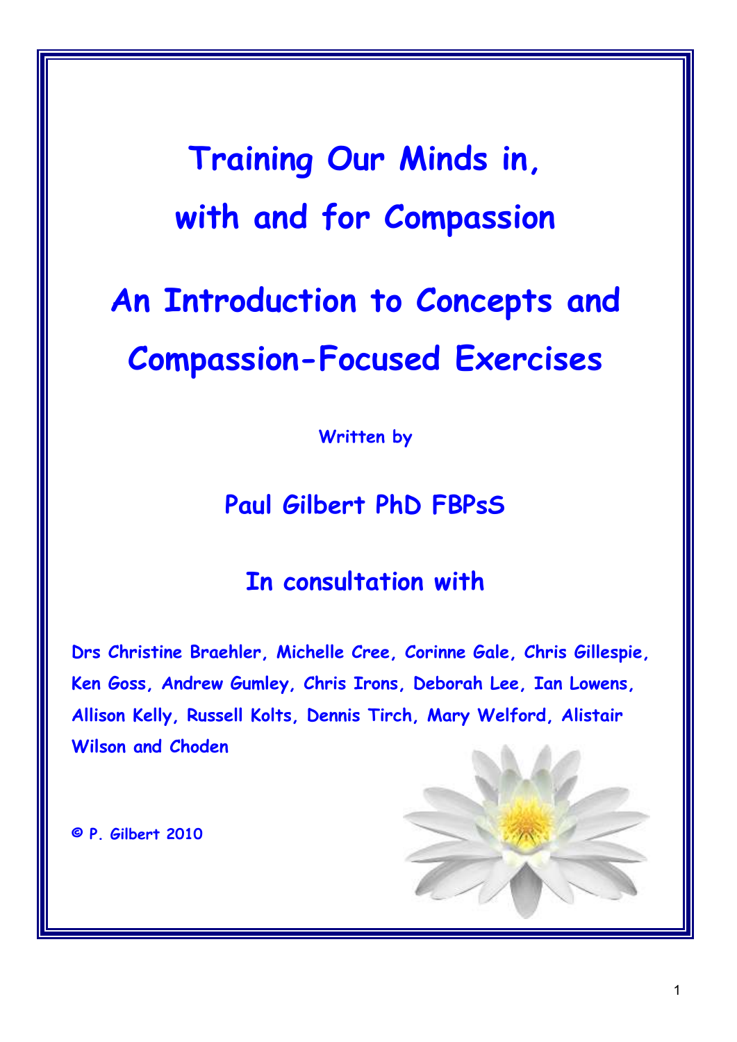# Training Our Minds in, with and for Compassion

## An Introduction to Concepts and Compassion-Focused Exercises

**Written by**

**Paul Gilbert PhD FBPsS**

**In consultation with**

**Drs Christine Braehler, Michelle Cree, Corinne Gale, Chris Gillespie, Ken Goss, Andrew Gumley, Chris Irons, Deborah Lee, Ian Lowens, Allison Kelly, Russell Kolts, Dennis Tirch, Mary Welford, Alistair Wilson and Choden**

**© P. Gilbert 2010**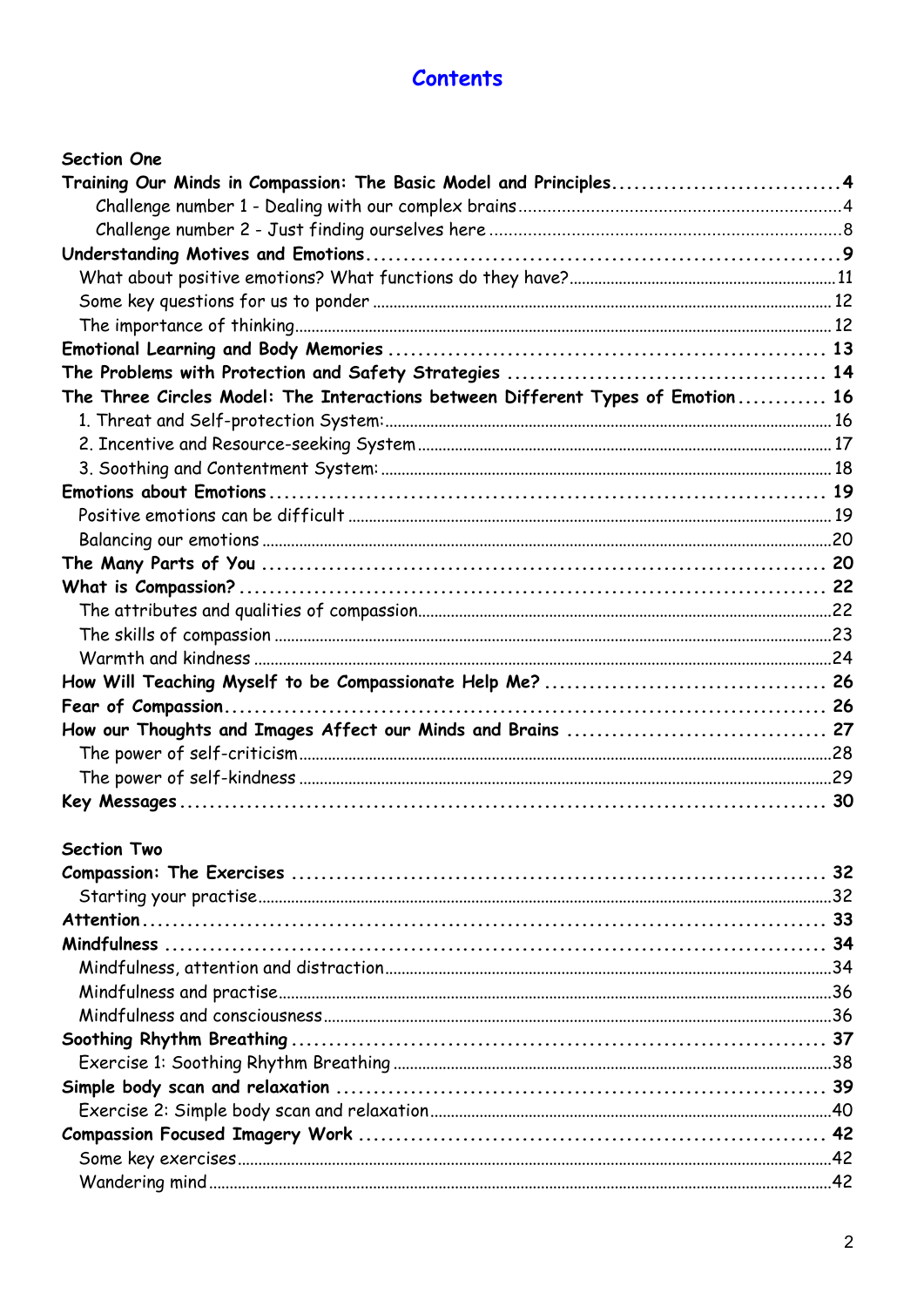# Contents

**Section One**

**Training Our Minds in Compassion: The Basic Model and Principles .... 4**
- Challenge number 1 - Dealing with our complex brains .... 4
- Challenge number 2 - Just finding ourselves here .... 8

**Understanding Motives and Emotions .... 9**
- What about positive emotions? What functions do they have? .... 11
- Some key questions for us to ponder .... 12
- The importance of thinking .... 12

**Emotional Learning and Body Memories .... 13**

**The Problems with Protection and Safety Strategies .... 14**

**The Three Circles Model: The Interactions between Different Types of Emotion .... 16**
- 1. Threat and Self-protection System: .... 16
- 2. Incentive and Resource-seeking System .... 17
- 3. Soothing and Contentment System: .... 18

**Emotions about Emotions .... 19**
- Positive emotions can be difficult .... 19
- Balancing our emotions .... 20

**The Many Parts of You .... 20**

**What is Compassion? .... 22**
- The attributes and qualities of compassion .... 22
- The skills of compassion .... 23
- Warmth and kindness .... 24

**How Will Teaching Myself to be Compassionate Help Me? .... 26**

**Fear of Compassion .... 26**

**How our Thoughts and Images Affect our Minds and Brains .... 27**
- The power of self-criticism .... 28
- The power of self-kindness .... 29

**Key Messages .... 30**

**Section Two**

**Compassion: The Exercises .... 32**
- Starting your practise .... 32

**Attention .... 33**

**Mindfulness .... 34**
- Mindfulness, attention and distraction .... 34
- Mindfulness and practise .... 36
- Mindfulness and consciousness .... 36

**Soothing Rhythm Breathing .... 37**
- Exercise 1: Soothing Rhythm Breathing .... 38

**Simple body scan and relaxation .... 39**
- Exercise 2: Simple body scan and relaxation .... 40

**Compassion Focused Imagery Work .... 42**
- Some key exercises .... 42
- Wandering mind .... 42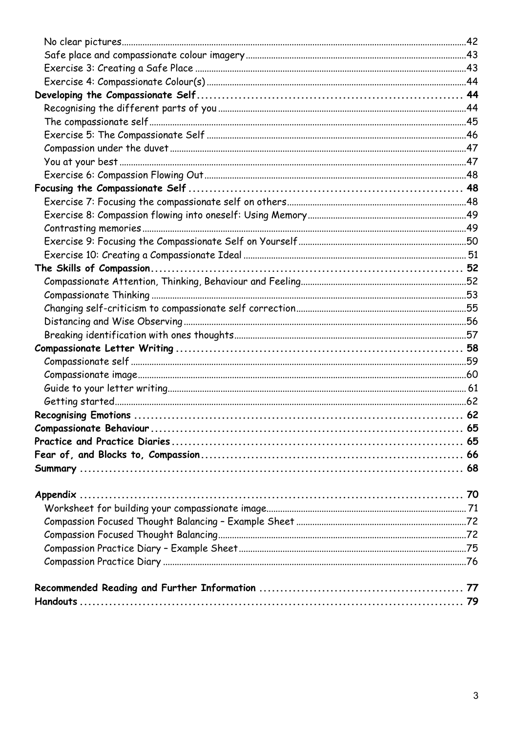- No clear pictures ... 42
- Safe place and compassionate colour imagery ... 43
- Exercise 3: Creating a Safe Place ... 43
- Exercise 4: Compassionate Colour(s) ... 44

**Developing the Compassionate Self ... 44**

- Recognising the different parts of you ... 44
- The compassionate self ... 45
- Exercise 5: The Compassionate Self ... 46
- Compassion under the duvet ... 47
- You at your best ... 47
- Exercise 6: Compassion Flowing Out ... 48

**Focusing the Compassionate Self ... 48**

- Exercise 7: Focusing the compassionate self on others ... 48
- Exercise 8: Compassion flowing into oneself: Using Memory ... 49
- Contrasting memories ... 49
- Exercise 9: Focusing the Compassionate Self on Yourself ... 50
- Exercise 10: Creating a Compassionate Ideal ... 51

**The Skills of Compassion ... 52**

- Compassionate Attention, Thinking, Behaviour and Feeling ... 52
- Compassionate Thinking ... 53
- Changing self-criticism to compassionate self correction ... 55
- Distancing and Wise Observing ... 56
- Breaking identification with ones thoughts ... 57

**Compassionate Letter Writing ... 58**

- Compassionate self ... 59
- Compassionate image ... 60
- Guide to your letter writing ... 61
- Getting started ... 62

**Recognising Emotions ... 62**

**Compassionate Behaviour ... 65**

**Practice and Practice Diaries ... 65**

**Fear of, and Blocks to, Compassion ... 66**

**Summary ... 68**

**Appendix ... 70**

- Worksheet for building your compassionate image ... 71
- Compassion Focused Thought Balancing – Example Sheet ... 72
- Compassion Focused Thought Balancing ... 72
- Compassion Practice Diary – Example Sheet ... 75
- Compassion Practice Diary ... 76

**Recommended Reading and Further Information ... 77**

**Handouts ... 79**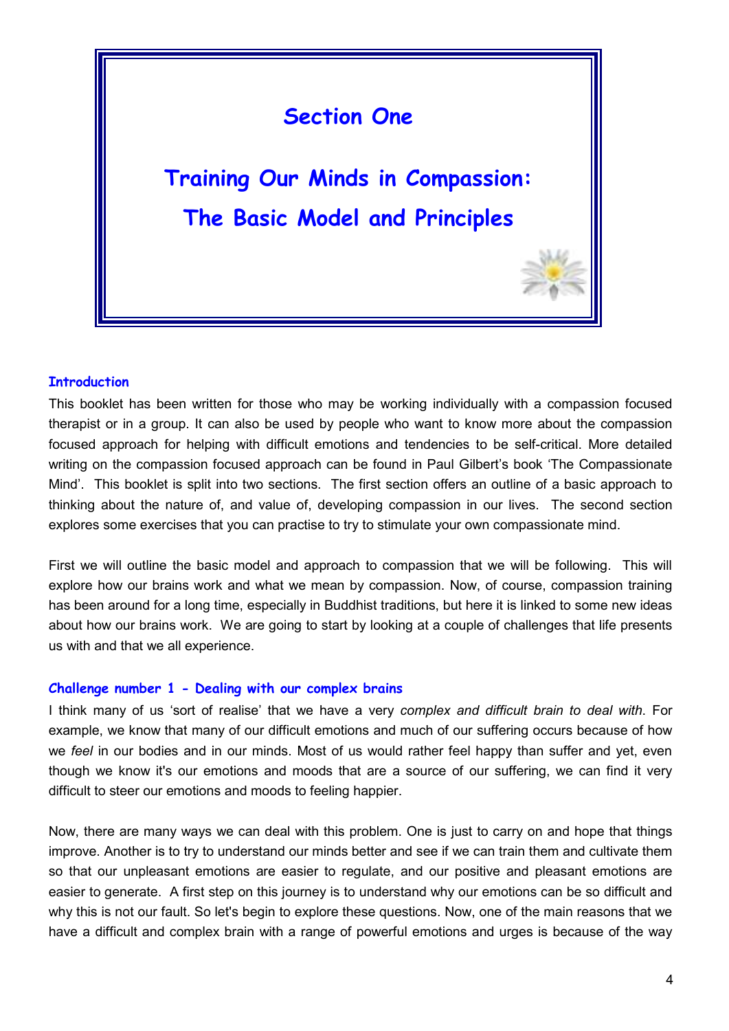# Section One

# Training Our Minds in Compassion: The Basic Model and Principles

### Introduction

This booklet has been written for those who may be working individually with a compassion focused therapist or in a group. It can also be used by people who want to know more about the compassion focused approach for helping with difficult emotions and tendencies to be self-critical. More detailed writing on the compassion focused approach can be found in Paul Gilbert's book 'The Compassionate Mind'. This booklet is split into two sections. The first section offers an outline of a basic approach to thinking about the nature of, and value of, developing compassion in our lives. The second section explores some exercises that you can practise to try to stimulate your own compassionate mind.

First we will outline the basic model and approach to compassion that we will be following. This will explore how our brains work and what we mean by compassion. Now, of course, compassion training has been around for a long time, especially in Buddhist traditions, but here it is linked to some new ideas about how our brains work. We are going to start by looking at a couple of challenges that life presents us with and that we all experience.

### Challenge number 1 - Dealing with our complex brains

I think many of us 'sort of realise' that we have a very *complex and difficult brain to deal with*. For example, we know that many of our difficult emotions and much of our suffering occurs because of how we *feel* in our bodies and in our minds. Most of us would rather feel happy than suffer and yet, even though we know it's our emotions and moods that are a source of our suffering, we can find it very difficult to steer our emotions and moods to feeling happier.

Now, there are many ways we can deal with this problem. One is just to carry on and hope that things improve. Another is to try to understand our minds better and see if we can train them and cultivate them so that our unpleasant emotions are easier to regulate, and our positive and pleasant emotions are easier to generate. A first step on this journey is to understand why our emotions can be so difficult and why this is not our fault. So let's begin to explore these questions. Now, one of the main reasons that we have a difficult and complex brain with a range of powerful emotions and urges is because of the way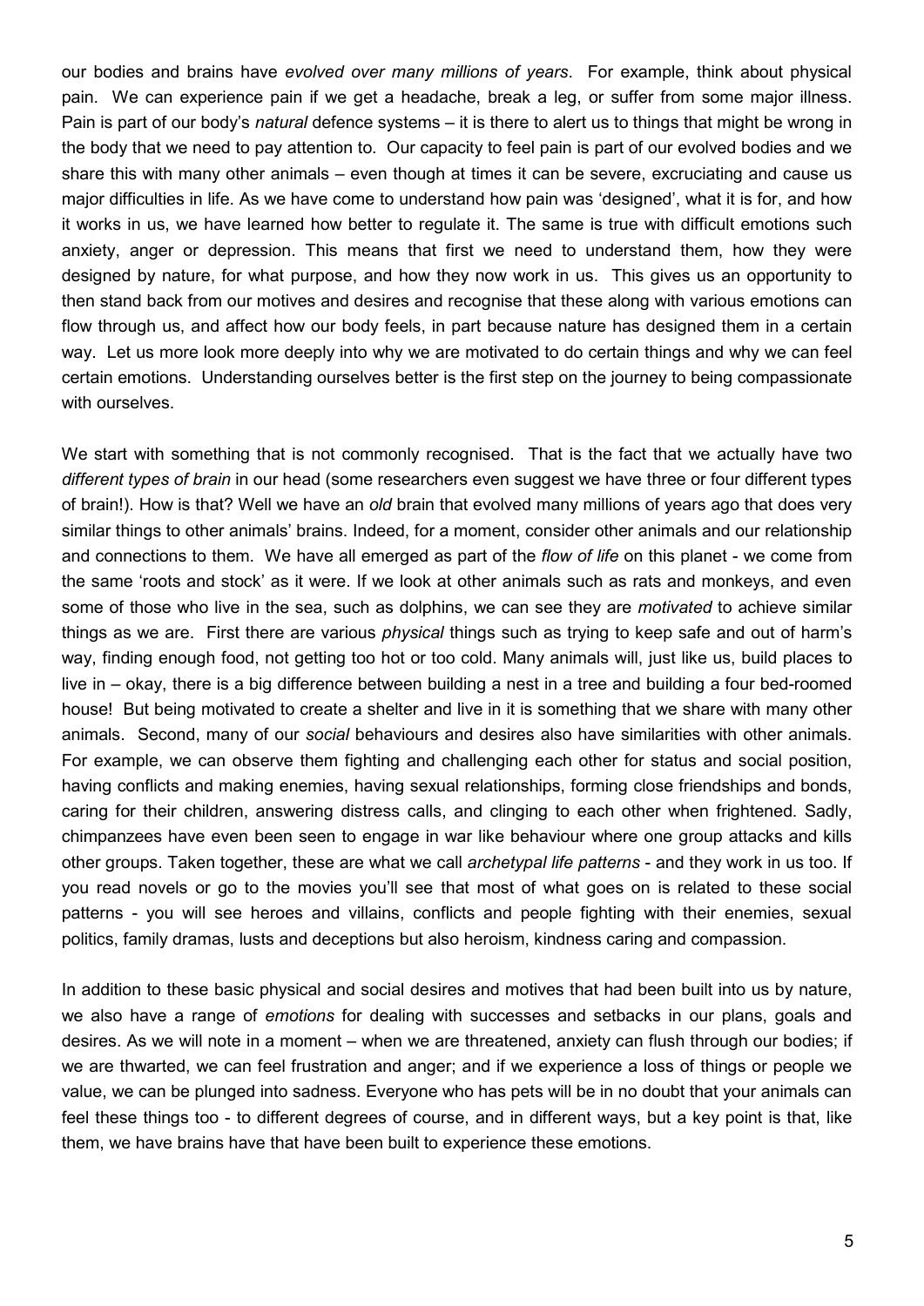our bodies and brains have *evolved over many millions of years*. For example, think about physical pain. We can experience pain if we get a headache, break a leg, or suffer from some major illness. Pain is part of our body's *natural* defence systems – it is there to alert us to things that might be wrong in the body that we need to pay attention to. Our capacity to feel pain is part of our evolved bodies and we share this with many other animals – even though at times it can be severe, excruciating and cause us major difficulties in life. As we have come to understand how pain was 'designed', what it is for, and how it works in us, we have learned how better to regulate it. The same is true with difficult emotions such anxiety, anger or depression. This means that first we need to understand them, how they were designed by nature, for what purpose, and how they now work in us. This gives us an opportunity to then stand back from our motives and desires and recognise that these along with various emotions can flow through us, and affect how our body feels, in part because nature has designed them in a certain way. Let us more look more deeply into why we are motivated to do certain things and why we can feel certain emotions. Understanding ourselves better is the first step on the journey to being compassionate with ourselves.

We start with something that is not commonly recognised. That is the fact that we actually have two *different types of brain* in our head (some researchers even suggest we have three or four different types of brain!). How is that? Well we have an *old* brain that evolved many millions of years ago that does very similar things to other animals' brains. Indeed, for a moment, consider other animals and our relationship and connections to them. We have all emerged as part of the *flow of life* on this planet - we come from the same 'roots and stock' as it were. If we look at other animals such as rats and monkeys, and even some of those who live in the sea, such as dolphins, we can see they are *motivated* to achieve similar things as we are. First there are various *physical* things such as trying to keep safe and out of harm's way, finding enough food, not getting too hot or too cold. Many animals will, just like us, build places to live in – okay, there is a big difference between building a nest in a tree and building a four bed-roomed house! But being motivated to create a shelter and live in it is something that we share with many other animals. Second, many of our *social* behaviours and desires also have similarities with other animals. For example, we can observe them fighting and challenging each other for status and social position, having conflicts and making enemies, having sexual relationships, forming close friendships and bonds, caring for their children, answering distress calls, and clinging to each other when frightened. Sadly, chimpanzees have even been seen to engage in war like behaviour where one group attacks and kills other groups. Taken together, these are what we call *archetypal life patterns* - and they work in us too. If you read novels or go to the movies you'll see that most of what goes on is related to these social patterns - you will see heroes and villains, conflicts and people fighting with their enemies, sexual politics, family dramas, lusts and deceptions but also heroism, kindness caring and compassion.

In addition to these basic physical and social desires and motives that had been built into us by nature, we also have a range of *emotions* for dealing with successes and setbacks in our plans, goals and desires. As we will note in a moment – when we are threatened, anxiety can flush through our bodies; if we are thwarted, we can feel frustration and anger; and if we experience a loss of things or people we value, we can be plunged into sadness. Everyone who has pets will be in no doubt that your animals can feel these things too - to different degrees of course, and in different ways, but a key point is that, like them, we have brains have that have been built to experience these emotions.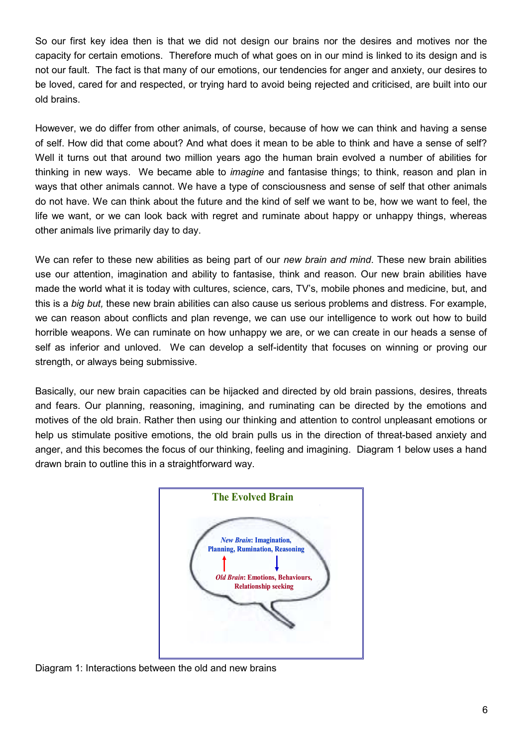So our first key idea then is that we did not design our brains nor the desires and motives nor the capacity for certain emotions. Therefore much of what goes on in our mind is linked to its design and is not our fault. The fact is that many of our emotions, our tendencies for anger and anxiety, our desires to be loved, cared for and respected, or trying hard to avoid being rejected and criticised, are built into our old brains.

However, we do differ from other animals, of course, because of how we can think and having a sense of self. How did that come about? And what does it mean to be able to think and have a sense of self? Well it turns out that around two million years ago the human brain evolved a number of abilities for thinking in new ways. We became able to *imagine* and fantasise things; to think, reason and plan in ways that other animals cannot. We have a type of consciousness and sense of self that other animals do not have. We can think about the future and the kind of self we want to be, how we want to feel, the life we want, or we can look back with regret and ruminate about happy or unhappy things, whereas other animals live primarily day to day.

We can refer to these new abilities as being part of our *new brain and mind*. These new brain abilities use our attention, imagination and ability to fantasise, think and reason. Our new brain abilities have made the world what it is today with cultures, science, cars, TV's, mobile phones and medicine, but, and this is a *big but,* these new brain abilities can also cause us serious problems and distress. For example, we can reason about conflicts and plan revenge, we can use our intelligence to work out how to build horrible weapons. We can ruminate on how unhappy we are, or we can create in our heads a sense of self as inferior and unloved. We can develop a self-identity that focuses on winning or proving our strength, or always being submissive.

Basically, our new brain capacities can be hijacked and directed by old brain passions, desires, threats and fears. Our planning, reasoning, imagining, and ruminating can be directed by the emotions and motives of the old brain. Rather then using our thinking and attention to control unpleasant emotions or help us stimulate positive emotions, the old brain pulls us in the direction of threat-based anxiety and anger, and this becomes the focus of our thinking, feeling and imagining. Diagram 1 below uses a hand drawn brain to outline this in a straightforward way.

**The Evolved Brain**

*New Brain*: Imagination, Planning, Rumination, Reasoning

↑ ↓

*Old Brain*: Emotions, Behaviours, Relationship seeking

Diagram 1: Interactions between the old and new brains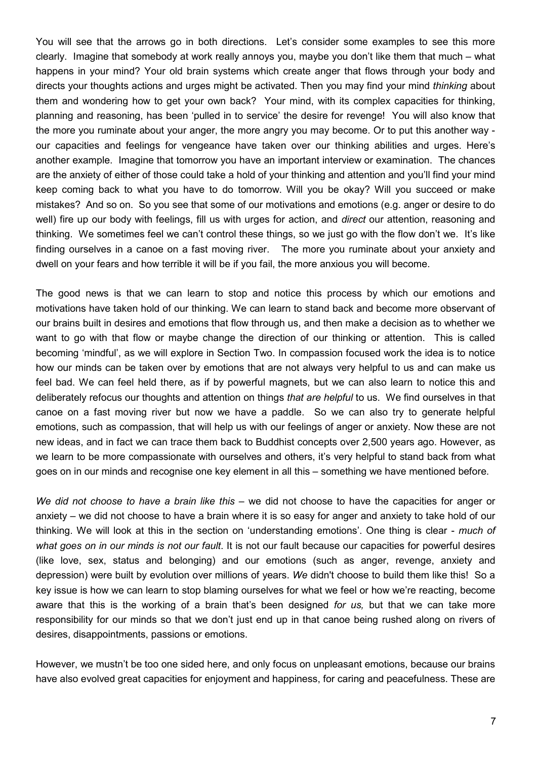You will see that the arrows go in both directions. Let's consider some examples to see this more clearly. Imagine that somebody at work really annoys you, maybe you don't like them that much – what happens in your mind? Your old brain systems which create anger that flows through your body and directs your thoughts actions and urges might be activated. Then you may find your mind *thinking* about them and wondering how to get your own back? Your mind, with its complex capacities for thinking, planning and reasoning, has been 'pulled in to service' the desire for revenge! You will also know that the more you ruminate about your anger, the more angry you may become. Or to put this another way - our capacities and feelings for vengeance have taken over our thinking abilities and urges. Here's another example. Imagine that tomorrow you have an important interview or examination. The chances are the anxiety of either of those could take a hold of your thinking and attention and you'll find your mind keep coming back to what you have to do tomorrow. Will you be okay? Will you succeed or make mistakes? And so on. So you see that some of our motivations and emotions (e.g. anger or desire to do well) fire up our body with feelings, fill us with urges for action, and *direct* our attention, reasoning and thinking. We sometimes feel we can't control these things, so we just go with the flow don't we. It's like finding ourselves in a canoe on a fast moving river. The more you ruminate about your anxiety and dwell on your fears and how terrible it will be if you fail, the more anxious you will become.

The good news is that we can learn to stop and notice this process by which our emotions and motivations have taken hold of our thinking. We can learn to stand back and become more observant of our brains built in desires and emotions that flow through us, and then make a decision as to whether we want to go with that flow or maybe change the direction of our thinking or attention. This is called becoming 'mindful', as we will explore in Section Two. In compassion focused work the idea is to notice how our minds can be taken over by emotions that are not always very helpful to us and can make us feel bad. We can feel held there, as if by powerful magnets, but we can also learn to notice this and deliberately refocus our thoughts and attention on things *that are helpful* to us. We find ourselves in that canoe on a fast moving river but now we have a paddle. So we can also try to generate helpful emotions, such as compassion, that will help us with our feelings of anger or anxiety. Now these are not new ideas, and in fact we can trace them back to Buddhist concepts over 2,500 years ago. However, as we learn to be more compassionate with ourselves and others, it's very helpful to stand back from what goes on in our minds and recognise one key element in all this – something we have mentioned before.

*We did not choose to have a brain like this* – we did not choose to have the capacities for anger or anxiety – we did not choose to have a brain where it is so easy for anger and anxiety to take hold of our thinking. We will look at this in the section on 'understanding emotions'. One thing is clear - *much of what goes on in our minds is not our fault*. It is not our fault because our capacities for powerful desires (like love, sex, status and belonging) and our emotions (such as anger, revenge, anxiety and depression) were built by evolution over millions of years. *We* didn't choose to build them like this! So a key issue is how we can learn to stop blaming ourselves for what we feel or how we're reacting, become aware that this is the working of a brain that's been designed *for us,* but that we can take more responsibility for our minds so that we don't just end up in that canoe being rushed along on rivers of desires, disappointments, passions or emotions.

However, we mustn't be too one sided here, and only focus on unpleasant emotions, because our brains have also evolved great capacities for enjoyment and happiness, for caring and peacefulness. These are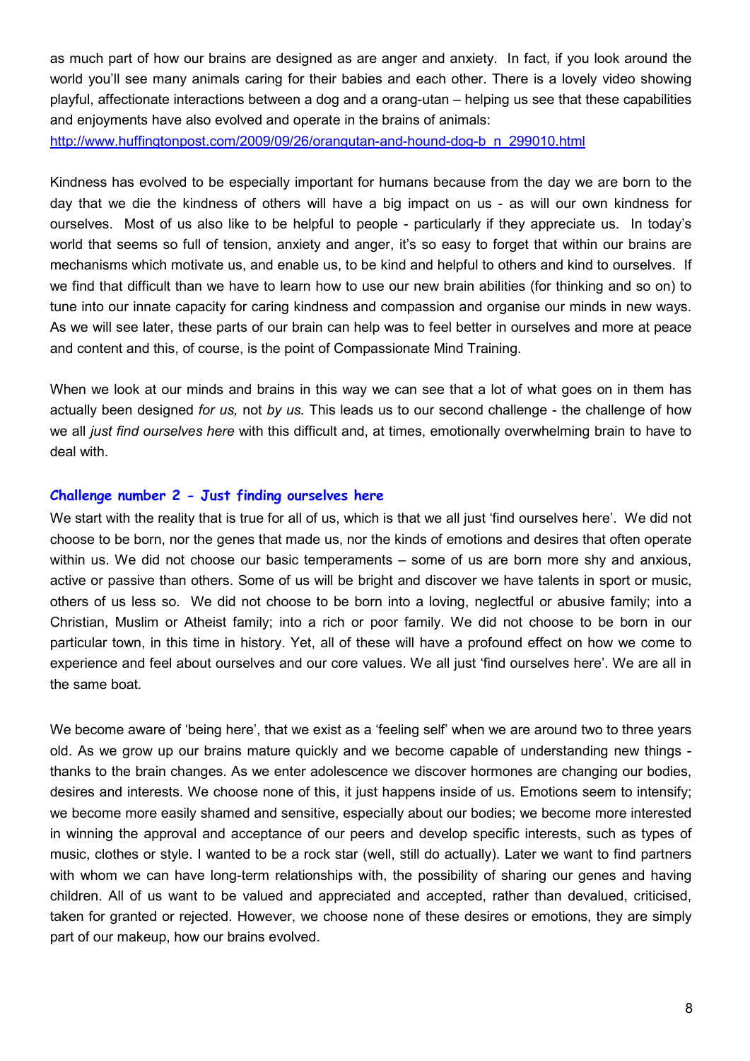as much part of how our brains are designed as are anger and anxiety. In fact, if you look around the world you'll see many animals caring for their babies and each other. There is a lovely video showing playful, affectionate interactions between a dog and a orang-utan – helping us see that these capabilities and enjoyments have also evolved and operate in the brains of animals: [http://www.huffingtonpost.com/2009/09/26/orangutan-and-hound-dog-b_n_299010.html](http://www.huffingtonpost.com/2009/09/26/orangutan-and-hound-dog-b_n_299010.html)

Kindness has evolved to be especially important for humans because from the day we are born to the day that we die the kindness of others will have a big impact on us - as will our own kindness for ourselves. Most of us also like to be helpful to people - particularly if they appreciate us. In today's world that seems so full of tension, anxiety and anger, it's so easy to forget that within our brains are mechanisms which motivate us, and enable us, to be kind and helpful to others and kind to ourselves. If we find that difficult than we have to learn how to use our new brain abilities (for thinking and so on) to tune into our innate capacity for caring kindness and compassion and organise our minds in new ways. As we will see later, these parts of our brain can help was to feel better in ourselves and more at peace and content and this, of course, is the point of Compassionate Mind Training.

When we look at our minds and brains in this way we can see that a lot of what goes on in them has actually been designed *for us,* not *by us.* This leads us to our second challenge - the challenge of how we all *just find ourselves here* with this difficult and, at times, emotionally overwhelming brain to have to deal with.

### Challenge number 2 - Just finding ourselves here

We start with the reality that is true for all of us, which is that we all just 'find ourselves here'. We did not choose to be born, nor the genes that made us, nor the kinds of emotions and desires that often operate within us. We did not choose our basic temperaments – some of us are born more shy and anxious, active or passive than others. Some of us will be bright and discover we have talents in sport or music, others of us less so. We did not choose to be born into a loving, neglectful or abusive family; into a Christian, Muslim or Atheist family; into a rich or poor family. We did not choose to be born in our particular town, in this time in history. Yet, all of these will have a profound effect on how we come to experience and feel about ourselves and our core values. We all just 'find ourselves here'. We are all in the same boat.

We become aware of 'being here', that we exist as a 'feeling self' when we are around two to three years old. As we grow up our brains mature quickly and we become capable of understanding new things - thanks to the brain changes. As we enter adolescence we discover hormones are changing our bodies, desires and interests. We choose none of this, it just happens inside of us. Emotions seem to intensify; we become more easily shamed and sensitive, especially about our bodies; we become more interested in winning the approval and acceptance of our peers and develop specific interests, such as types of music, clothes or style. I wanted to be a rock star (well, still do actually). Later we want to find partners with whom we can have long-term relationships with, the possibility of sharing our genes and having children. All of us want to be valued and appreciated and accepted, rather than devalued, criticised, taken for granted or rejected. However, we choose none of these desires or emotions, they are simply part of our makeup, how our brains evolved.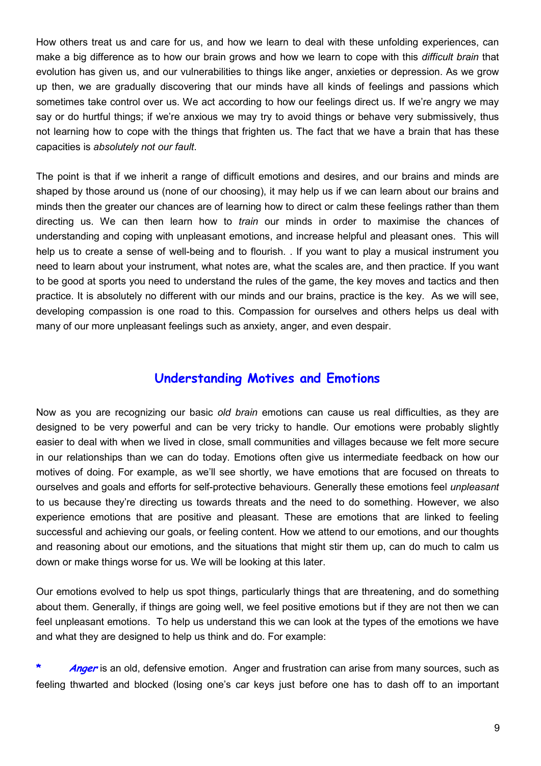How others treat us and care for us, and how we learn to deal with these unfolding experiences, can make a big difference as to how our brain grows and how we learn to cope with this *difficult brain* that evolution has given us, and our vulnerabilities to things like anger, anxieties or depression. As we grow up then, we are gradually discovering that our minds have all kinds of feelings and passions which sometimes take control over us. We act according to how our feelings direct us. If we're angry we may say or do hurtful things; if we're anxious we may try to avoid things or behave very submissively, thus not learning how to cope with the things that frighten us. The fact that we have a brain that has these capacities is *absolutely not our fault*.

The point is that if we inherit a range of difficult emotions and desires, and our brains and minds are shaped by those around us (none of our choosing), it may help us if we can learn about our brains and minds then the greater our chances are of learning how to direct or calm these feelings rather than them directing us. We can then learn how to *train* our minds in order to maximise the chances of understanding and coping with unpleasant emotions, and increase helpful and pleasant ones. This will help us to create a sense of well-being and to flourish. . If you want to play a musical instrument you need to learn about your instrument, what notes are, what the scales are, and then practice. If you want to be good at sports you need to understand the rules of the game, the key moves and tactics and then practice. It is absolutely no different with our minds and our brains, practice is the key. As we will see, developing compassion is one road to this. Compassion for ourselves and others helps us deal with many of our more unpleasant feelings such as anxiety, anger, and even despair.

## Understanding Motives and Emotions

Now as you are recognizing our basic *old brain* emotions can cause us real difficulties, as they are designed to be very powerful and can be very tricky to handle. Our emotions were probably slightly easier to deal with when we lived in close, small communities and villages because we felt more secure in our relationships than we can do today. Emotions often give us intermediate feedback on how our motives of doing. For example, as we'll see shortly, we have emotions that are focused on threats to ourselves and goals and efforts for self-protective behaviours. Generally these emotions feel *unpleasant* to us because they're directing us towards threats and the need to do something. However, we also experience emotions that are positive and pleasant. These are emotions that are linked to feeling successful and achieving our goals, or feeling content. How we attend to our emotions, and our thoughts and reasoning about our emotions, and the situations that might stir them up, can do much to calm us down or make things worse for us. We will be looking at this later.

Our emotions evolved to help us spot things, particularly things that are threatening, and do something about them. Generally, if things are going well, we feel positive emotions but if they are not then we can feel unpleasant emotions. To help us understand this we can look at the types of the emotions we have and what they are designed to help us think and do. For example:

* ***Anger*** is an old, defensive emotion. Anger and frustration can arise from many sources, such as feeling thwarted and blocked (losing one's car keys just before one has to dash off to an important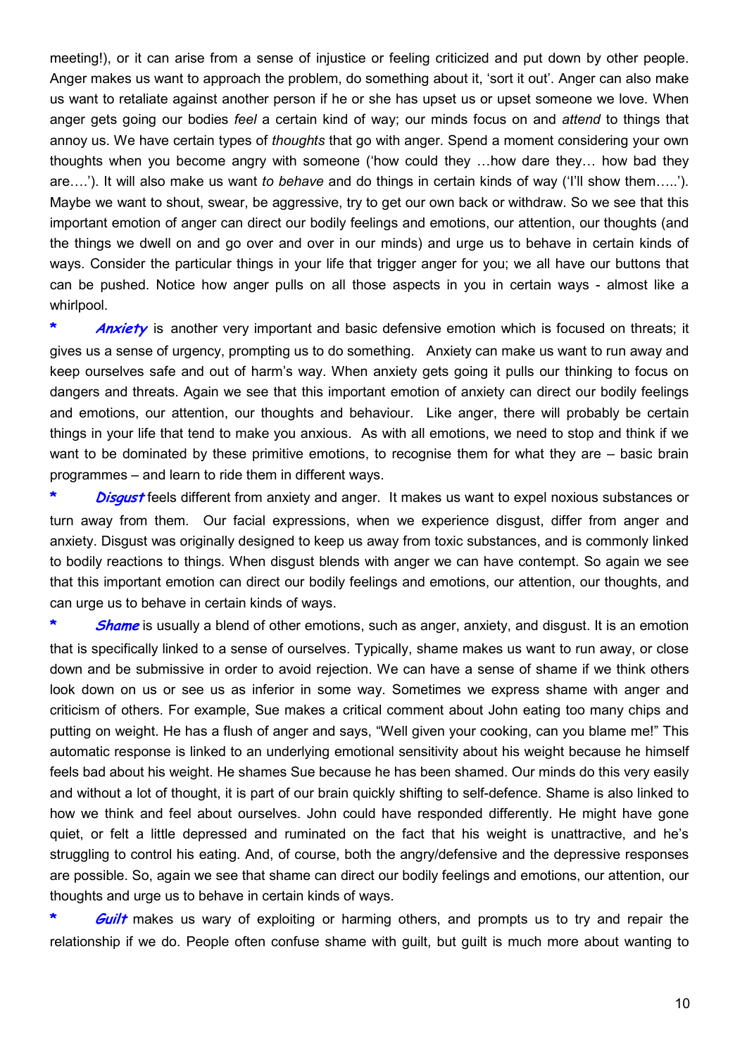meeting!), or it can arise from a sense of injustice or feeling criticized and put down by other people. Anger makes us want to approach the problem, do something about it, 'sort it out'. Anger can also make us want to retaliate against another person if he or she has upset us or upset someone we love. When anger gets going our bodies *feel* a certain kind of way; our minds focus on and *attend* to things that annoy us. We have certain types of *thoughts* that go with anger. Spend a moment considering your own thoughts when you become angry with someone ('how could they …how dare they… how bad they are….'). It will also make us want *to behave* and do things in certain kinds of way ('I'll show them…..'). Maybe we want to shout, swear, be aggressive, try to get our own back or withdraw. So we see that this important emotion of anger can direct our bodily feelings and emotions, our attention, our thoughts (and the things we dwell on and go over and over in our minds) and urge us to behave in certain kinds of ways. Consider the particular things in your life that trigger anger for you; we all have our buttons that can be pushed. Notice how anger pulls on all those aspects in you in certain ways - almost like a whirlpool.

* ***Anxiety*** is another very important and basic defensive emotion which is focused on threats; it gives us a sense of urgency, prompting us to do something. Anxiety can make us want to run away and keep ourselves safe and out of harm's way. When anxiety gets going it pulls our thinking to focus on dangers and threats. Again we see that this important emotion of anxiety can direct our bodily feelings and emotions, our attention, our thoughts and behaviour. Like anger, there will probably be certain things in your life that tend to make you anxious. As with all emotions, we need to stop and think if we want to be dominated by these primitive emotions, to recognise them for what they are – basic brain programmes – and learn to ride them in different ways.

* ***Disgust*** feels different from anxiety and anger. It makes us want to expel noxious substances or turn away from them. Our facial expressions, when we experience disgust, differ from anger and anxiety. Disgust was originally designed to keep us away from toxic substances, and is commonly linked to bodily reactions to things. When disgust blends with anger we can have contempt. So again we see that this important emotion can direct our bodily feelings and emotions, our attention, our thoughts, and can urge us to behave in certain kinds of ways.

* ***Shame*** is usually a blend of other emotions, such as anger, anxiety, and disgust. It is an emotion that is specifically linked to a sense of ourselves. Typically, shame makes us want to run away, or close down and be submissive in order to avoid rejection. We can have a sense of shame if we think others look down on us or see us as inferior in some way. Sometimes we express shame with anger and criticism of others. For example, Sue makes a critical comment about John eating too many chips and putting on weight. He has a flush of anger and says, "Well given your cooking, can you blame me!" This automatic response is linked to an underlying emotional sensitivity about his weight because he himself feels bad about his weight. He shames Sue because he has been shamed. Our minds do this very easily and without a lot of thought, it is part of our brain quickly shifting to self-defence. Shame is also linked to how we think and feel about ourselves. John could have responded differently. He might have gone quiet, or felt a little depressed and ruminated on the fact that his weight is unattractive, and he's struggling to control his eating. And, of course, both the angry/defensive and the depressive responses are possible. So, again we see that shame can direct our bodily feelings and emotions, our attention, our thoughts and urge us to behave in certain kinds of ways.

* ***Guilt*** makes us wary of exploiting or harming others, and prompts us to try and repair the relationship if we do. People often confuse shame with guilt, but guilt is much more about wanting to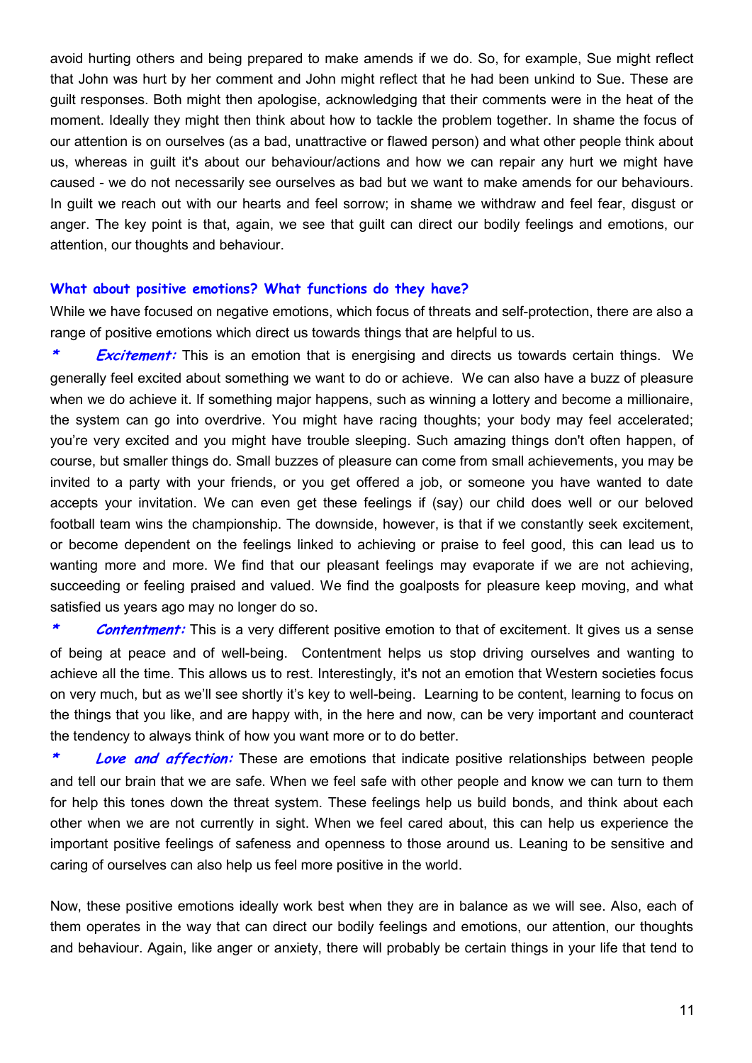avoid hurting others and being prepared to make amends if we do. So, for example, Sue might reflect that John was hurt by her comment and John might reflect that he had been unkind to Sue. These are guilt responses. Both might then apologise, acknowledging that their comments were in the heat of the moment. Ideally they might then think about how to tackle the problem together. In shame the focus of our attention is on ourselves (as a bad, unattractive or flawed person) and what other people think about us, whereas in guilt it's about our behaviour/actions and how we can repair any hurt we might have caused - we do not necessarily see ourselves as bad but we want to make amends for our behaviours. In guilt we reach out with our hearts and feel sorrow; in shame we withdraw and feel fear, disgust or anger. The key point is that, again, we see that guilt can direct our bodily feelings and emotions, our attention, our thoughts and behaviour.

### What about positive emotions? What functions do they have?

While we have focused on negative emotions, which focus of threats and self-protection, there are also a range of positive emotions which direct us towards things that are helpful to us.

- ***Excitement:*** This is an emotion that is energising and directs us towards certain things. We generally feel excited about something we want to do or achieve. We can also have a buzz of pleasure when we do achieve it. If something major happens, such as winning a lottery and become a millionaire, the system can go into overdrive. You might have racing thoughts; your body may feel accelerated; you're very excited and you might have trouble sleeping. Such amazing things don't often happen, of course, but smaller things do. Small buzzes of pleasure can come from small achievements, you may be invited to a party with your friends, or you get offered a job, or someone you have wanted to date accepts your invitation. We can even get these feelings if (say) our child does well or our beloved football team wins the championship. The downside, however, is that if we constantly seek excitement, or become dependent on the feelings linked to achieving or praise to feel good, this can lead us to wanting more and more. We find that our pleasant feelings may evaporate if we are not achieving, succeeding or feeling praised and valued. We find the goalposts for pleasure keep moving, and what satisfied us years ago may no longer do so.
- ***Contentment:*** This is a very different positive emotion to that of excitement. It gives us a sense of being at peace and of well-being. Contentment helps us stop driving ourselves and wanting to achieve all the time. This allows us to rest. Interestingly, it's not an emotion that Western societies focus on very much, but as we'll see shortly it's key to well-being. Learning to be content, learning to focus on the things that you like, and are happy with, in the here and now, can be very important and counteract the tendency to always think of how you want more or to do better.
- ***Love and affection:*** These are emotions that indicate positive relationships between people and tell our brain that we are safe. When we feel safe with other people and know we can turn to them for help this tones down the threat system. These feelings help us build bonds, and think about each other when we are not currently in sight. When we feel cared about, this can help us experience the important positive feelings of safeness and openness to those around us. Leaning to be sensitive and caring of ourselves can also help us feel more positive in the world.

Now, these positive emotions ideally work best when they are in balance as we will see. Also, each of them operates in the way that can direct our bodily feelings and emotions, our attention, our thoughts and behaviour. Again, like anger or anxiety, there will probably be certain things in your life that tend to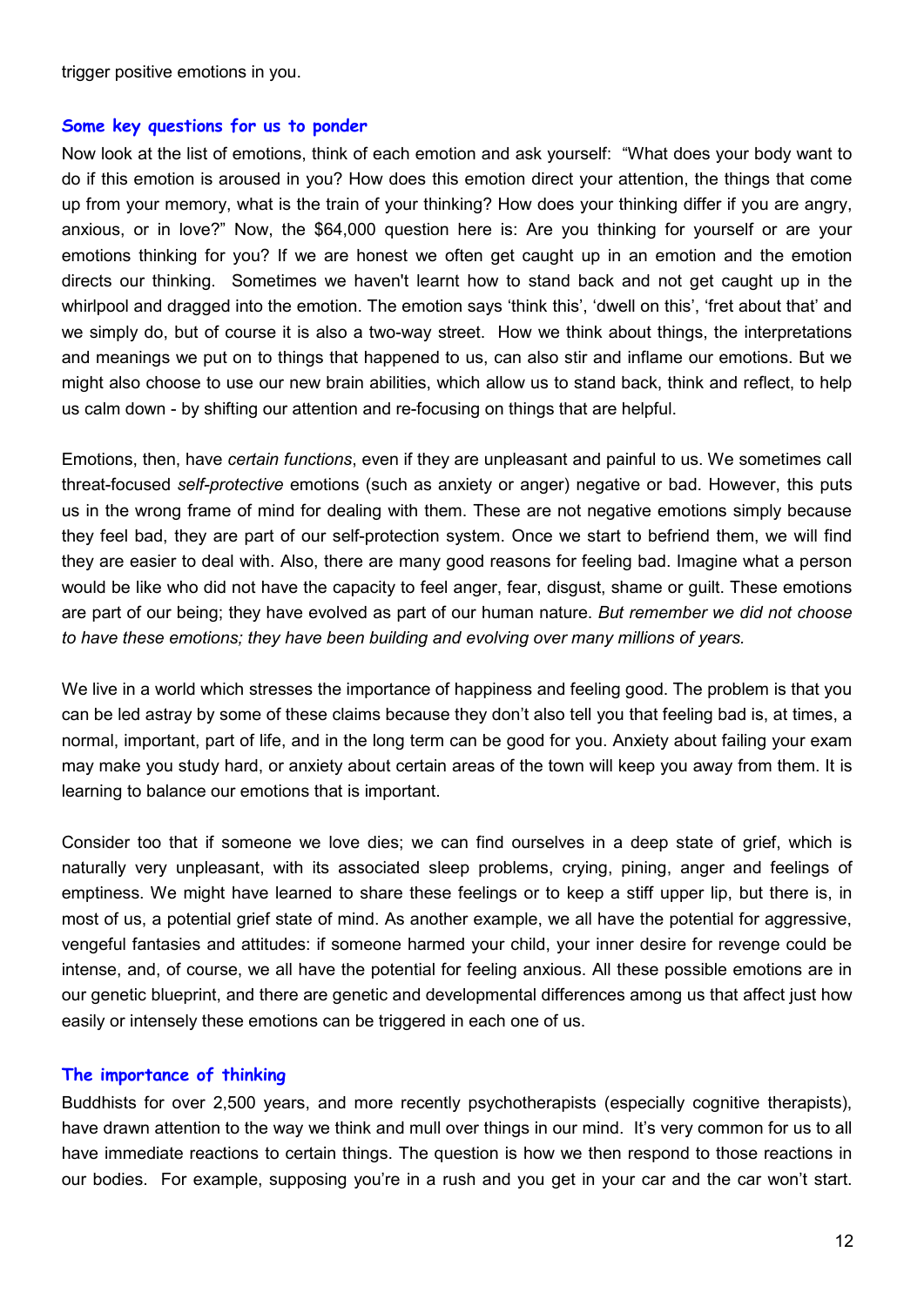trigger positive emotions in you.

## Some key questions for us to ponder

Now look at the list of emotions, think of each emotion and ask yourself: "What does your body want to do if this emotion is aroused in you? How does this emotion direct your attention, the things that come up from your memory, what is the train of your thinking? How does your thinking differ if you are angry, anxious, or in love?" Now, the $64,000 question here is: Are you thinking for yourself or are your emotions thinking for you? If we are honest we often get caught up in an emotion and the emotion directs our thinking. Sometimes we haven't learnt how to stand back and not get caught up in the whirlpool and dragged into the emotion. The emotion says 'think this', 'dwell on this', 'fret about that' and we simply do, but of course it is also a two-way street. How we think about things, the interpretations and meanings we put on to things that happened to us, can also stir and inflame our emotions. But we might also choose to use our new brain abilities, which allow us to stand back, think and reflect, to help us calm down - by shifting our attention and re-focusing on things that are helpful.

Emotions, then, have *certain functions*, even if they are unpleasant and painful to us. We sometimes call threat-focused *self-protective* emotions (such as anxiety or anger) negative or bad. However, this puts us in the wrong frame of mind for dealing with them. These are not negative emotions simply because they feel bad, they are part of our self-protection system. Once we start to befriend them, we will find they are easier to deal with. Also, there are many good reasons for feeling bad. Imagine what a person would be like who did not have the capacity to feel anger, fear, disgust, shame or guilt. These emotions are part of our being; they have evolved as part of our human nature. *But remember we did not choose to have these emotions; they have been building and evolving over many millions of years.*

We live in a world which stresses the importance of happiness and feeling good. The problem is that you can be led astray by some of these claims because they don't also tell you that feeling bad is, at times, a normal, important, part of life, and in the long term can be good for you. Anxiety about failing your exam may make you study hard, or anxiety about certain areas of the town will keep you away from them. It is learning to balance our emotions that is important.

Consider too that if someone we love dies; we can find ourselves in a deep state of grief, which is naturally very unpleasant, with its associated sleep problems, crying, pining, anger and feelings of emptiness. We might have learned to share these feelings or to keep a stiff upper lip, but there is, in most of us, a potential grief state of mind. As another example, we all have the potential for aggressive, vengeful fantasies and attitudes: if someone harmed your child, your inner desire for revenge could be intense, and, of course, we all have the potential for feeling anxious. All these possible emotions are in our genetic blueprint, and there are genetic and developmental differences among us that affect just how easily or intensely these emotions can be triggered in each one of us.

## The importance of thinking

Buddhists for over 2,500 years, and more recently psychotherapists (especially cognitive therapists), have drawn attention to the way we think and mull over things in our mind. It's very common for us to all have immediate reactions to certain things. The question is how we then respond to those reactions in our bodies. For example, supposing you're in a rush and you get in your car and the car won't start.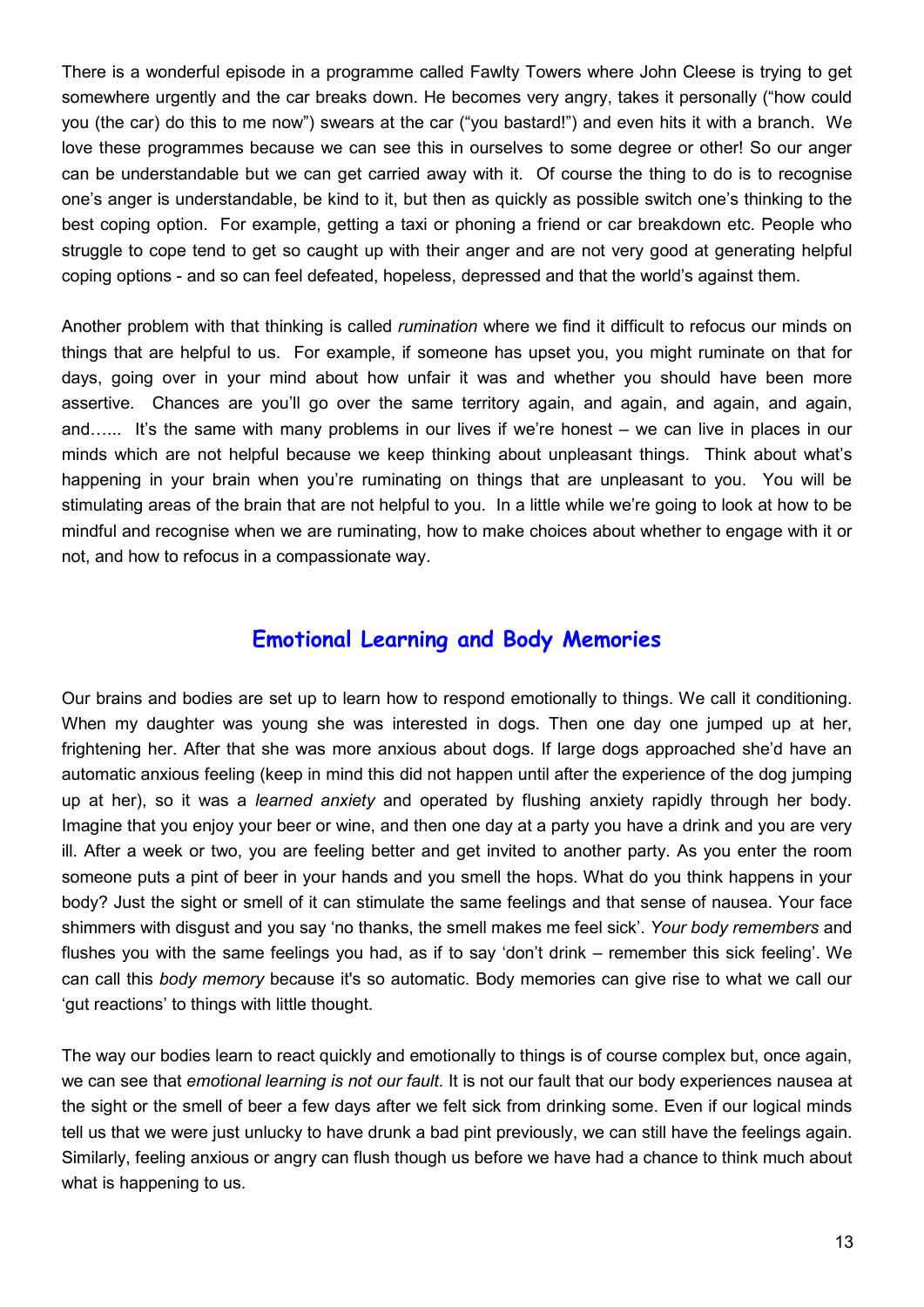There is a wonderful episode in a programme called Fawlty Towers where John Cleese is trying to get somewhere urgently and the car breaks down. He becomes very angry, takes it personally ("how could you (the car) do this to me now") swears at the car ("you bastard!") and even hits it with a branch. We love these programmes because we can see this in ourselves to some degree or other! So our anger can be understandable but we can get carried away with it. Of course the thing to do is to recognise one's anger is understandable, be kind to it, but then as quickly as possible switch one's thinking to the best coping option. For example, getting a taxi or phoning a friend or car breakdown etc. People who struggle to cope tend to get so caught up with their anger and are not very good at generating helpful coping options - and so can feel defeated, hopeless, depressed and that the world's against them.

Another problem with that thinking is called *rumination* where we find it difficult to refocus our minds on things that are helpful to us. For example, if someone has upset you, you might ruminate on that for days, going over in your mind about how unfair it was and whether you should have been more assertive. Chances are you'll go over the same territory again, and again, and again, and again, and…... It's the same with many problems in our lives if we're honest – we can live in places in our minds which are not helpful because we keep thinking about unpleasant things. Think about what's happening in your brain when you're ruminating on things that are unpleasant to you. You will be stimulating areas of the brain that are not helpful to you. In a little while we're going to look at how to be mindful and recognise when we are ruminating, how to make choices about whether to engage with it or not, and how to refocus in a compassionate way.

## Emotional Learning and Body Memories

Our brains and bodies are set up to learn how to respond emotionally to things. We call it conditioning. When my daughter was young she was interested in dogs. Then one day one jumped up at her, frightening her. After that she was more anxious about dogs. If large dogs approached she'd have an automatic anxious feeling (keep in mind this did not happen until after the experience of the dog jumping up at her), so it was a *learned anxiety* and operated by flushing anxiety rapidly through her body. Imagine that you enjoy your beer or wine, and then one day at a party you have a drink and you are very ill. After a week or two, you are feeling better and get invited to another party. As you enter the room someone puts a pint of beer in your hands and you smell the hops. What do you think happens in your body? Just the sight or smell of it can stimulate the same feelings and that sense of nausea. Your face shimmers with disgust and you say 'no thanks, the smell makes me feel sick'. *Your body remembers* and flushes you with the same feelings you had, as if to say 'don't drink – remember this sick feeling'. We can call this *body memory* because it's so automatic. Body memories can give rise to what we call our 'gut reactions' to things with little thought.

The way our bodies learn to react quickly and emotionally to things is of course complex but, once again, we can see that *emotional learning is not our fault*. It is not our fault that our body experiences nausea at the sight or the smell of beer a few days after we felt sick from drinking some. Even if our logical minds tell us that we were just unlucky to have drunk a bad pint previously, we can still have the feelings again. Similarly, feeling anxious or angry can flush though us before we have had a chance to think much about what is happening to us.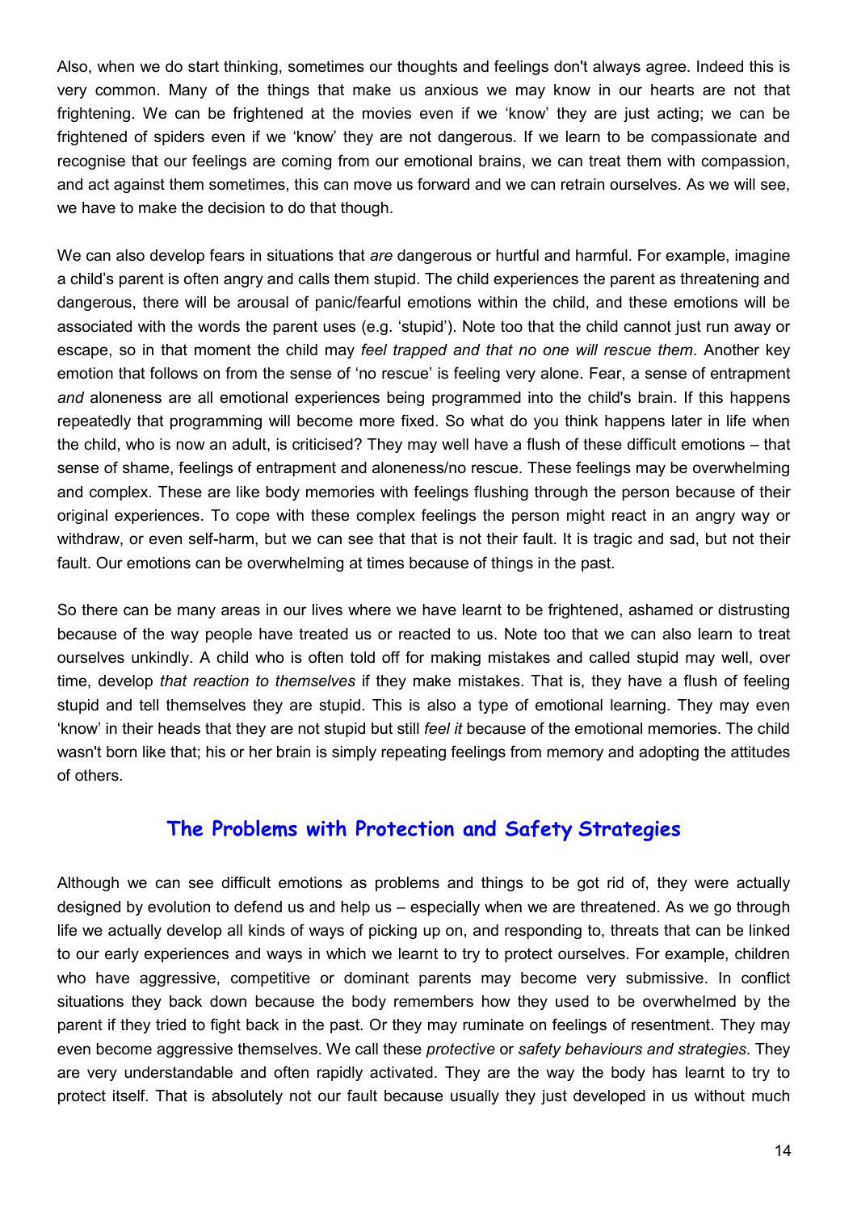Also, when we do start thinking, sometimes our thoughts and feelings don't always agree. Indeed this is very common. Many of the things that make us anxious we may know in our hearts are not that frightening. We can be frightened at the movies even if we 'know' they are just acting; we can be frightened of spiders even if we 'know' they are not dangerous. If we learn to be compassionate and recognise that our feelings are coming from our emotional brains, we can treat them with compassion, and act against them sometimes, this can move us forward and we can retrain ourselves. As we will see, we have to make the decision to do that though.

We can also develop fears in situations that *are* dangerous or hurtful and harmful. For example, imagine a child's parent is often angry and calls them stupid. The child experiences the parent as threatening and dangerous, there will be arousal of panic/fearful emotions within the child, and these emotions will be associated with the words the parent uses (e.g. 'stupid'). Note too that the child cannot just run away or escape, so in that moment the child may *feel trapped and that no one will rescue them*. Another key emotion that follows on from the sense of 'no rescue' is feeling very alone. Fear, a sense of entrapment *and* aloneness are all emotional experiences being programmed into the child's brain. If this happens repeatedly that programming will become more fixed. So what do you think happens later in life when the child, who is now an adult, is criticised? They may well have a flush of these difficult emotions – that sense of shame, feelings of entrapment and aloneness/no rescue. These feelings may be overwhelming and complex. These are like body memories with feelings flushing through the person because of their original experiences. To cope with these complex feelings the person might react in an angry way or withdraw, or even self-harm, but we can see that that is not their fault. It is tragic and sad, but not their fault. Our emotions can be overwhelming at times because of things in the past.

So there can be many areas in our lives where we have learnt to be frightened, ashamed or distrusting because of the way people have treated us or reacted to us. Note too that we can also learn to treat ourselves unkindly. A child who is often told off for making mistakes and called stupid may well, over time, develop *that reaction to themselves* if they make mistakes. That is, they have a flush of feeling stupid and tell themselves they are stupid. This is also a type of emotional learning. They may even 'know' in their heads that they are not stupid but still *feel it* because of the emotional memories. The child wasn't born like that; his or her brain is simply repeating feelings from memory and adopting the attitudes of others.

## The Problems with Protection and Safety Strategies

Although we can see difficult emotions as problems and things to be got rid of, they were actually designed by evolution to defend us and help us – especially when we are threatened. As we go through life we actually develop all kinds of ways of picking up on, and responding to, threats that can be linked to our early experiences and ways in which we learnt to try to protect ourselves. For example, children who have aggressive, competitive or dominant parents may become very submissive. In conflict situations they back down because the body remembers how they used to be overwhelmed by the parent if they tried to fight back in the past. Or they may ruminate on feelings of resentment. They may even become aggressive themselves. We call these *protective* or *safety behaviours and strategies*. They are very understandable and often rapidly activated. They are the way the body has learnt to try to protect itself. That is absolutely not our fault because usually they just developed in us without much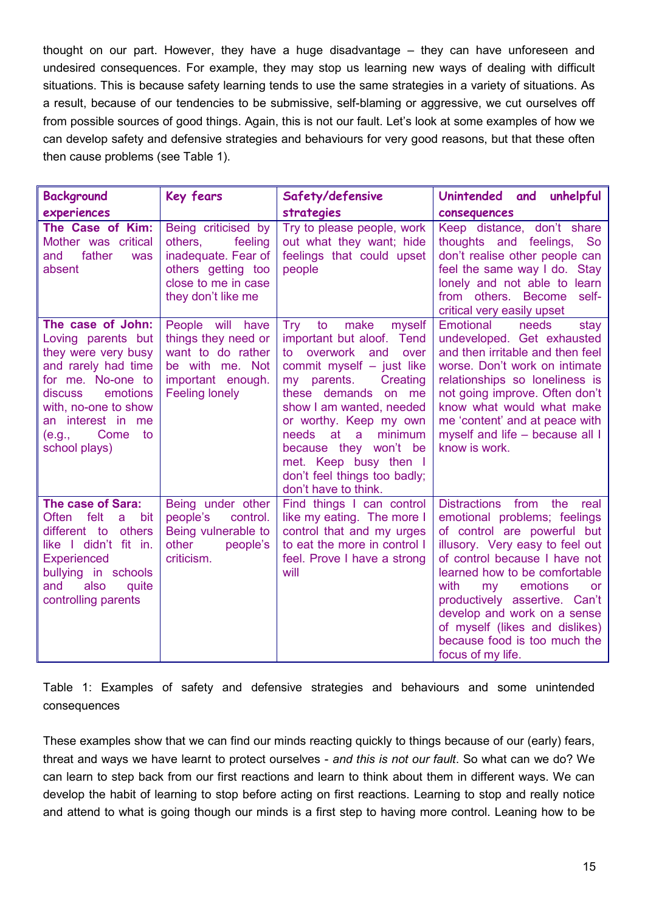thought on our part. However, they have a huge disadvantage – they can have unforeseen and undesired consequences. For example, they may stop us learning new ways of dealing with difficult situations. This is because safety learning tends to use the same strategies in a variety of situations. As a result, because of our tendencies to be submissive, self-blaming or aggressive, we cut ourselves off from possible sources of good things. Again, this is not our fault. Let's look at some examples of how we can develop safety and defensive strategies and behaviours for very good reasons, but that these often then cause problems (see Table 1).

| **Background experiences** | **Key fears** | **Safety/defensive strategies** | **Unintended and unhelpful consequences** |
|---|---|---|---|
| **The Case of Kim:** Mother was critical and father was absent | Being criticised by others, feeling inadequate. Fear of others getting too close to me in case they don't like me | Try to please people, work out what they want; hide feelings that could upset people | Keep distance, don't share thoughts and feelings, So don't realise other people can feel the same way I do. Stay lonely and not able to learn from others. Become self-critical very easily upset |
| **The case of John:** Loving parents but they were very busy and rarely had time for me. No-one to discuss emotions with, no-one to show an interest in me (e.g., Come to school plays) | People will have things they need or want to do rather be with me. Not important enough. Feeling lonely | Try to make myself important but aloof. Tend to overwork and over commit myself – just like my parents. Creating these demands on me show I am wanted, needed or worthy. Keep my own needs at a minimum because they won't be met. Keep busy then I don't feel things too badly; don't have to think. | Emotional needs stay undeveloped. Get exhausted and then irritable and then feel worse. Don't work on intimate relationships so loneliness is not going improve. Often don't know what would what make me 'content' and at peace with myself and life – because all I know is work. |
| **The case of Sara:** Often felt a bit different to others like I didn't fit in. Experienced bullying in schools and also quite controlling parents | Being under other people's control. Being vulnerable to other people's criticism. | Find things I can control like my eating. The more I control that and my urges to eat the more in control I feel. Prove I have a strong will | Distractions from the real emotional problems; feelings of control are powerful but illusory. Very easy to feel out of control because I have not learned how to be comfortable with my emotions or productively assertive. Can't develop and work on a sense of myself (likes and dislikes) because food is too much the focus of my life. |

Table 1: Examples of safety and defensive strategies and behaviours and some unintended consequences

These examples show that we can find our minds reacting quickly to things because of our (early) fears, threat and ways we have learnt to protect ourselves - *and this is not our fault*. So what can we do? We can learn to step back from our first reactions and learn to think about them in different ways. We can develop the habit of learning to stop before acting on first reactions. Learning to stop and really notice and attend to what is going though our minds is a first step to having more control. Leaning how to be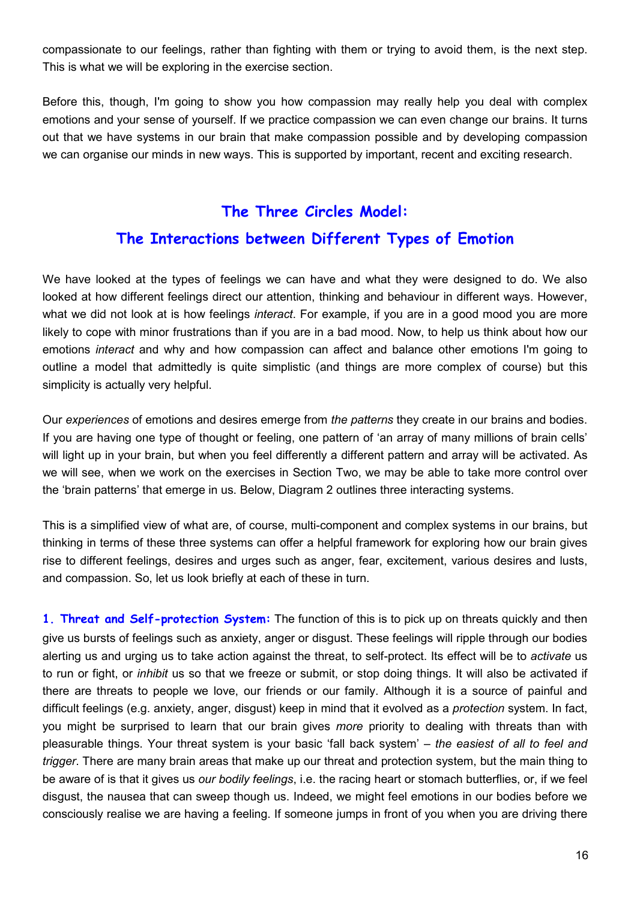compassionate to our feelings, rather than fighting with them or trying to avoid them, is the next step. This is what we will be exploring in the exercise section.

Before this, though, I'm going to show you how compassion may really help you deal with complex emotions and your sense of yourself. If we practice compassion we can even change our brains. It turns out that we have systems in our brain that make compassion possible and by developing compassion we can organise our minds in new ways. This is supported by important, recent and exciting research.

## The Three Circles Model:
## The Interactions between Different Types of Emotion

We have looked at the types of feelings we can have and what they were designed to do. We also looked at how different feelings direct our attention, thinking and behaviour in different ways. However, what we did not look at is how feelings *interact*. For example, if you are in a good mood you are more likely to cope with minor frustrations than if you are in a bad mood. Now, to help us think about how our emotions *interact* and why and how compassion can affect and balance other emotions I'm going to outline a model that admittedly is quite simplistic (and things are more complex of course) but this simplicity is actually very helpful.

Our *experiences* of emotions and desires emerge from *the patterns* they create in our brains and bodies. If you are having one type of thought or feeling, one pattern of 'an array of many millions of brain cells' will light up in your brain, but when you feel differently a different pattern and array will be activated. As we will see, when we work on the exercises in Section Two, we may be able to take more control over the 'brain patterns' that emerge in us. Below, Diagram 2 outlines three interacting systems.

This is a simplified view of what are, of course, multi-component and complex systems in our brains, but thinking in terms of these three systems can offer a helpful framework for exploring how our brain gives rise to different feelings, desires and urges such as anger, fear, excitement, various desires and lusts, and compassion. So, let us look briefly at each of these in turn.

**1. Threat and Self-protection System:** The function of this is to pick up on threats quickly and then give us bursts of feelings such as anxiety, anger or disgust. These feelings will ripple through our bodies alerting us and urging us to take action against the threat, to self-protect. Its effect will be to *activate* us to run or fight, or *inhibit* us so that we freeze or submit, or stop doing things. It will also be activated if there are threats to people we love, our friends or our family. Although it is a source of painful and difficult feelings (e.g. anxiety, anger, disgust) keep in mind that it evolved as a *protection* system. In fact, you might be surprised to learn that our brain gives *more* priority to dealing with threats than with pleasurable things. Your threat system is your basic 'fall back system' – *the easiest of all to feel and trigger*. There are many brain areas that make up our threat and protection system, but the main thing to be aware of is that it gives us *our bodily feelings*, i.e. the racing heart or stomach butterflies, or, if we feel disgust, the nausea that can sweep though us. Indeed, we might feel emotions in our bodies before we consciously realise we are having a feeling. If someone jumps in front of you when you are driving there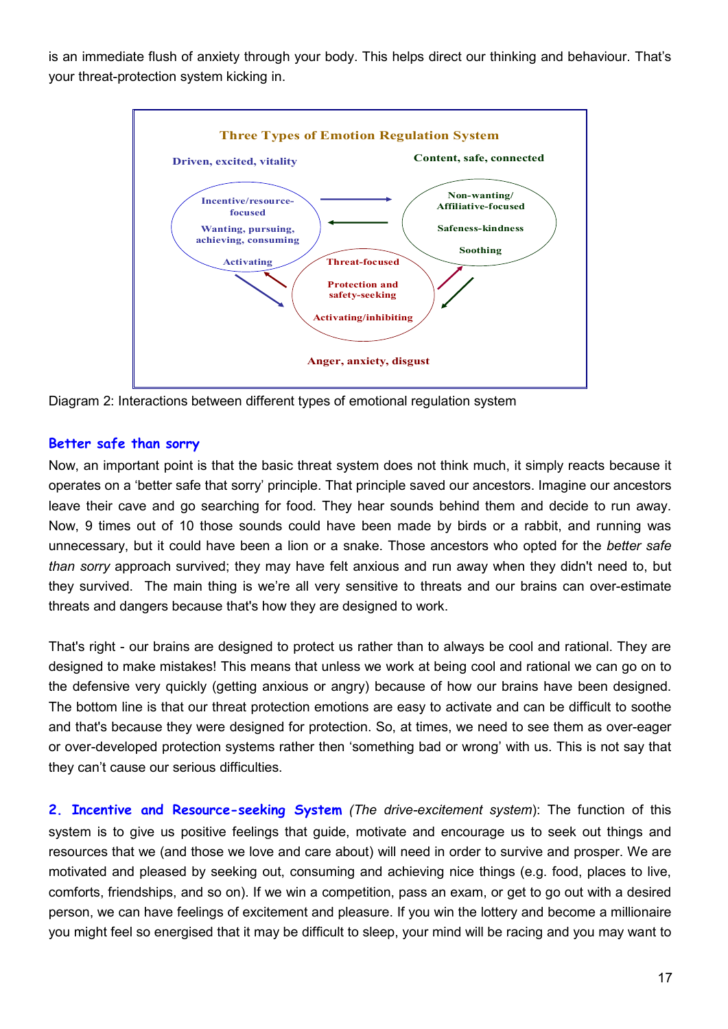is an immediate flush of anxiety through your body. This helps direct our thinking and behaviour. That's your threat-protection system kicking in.

**Three Types of Emotion Regulation System**

**Driven, excited, vitality**

Incentive/resource-focused

Wanting, pursuing, achieving, consuming

Activating

**Content, safe, connected**

Non-wanting/ Affiliative-focused

Safeness-kindness

Soothing

Threat-focused

Protection and safety-seeking

Activating/inhibiting

**Anger, anxiety, disgust**

Diagram 2: Interactions between different types of emotional regulation system

## Better safe than sorry

Now, an important point is that the basic threat system does not think much, it simply reacts because it operates on a 'better safe that sorry' principle. That principle saved our ancestors. Imagine our ancestors leave their cave and go searching for food. They hear sounds behind them and decide to run away. Now, 9 times out of 10 those sounds could have been made by birds or a rabbit, and running was unnecessary, but it could have been a lion or a snake. Those ancestors who opted for the *better safe than sorry* approach survived; they may have felt anxious and run away when they didn't need to, but they survived. The main thing is we're all very sensitive to threats and our brains can over-estimate threats and dangers because that's how they are designed to work.

That's right - our brains are designed to protect us rather than to always be cool and rational. They are designed to make mistakes! This means that unless we work at being cool and rational we can go on to the defensive very quickly (getting anxious or angry) because of how our brains have been designed. The bottom line is that our threat protection emotions are easy to activate and can be difficult to soothe and that's because they were designed for protection. So, at times, we need to see them as over-eager or over-developed protection systems rather then 'something bad or wrong' with us. This is not say that they can't cause our serious difficulties.

**2. Incentive and Resource-seeking System** *(The drive-excitement system)*: The function of this system is to give us positive feelings that guide, motivate and encourage us to seek out things and resources that we (and those we love and care about) will need in order to survive and prosper. We are motivated and pleased by seeking out, consuming and achieving nice things (e.g. food, places to live, comforts, friendships, and so on). If we win a competition, pass an exam, or get to go out with a desired person, we can have feelings of excitement and pleasure. If you win the lottery and become a millionaire you might feel so energised that it may be difficult to sleep, your mind will be racing and you may want to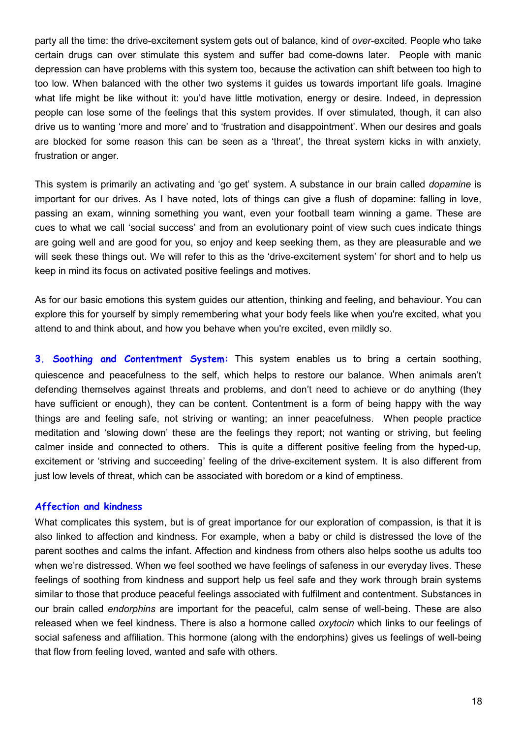party all the time: the drive-excitement system gets out of balance, kind of *over*-excited. People who take certain drugs can over stimulate this system and suffer bad come-downs later. People with manic depression can have problems with this system too, because the activation can shift between too high to too low. When balanced with the other two systems it guides us towards important life goals. Imagine what life might be like without it: you'd have little motivation, energy or desire. Indeed, in depression people can lose some of the feelings that this system provides. If over stimulated, though, it can also drive us to wanting 'more and more' and to 'frustration and disappointment'. When our desires and goals are blocked for some reason this can be seen as a 'threat', the threat system kicks in with anxiety, frustration or anger.

This system is primarily an activating and 'go get' system. A substance in our brain called *dopamine* is important for our drives. As I have noted, lots of things can give a flush of dopamine: falling in love, passing an exam, winning something you want, even your football team winning a game. These are cues to what we call 'social success' and from an evolutionary point of view such cues indicate things are going well and are good for you, so enjoy and keep seeking them, as they are pleasurable and we will seek these things out. We will refer to this as the 'drive-excitement system' for short and to help us keep in mind its focus on activated positive feelings and motives.

As for our basic emotions this system guides our attention, thinking and feeling, and behaviour. You can explore this for yourself by simply remembering what your body feels like when you're excited, what you attend to and think about, and how you behave when you're excited, even mildly so.

**3. Soothing and Contentment System:** This system enables us to bring a certain soothing, quiescence and peacefulness to the self, which helps to restore our balance. When animals aren't defending themselves against threats and problems, and don't need to achieve or do anything (they have sufficient or enough), they can be content. Contentment is a form of being happy with the way things are and feeling safe, not striving or wanting; an inner peacefulness. When people practice meditation and 'slowing down' these are the feelings they report; not wanting or striving, but feeling calmer inside and connected to others. This is quite a different positive feeling from the hyped-up, excitement or 'striving and succeeding' feeling of the drive-excitement system. It is also different from just low levels of threat, which can be associated with boredom or a kind of emptiness.

### Affection and kindness

What complicates this system, but is of great importance for our exploration of compassion, is that it is also linked to affection and kindness. For example, when a baby or child is distressed the love of the parent soothes and calms the infant. Affection and kindness from others also helps soothe us adults too when we're distressed. When we feel soothed we have feelings of safeness in our everyday lives. These feelings of soothing from kindness and support help us feel safe and they work through brain systems similar to those that produce peaceful feelings associated with fulfilment and contentment. Substances in our brain called *endorphins* are important for the peaceful, calm sense of well-being. These are also released when we feel kindness. There is also a hormone called *oxytocin* which links to our feelings of social safeness and affiliation. This hormone (along with the endorphins) gives us feelings of well-being that flow from feeling loved, wanted and safe with others.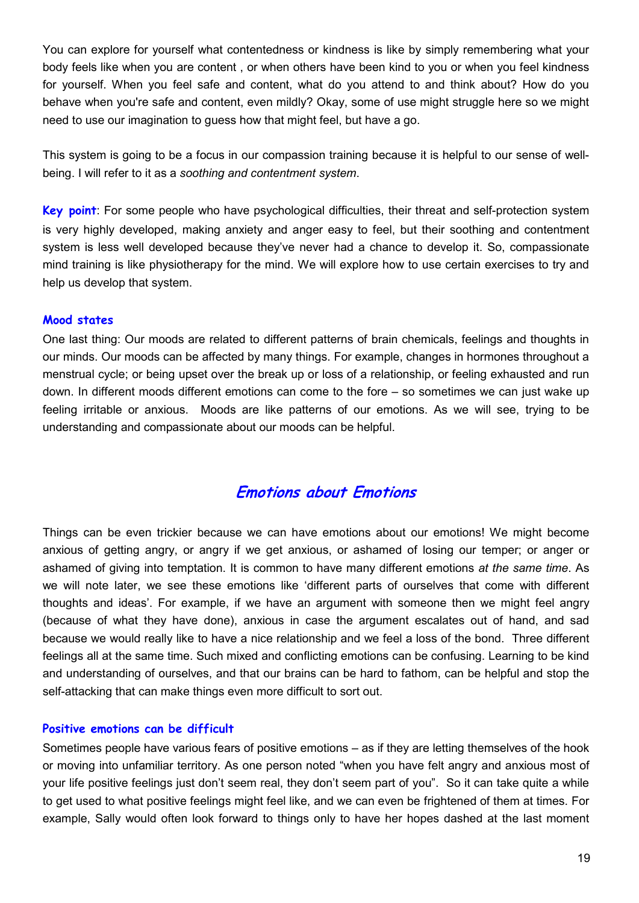You can explore for yourself what contentedness or kindness is like by simply remembering what your body feels like when you are content , or when others have been kind to you or when you feel kindness for yourself. When you feel safe and content, what do you attend to and think about? How do you behave when you're safe and content, even mildly? Okay, some of use might struggle here so we might need to use our imagination to guess how that might feel, but have a go.

This system is going to be a focus in our compassion training because it is helpful to our sense of well-being. I will refer to it as a *soothing and contentment system*.

**Key point**: For some people who have psychological difficulties, their threat and self-protection system is very highly developed, making anxiety and anger easy to feel, but their soothing and contentment system is less well developed because they've never had a chance to develop it. So, compassionate mind training is like physiotherapy for the mind. We will explore how to use certain exercises to try and help us develop that system.

### Mood states

One last thing: Our moods are related to different patterns of brain chemicals, feelings and thoughts in our minds. Our moods can be affected by many things. For example, changes in hormones throughout a menstrual cycle; or being upset over the break up or loss of a relationship, or feeling exhausted and run down. In different moods different emotions can come to the fore – so sometimes we can just wake up feeling irritable or anxious. Moods are like patterns of our emotions. As we will see, trying to be understanding and compassionate about our moods can be helpful.

## *Emotions about Emotions*

Things can be even trickier because we can have emotions about our emotions! We might become anxious of getting angry, or angry if we get anxious, or ashamed of losing our temper; or anger or ashamed of giving into temptation. It is common to have many different emotions *at the same time*. As we will note later, we see these emotions like 'different parts of ourselves that come with different thoughts and ideas'. For example, if we have an argument with someone then we might feel angry (because of what they have done), anxious in case the argument escalates out of hand, and sad because we would really like to have a nice relationship and we feel a loss of the bond. Three different feelings all at the same time. Such mixed and conflicting emotions can be confusing. Learning to be kind and understanding of ourselves, and that our brains can be hard to fathom, can be helpful and stop the self-attacking that can make things even more difficult to sort out.

### Positive emotions can be difficult

Sometimes people have various fears of positive emotions – as if they are letting themselves of the hook or moving into unfamiliar territory. As one person noted "when you have felt angry and anxious most of your life positive feelings just don't seem real, they don't seem part of you". So it can take quite a while to get used to what positive feelings might feel like, and we can even be frightened of them at times. For example, Sally would often look forward to things only to have her hopes dashed at the last moment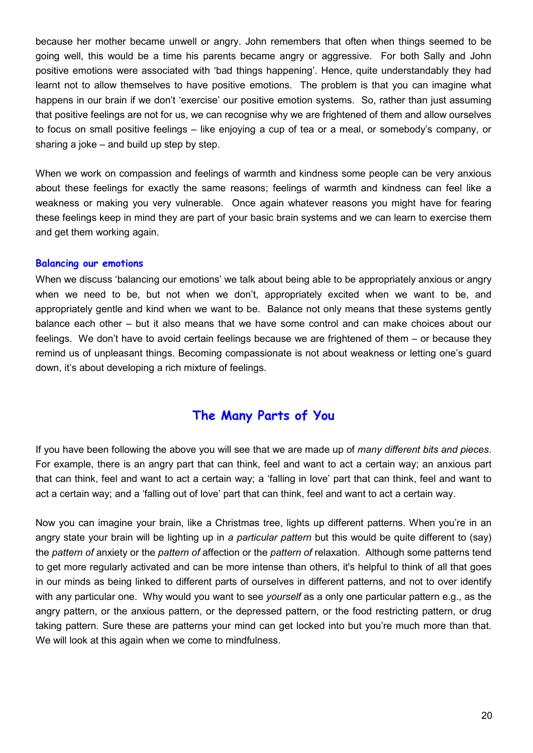because her mother became unwell or angry. John remembers that often when things seemed to be going well, this would be a time his parents became angry or aggressive. For both Sally and John positive emotions were associated with 'bad things happening'. Hence, quite understandably they had learnt not to allow themselves to have positive emotions. The problem is that you can imagine what happens in our brain if we don't 'exercise' our positive emotion systems. So, rather than just assuming that positive feelings are not for us, we can recognise why we are frightened of them and allow ourselves to focus on small positive feelings – like enjoying a cup of tea or a meal, or somebody's company, or sharing a joke – and build up step by step.

When we work on compassion and feelings of warmth and kindness some people can be very anxious about these feelings for exactly the same reasons; feelings of warmth and kindness can feel like a weakness or making you very vulnerable. Once again whatever reasons you might have for fearing these feelings keep in mind they are part of your basic brain systems and we can learn to exercise them and get them working again.

### Balancing our emotions

When we discuss 'balancing our emotions' we talk about being able to be appropriately anxious or angry when we need to be, but not when we don't, appropriately excited when we want to be, and appropriately gentle and kind when we want to be. Balance not only means that these systems gently balance each other – but it also means that we have some control and can make choices about our feelings. We don't have to avoid certain feelings because we are frightened of them – or because they remind us of unpleasant things. Becoming compassionate is not about weakness or letting one's guard down, it's about developing a rich mixture of feelings.

## The Many Parts of You

If you have been following the above you will see that we are made up of *many different bits and pieces*. For example, there is an angry part that can think, feel and want to act a certain way; an anxious part that can think, feel and want to act a certain way; a 'falling in love' part that can think, feel and want to act a certain way; and a 'falling out of love' part that can think, feel and want to act a certain way.

Now you can imagine your brain, like a Christmas tree, lights up different patterns. When you're in an angry state your brain will be lighting up in *a particular pattern* but this would be quite different to (say) the *pattern of* anxiety or the *pattern of* affection or the *pattern of* relaxation. Although some patterns tend to get more regularly activated and can be more intense than others, it's helpful to think of all that goes in our minds as being linked to different parts of ourselves in different patterns, and not to over identify with any particular one. Why would you want to see *yourself* as a only one particular pattern e.g., as the angry pattern, or the anxious pattern, or the depressed pattern, or the food restricting pattern, or drug taking pattern. Sure these are patterns your mind can get locked into but you're much more than that. We will look at this again when we come to mindfulness.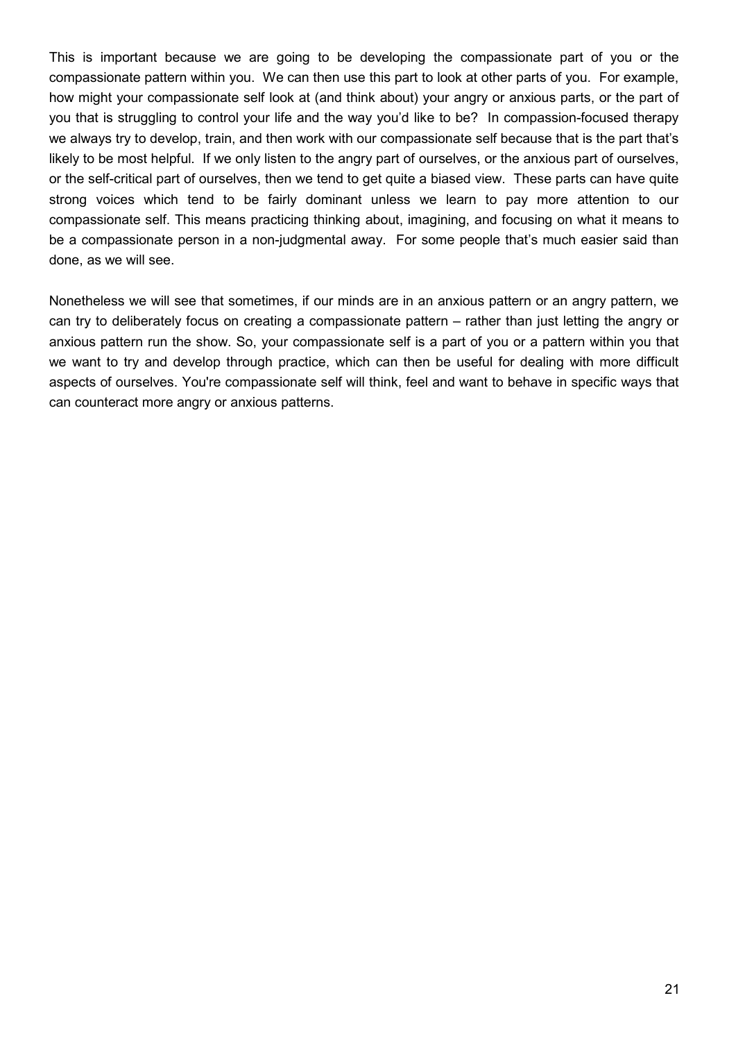This is important because we are going to be developing the compassionate part of you or the compassionate pattern within you. We can then use this part to look at other parts of you. For example, how might your compassionate self look at (and think about) your angry or anxious parts, or the part of you that is struggling to control your life and the way you'd like to be? In compassion-focused therapy we always try to develop, train, and then work with our compassionate self because that is the part that's likely to be most helpful. If we only listen to the angry part of ourselves, or the anxious part of ourselves, or the self-critical part of ourselves, then we tend to get quite a biased view. These parts can have quite strong voices which tend to be fairly dominant unless we learn to pay more attention to our compassionate self. This means practicing thinking about, imagining, and focusing on what it means to be a compassionate person in a non-judgmental away. For some people that's much easier said than done, as we will see.

Nonetheless we will see that sometimes, if our minds are in an anxious pattern or an angry pattern, we can try to deliberately focus on creating a compassionate pattern – rather than just letting the angry or anxious pattern run the show. So, your compassionate self is a part of you or a pattern within you that we want to try and develop through practice, which can then be useful for dealing with more difficult aspects of ourselves. You're compassionate self will think, feel and want to behave in specific ways that can counteract more angry or anxious patterns.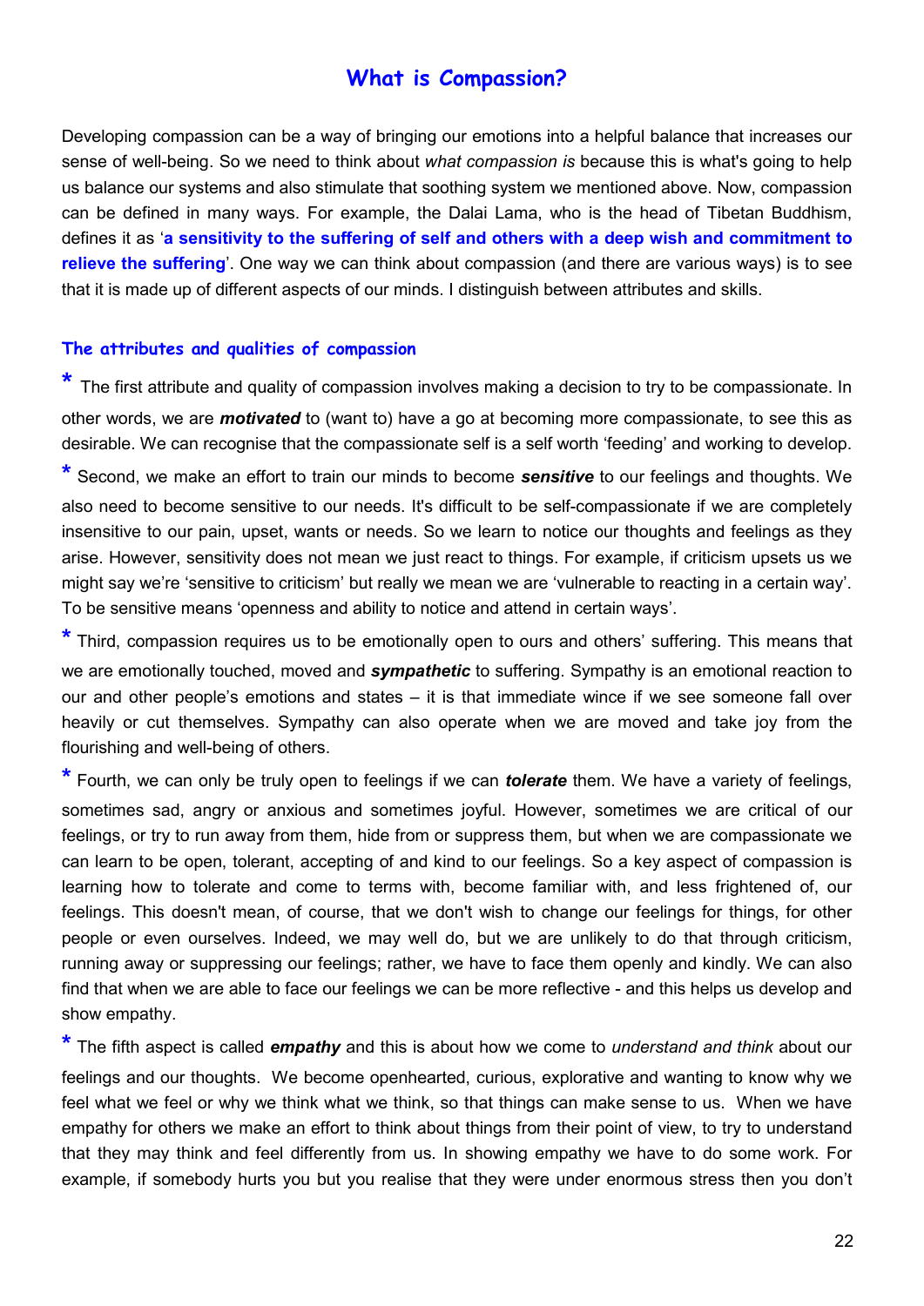## What is Compassion?

Developing compassion can be a way of bringing our emotions into a helpful balance that increases our sense of well-being. So we need to think about *what compassion is* because this is what's going to help us balance our systems and also stimulate that soothing system we mentioned above. Now, compassion can be defined in many ways. For example, the Dalai Lama, who is the head of Tibetan Buddhism, defines it as '**a sensitivity to the suffering of self and others with a deep wish and commitment to relieve the suffering**'. One way we can think about compassion (and there are various ways) is to see that it is made up of different aspects of our minds. I distinguish between attributes and skills.

### The attributes and qualities of compassion

* The first attribute and quality of compassion involves making a decision to try to be compassionate. In other words, we are ***motivated*** to (want to) have a go at becoming more compassionate, to see this as desirable. We can recognise that the compassionate self is a self worth 'feeding' and working to develop.

* Second, we make an effort to train our minds to become ***sensitive*** to our feelings and thoughts. We also need to become sensitive to our needs. It's difficult to be self-compassionate if we are completely insensitive to our pain, upset, wants or needs. So we learn to notice our thoughts and feelings as they arise. However, sensitivity does not mean we just react to things. For example, if criticism upsets us we might say we're 'sensitive to criticism' but really we mean we are 'vulnerable to reacting in a certain way'. To be sensitive means 'openness and ability to notice and attend in certain ways'.

* Third, compassion requires us to be emotionally open to ours and others' suffering. This means that we are emotionally touched, moved and ***sympathetic*** to suffering. Sympathy is an emotional reaction to our and other people's emotions and states – it is that immediate wince if we see someone fall over heavily or cut themselves. Sympathy can also operate when we are moved and take joy from the flourishing and well-being of others.

* Fourth, we can only be truly open to feelings if we can ***tolerate*** them. We have a variety of feelings, sometimes sad, angry or anxious and sometimes joyful. However, sometimes we are critical of our feelings, or try to run away from them, hide from or suppress them, but when we are compassionate we can learn to be open, tolerant, accepting of and kind to our feelings. So a key aspect of compassion is learning how to tolerate and come to terms with, become familiar with, and less frightened of, our feelings. This doesn't mean, of course, that we don't wish to change our feelings for things, for other people or even ourselves. Indeed, we may well do, but we are unlikely to do that through criticism, running away or suppressing our feelings; rather, we have to face them openly and kindly. We can also find that when we are able to face our feelings we can be more reflective - and this helps us develop and show empathy.

* The fifth aspect is called ***empathy*** and this is about how we come to *understand and think* about our feelings and our thoughts. We become openhearted, curious, explorative and wanting to know why we feel what we feel or why we think what we think, so that things can make sense to us. When we have empathy for others we make an effort to think about things from their point of view, to try to understand that they may think and feel differently from us. In showing empathy we have to do some work. For example, if somebody hurts you but you realise that they were under enormous stress then you don't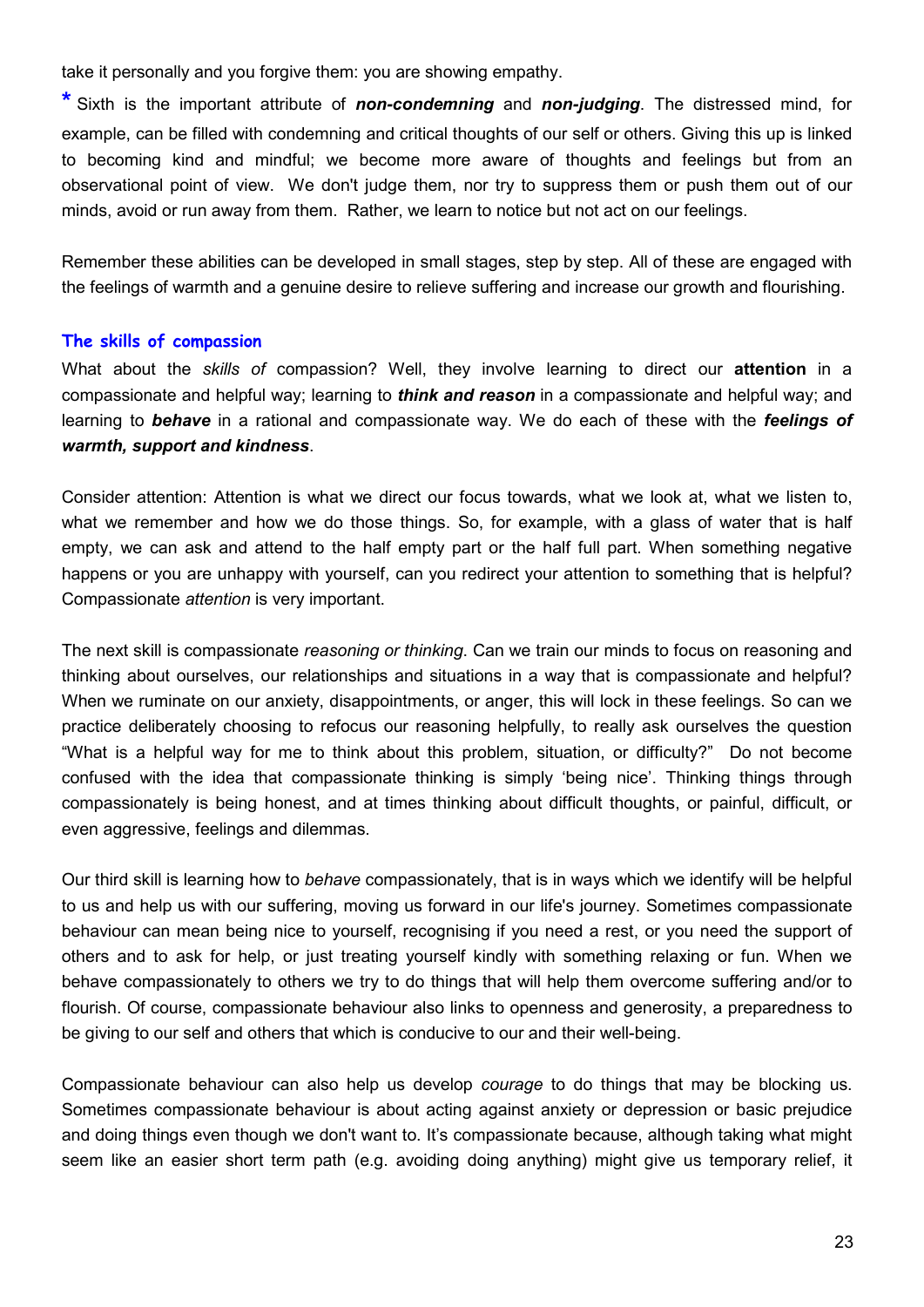take it personally and you forgive them: you are showing empathy.

* Sixth is the important attribute of ***non-condemning*** and ***non-judging***. The distressed mind, for example, can be filled with condemning and critical thoughts of our self or others. Giving this up is linked to becoming kind and mindful; we become more aware of thoughts and feelings but from an observational point of view. We don't judge them, nor try to suppress them or push them out of our minds, avoid or run away from them. Rather, we learn to notice but not act on our feelings.

Remember these abilities can be developed in small stages, step by step. All of these are engaged with the feelings of warmth and a genuine desire to relieve suffering and increase our growth and flourishing.

### The skills of compassion

What about the *skills of* compassion? Well, they involve learning to direct our **attention** in a compassionate and helpful way; learning to ***think and reason*** in a compassionate and helpful way; and learning to ***behave*** in a rational and compassionate way. We do each of these with the ***feelings of warmth, support and kindness***.

Consider attention: Attention is what we direct our focus towards, what we look at, what we listen to, what we remember and how we do those things. So, for example, with a glass of water that is half empty, we can ask and attend to the half empty part or the half full part. When something negative happens or you are unhappy with yourself, can you redirect your attention to something that is helpful? Compassionate *attention* is very important.

The next skill is compassionate *reasoning or thinking.* Can we train our minds to focus on reasoning and thinking about ourselves, our relationships and situations in a way that is compassionate and helpful? When we ruminate on our anxiety, disappointments, or anger, this will lock in these feelings. So can we practice deliberately choosing to refocus our reasoning helpfully, to really ask ourselves the question "What is a helpful way for me to think about this problem, situation, or difficulty?" Do not become confused with the idea that compassionate thinking is simply 'being nice'. Thinking things through compassionately is being honest, and at times thinking about difficult thoughts, or painful, difficult, or even aggressive, feelings and dilemmas.

Our third skill is learning how to *behave* compassionately, that is in ways which we identify will be helpful to us and help us with our suffering, moving us forward in our life's journey. Sometimes compassionate behaviour can mean being nice to yourself, recognising if you need a rest, or you need the support of others and to ask for help, or just treating yourself kindly with something relaxing or fun. When we behave compassionately to others we try to do things that will help them overcome suffering and/or to flourish. Of course, compassionate behaviour also links to openness and generosity, a preparedness to be giving to our self and others that which is conducive to our and their well-being.

Compassionate behaviour can also help us develop *courage* to do things that may be blocking us. Sometimes compassionate behaviour is about acting against anxiety or depression or basic prejudice and doing things even though we don't want to. It's compassionate because, although taking what might seem like an easier short term path (e.g. avoiding doing anything) might give us temporary relief, it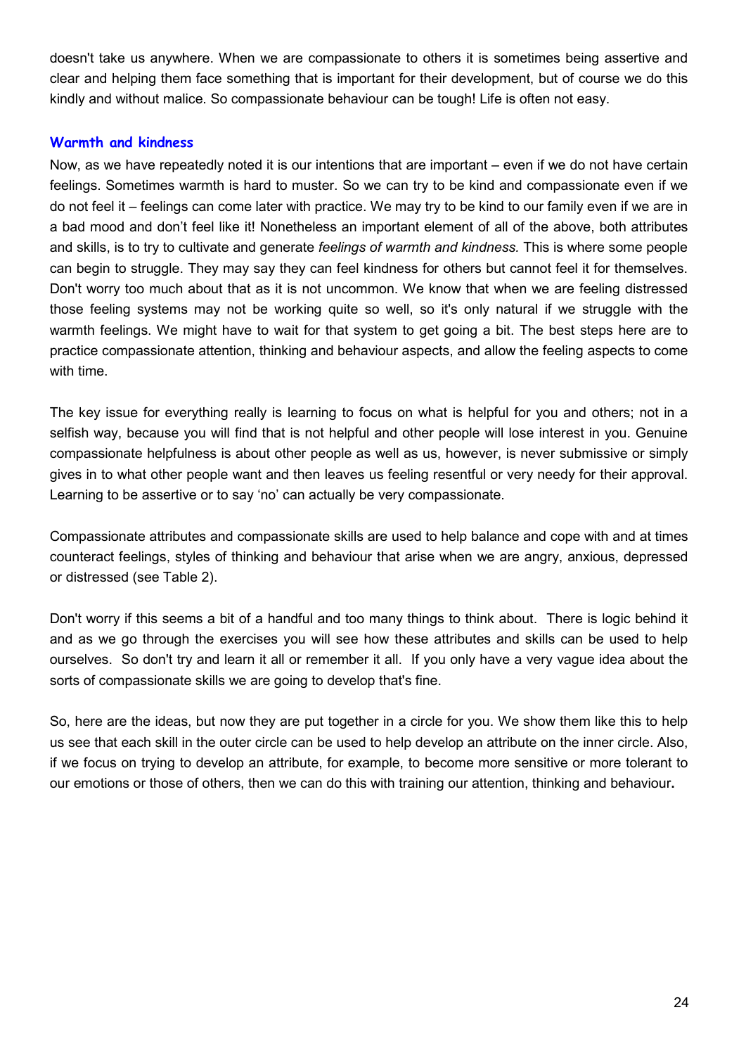doesn't take us anywhere. When we are compassionate to others it is sometimes being assertive and clear and helping them face something that is important for their development, but of course we do this kindly and without malice. So compassionate behaviour can be tough! Life is often not easy.

### Warmth and kindness

Now, as we have repeatedly noted it is our intentions that are important – even if we do not have certain feelings. Sometimes warmth is hard to muster. So we can try to be kind and compassionate even if we do not feel it – feelings can come later with practice. We may try to be kind to our family even if we are in a bad mood and don't feel like it! Nonetheless an important element of all of the above, both attributes and skills, is to try to cultivate and generate *feelings of warmth and kindness.* This is where some people can begin to struggle. They may say they can feel kindness for others but cannot feel it for themselves. Don't worry too much about that as it is not uncommon. We know that when we are feeling distressed those feeling systems may not be working quite so well, so it's only natural if we struggle with the warmth feelings. We might have to wait for that system to get going a bit. The best steps here are to practice compassionate attention, thinking and behaviour aspects, and allow the feeling aspects to come with time.

The key issue for everything really is learning to focus on what is helpful for you and others; not in a selfish way, because you will find that is not helpful and other people will lose interest in you. Genuine compassionate helpfulness is about other people as well as us, however, is never submissive or simply gives in to what other people want and then leaves us feeling resentful or very needy for their approval. Learning to be assertive or to say 'no' can actually be very compassionate.

Compassionate attributes and compassionate skills are used to help balance and cope with and at times counteract feelings, styles of thinking and behaviour that arise when we are angry, anxious, depressed or distressed (see Table 2).

Don't worry if this seems a bit of a handful and too many things to think about. There is logic behind it and as we go through the exercises you will see how these attributes and skills can be used to help ourselves. So don't try and learn it all or remember it all. If you only have a very vague idea about the sorts of compassionate skills we are going to develop that's fine.

So, here are the ideas, but now they are put together in a circle for you. We show them like this to help us see that each skill in the outer circle can be used to help develop an attribute on the inner circle. Also, if we focus on trying to develop an attribute, for example, to become more sensitive or more tolerant to our emotions or those of others, then we can do this with training our attention, thinking and behaviour**.**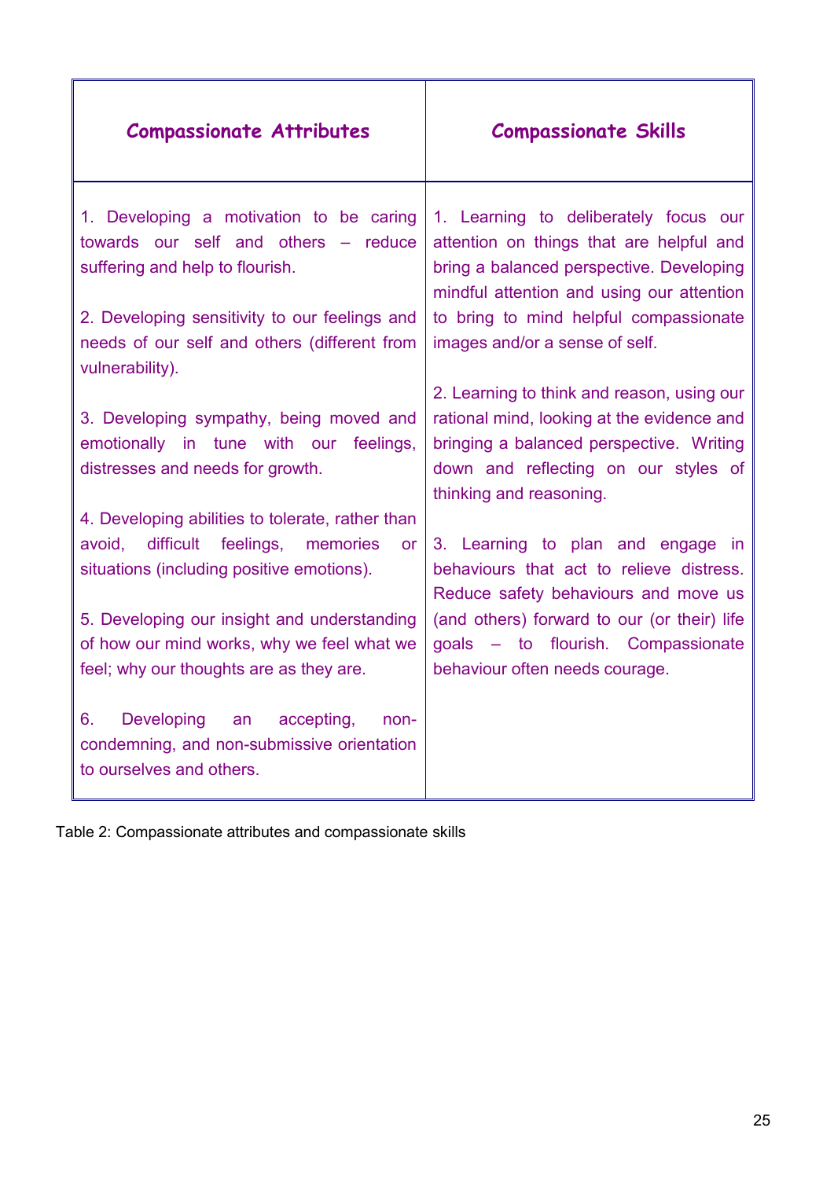| Compassionate Attributes | Compassionate Skills |
|---|---|
| 1. Developing a motivation to be caring towards our self and others – reduce suffering and help to flourish.<br><br>2. Developing sensitivity to our feelings and needs of our self and others (different from vulnerability).<br><br>3. Developing sympathy, being moved and emotionally in tune with our feelings, distresses and needs for growth.<br><br>4. Developing abilities to tolerate, rather than avoid, difficult feelings, memories or situations (including positive emotions).<br><br>5. Developing our insight and understanding of how our mind works, why we feel what we feel; why our thoughts are as they are.<br><br>6. Developing an accepting, non-condemning, and non-submissive orientation to ourselves and others. | 1. Learning to deliberately focus our attention on things that are helpful and bring a balanced perspective. Developing mindful attention and using our attention to bring to mind helpful compassionate images and/or a sense of self.<br><br>2. Learning to think and reason, using our rational mind, looking at the evidence and bringing a balanced perspective. Writing down and reflecting on our styles of thinking and reasoning.<br><br>3. Learning to plan and engage in behaviours that act to relieve distress. Reduce safety behaviours and move us (and others) forward to our (or their) life goals – to flourish. Compassionate behaviour often needs courage. |

Table 2: Compassionate attributes and compassionate skills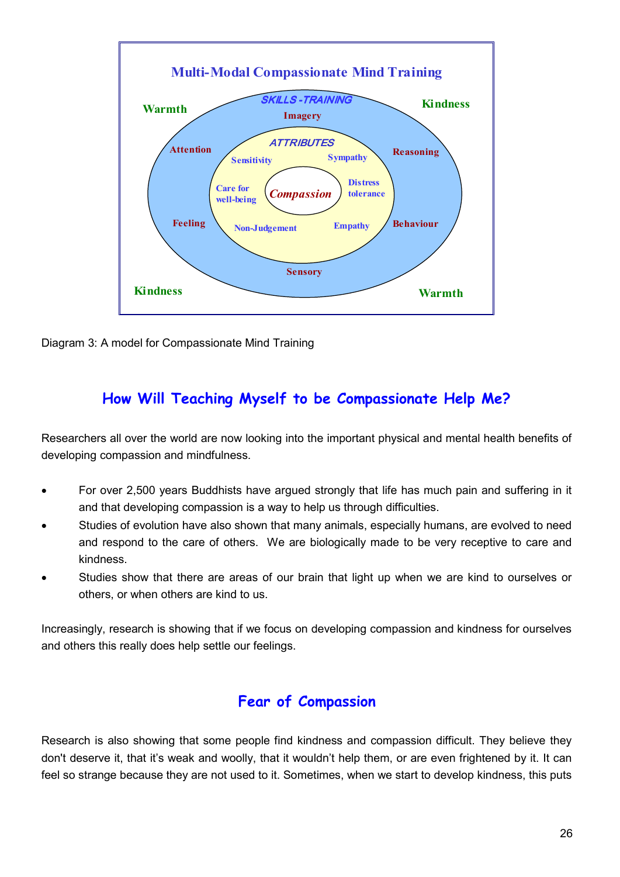**Multi-Modal Compassionate Mind Training**

Warmth · Kindness · Kindness · Warmth

SKILLS-TRAINING: Imagery, Reasoning, Behaviour, Sensory, Feeling, Attention

ATTRIBUTES: Sensitivity, Sympathy, Distress tolerance, Empathy, Non-Judgement, Care for well-being

*Compassion*

Diagram 3: A model for Compassionate Mind Training

## How Will Teaching Myself to be Compassionate Help Me?

Researchers all over the world are now looking into the important physical and mental health benefits of developing compassion and mindfulness.

- For over 2,500 years Buddhists have argued strongly that life has much pain and suffering in it and that developing compassion is a way to help us through difficulties.
- Studies of evolution have also shown that many animals, especially humans, are evolved to need and respond to the care of others. We are biologically made to be very receptive to care and kindness.
- Studies show that there are areas of our brain that light up when we are kind to ourselves or others, or when others are kind to us.

Increasingly, research is showing that if we focus on developing compassion and kindness for ourselves and others this really does help settle our feelings.

## Fear of Compassion

Research is also showing that some people find kindness and compassion difficult. They believe they don't deserve it, that it's weak and woolly, that it wouldn't help them, or are even frightened by it. It can feel so strange because they are not used to it. Sometimes, when we start to develop kindness, this puts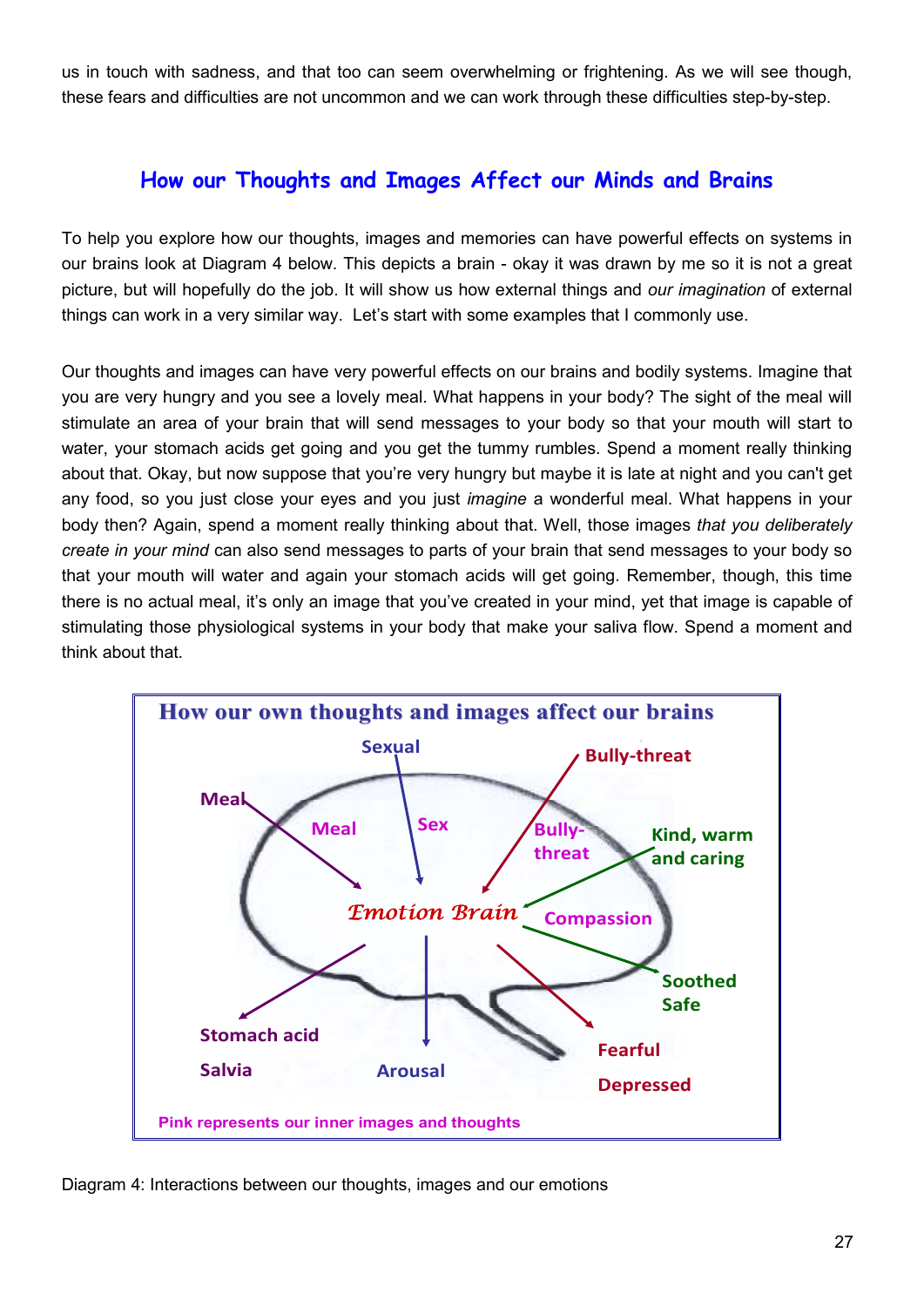us in touch with sadness, and that too can seem overwhelming or frightening. As we will see though, these fears and difficulties are not uncommon and we can work through these difficulties step-by-step.

## How our Thoughts and Images Affect our Minds and Brains

To help you explore how our thoughts, images and memories can have powerful effects on systems in our brains look at Diagram 4 below. This depicts a brain - okay it was drawn by me so it is not a great picture, but will hopefully do the job. It will show us how external things and *our imagination* of external things can work in a very similar way. Let's start with some examples that I commonly use.

Our thoughts and images can have very powerful effects on our brains and bodily systems. Imagine that you are very hungry and you see a lovely meal. What happens in your body? The sight of the meal will stimulate an area of your brain that will send messages to your body so that your mouth will start to water, your stomach acids get going and you get the tummy rumbles. Spend a moment really thinking about that. Okay, but now suppose that you're very hungry but maybe it is late at night and you can't get any food, so you just close your eyes and you just *imagine* a wonderful meal. What happens in your body then? Again, spend a moment really thinking about that. Well, those images *that you deliberately create in your mind* can also send messages to parts of your brain that send messages to your body so that your mouth will water and again your stomach acids will get going. Remember, though, this time there is no actual meal, it's only an image that you've created in your mind, yet that image is capable of stimulating those physiological systems in your body that make your saliva flow. Spend a moment and think about that.

**How our own thoughts and images affect our brains**

Sexual — Bully-threat — Meal — Meal — Sex — Bully-threat — Kind, warm and caring — *Emotion Brain* — Compassion — Soothed Safe — Stomach acid Salvia — Arousal — Fearful Depressed

Pink represents our inner images and thoughts

Diagram 4: Interactions between our thoughts, images and our emotions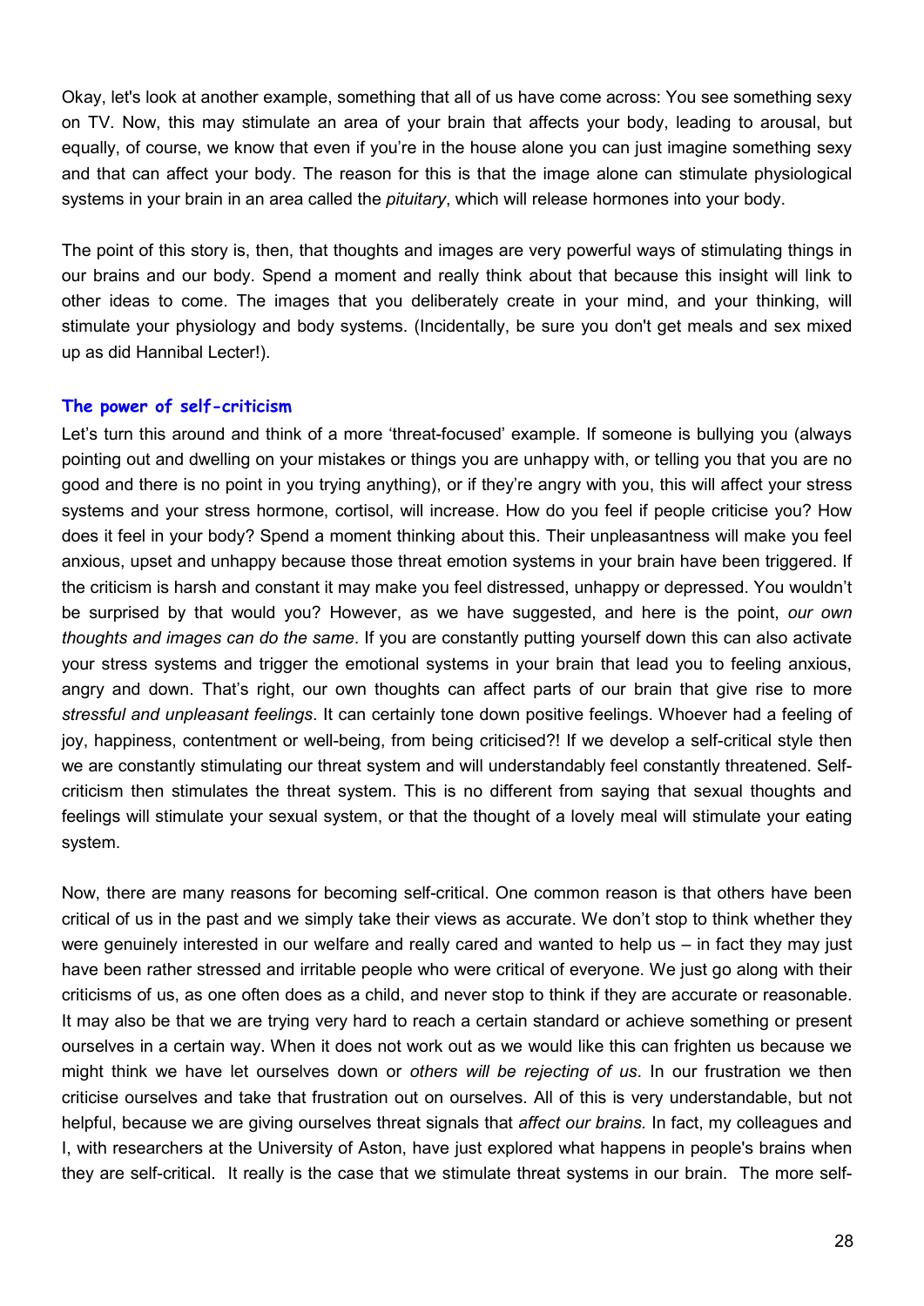Okay, let's look at another example, something that all of us have come across: You see something sexy on TV. Now, this may stimulate an area of your brain that affects your body, leading to arousal, but equally, of course, we know that even if you're in the house alone you can just imagine something sexy and that can affect your body. The reason for this is that the image alone can stimulate physiological systems in your brain in an area called the *pituitary*, which will release hormones into your body.

The point of this story is, then, that thoughts and images are very powerful ways of stimulating things in our brains and our body. Spend a moment and really think about that because this insight will link to other ideas to come. The images that you deliberately create in your mind, and your thinking, will stimulate your physiology and body systems. (Incidentally, be sure you don't get meals and sex mixed up as did Hannibal Lecter!).

### The power of self-criticism

Let's turn this around and think of a more 'threat-focused' example. If someone is bullying you (always pointing out and dwelling on your mistakes or things you are unhappy with, or telling you that you are no good and there is no point in you trying anything), or if they're angry with you, this will affect your stress systems and your stress hormone, cortisol, will increase. How do you feel if people criticise you? How does it feel in your body? Spend a moment thinking about this. Their unpleasantness will make you feel anxious, upset and unhappy because those threat emotion systems in your brain have been triggered. If the criticism is harsh and constant it may make you feel distressed, unhappy or depressed. You wouldn't be surprised by that would you? However, as we have suggested, and here is the point, *our own thoughts and images can do the same*. If you are constantly putting yourself down this can also activate your stress systems and trigger the emotional systems in your brain that lead you to feeling anxious, angry and down. That's right, our own thoughts can affect parts of our brain that give rise to more *stressful and unpleasant feelings*. It can certainly tone down positive feelings. Whoever had a feeling of joy, happiness, contentment or well-being, from being criticised?! If we develop a self-critical style then we are constantly stimulating our threat system and will understandably feel constantly threatened. Self-criticism then stimulates the threat system. This is no different from saying that sexual thoughts and feelings will stimulate your sexual system, or that the thought of a lovely meal will stimulate your eating system.

Now, there are many reasons for becoming self-critical. One common reason is that others have been critical of us in the past and we simply take their views as accurate. We don't stop to think whether they were genuinely interested in our welfare and really cared and wanted to help us – in fact they may just have been rather stressed and irritable people who were critical of everyone. We just go along with their criticisms of us, as one often does as a child, and never stop to think if they are accurate or reasonable. It may also be that we are trying very hard to reach a certain standard or achieve something or present ourselves in a certain way. When it does not work out as we would like this can frighten us because we might think we have let ourselves down or *others will be rejecting of us*. In our frustration we then criticise ourselves and take that frustration out on ourselves. All of this is very understandable, but not helpful, because we are giving ourselves threat signals that *affect our brains.* In fact, my colleagues and I, with researchers at the University of Aston, have just explored what happens in people's brains when they are self-critical. It really is the case that we stimulate threat systems in our brain. The more self-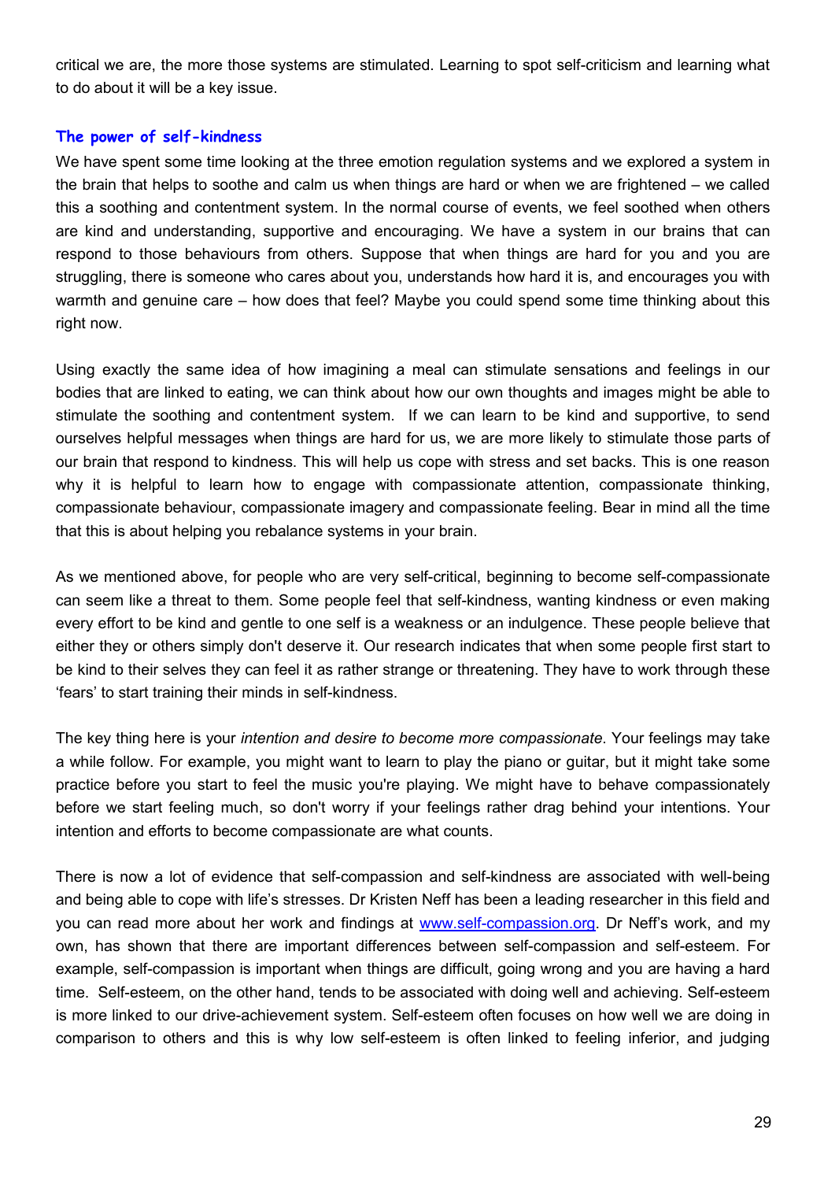critical we are, the more those systems are stimulated. Learning to spot self-criticism and learning what to do about it will be a key issue.

### The power of self-kindness

We have spent some time looking at the three emotion regulation systems and we explored a system in the brain that helps to soothe and calm us when things are hard or when we are frightened – we called this a soothing and contentment system. In the normal course of events, we feel soothed when others are kind and understanding, supportive and encouraging. We have a system in our brains that can respond to those behaviours from others. Suppose that when things are hard for you and you are struggling, there is someone who cares about you, understands how hard it is, and encourages you with warmth and genuine care – how does that feel? Maybe you could spend some time thinking about this right now.

Using exactly the same idea of how imagining a meal can stimulate sensations and feelings in our bodies that are linked to eating, we can think about how our own thoughts and images might be able to stimulate the soothing and contentment system. If we can learn to be kind and supportive, to send ourselves helpful messages when things are hard for us, we are more likely to stimulate those parts of our brain that respond to kindness. This will help us cope with stress and set backs. This is one reason why it is helpful to learn how to engage with compassionate attention, compassionate thinking, compassionate behaviour, compassionate imagery and compassionate feeling. Bear in mind all the time that this is about helping you rebalance systems in your brain.

As we mentioned above, for people who are very self-critical, beginning to become self-compassionate can seem like a threat to them. Some people feel that self-kindness, wanting kindness or even making every effort to be kind and gentle to one self is a weakness or an indulgence. These people believe that either they or others simply don't deserve it. Our research indicates that when some people first start to be kind to their selves they can feel it as rather strange or threatening. They have to work through these 'fears' to start training their minds in self-kindness.

The key thing here is your *intention and desire to become more compassionate*. Your feelings may take a while follow. For example, you might want to learn to play the piano or guitar, but it might take some practice before you start to feel the music you're playing. We might have to behave compassionately before we start feeling much, so don't worry if your feelings rather drag behind your intentions. Your intention and efforts to become compassionate are what counts.

There is now a lot of evidence that self-compassion and self-kindness are associated with well-being and being able to cope with life's stresses. Dr Kristen Neff has been a leading researcher in this field and you can read more about her work and findings at [www.self-compassion.org](http://www.self-compassion.org). Dr Neff's work, and my own, has shown that there are important differences between self-compassion and self-esteem. For example, self-compassion is important when things are difficult, going wrong and you are having a hard time. Self-esteem, on the other hand, tends to be associated with doing well and achieving. Self-esteem is more linked to our drive-achievement system. Self-esteem often focuses on how well we are doing in comparison to others and this is why low self-esteem is often linked to feeling inferior, and judging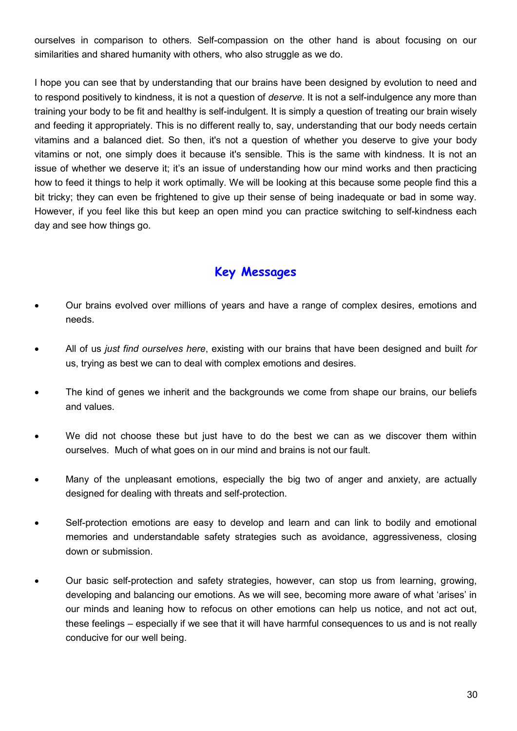ourselves in comparison to others. Self-compassion on the other hand is about focusing on our similarities and shared humanity with others, who also struggle as we do.

I hope you can see that by understanding that our brains have been designed by evolution to need and to respond positively to kindness, it is not a question of *deserve*. It is not a self-indulgence any more than training your body to be fit and healthy is self-indulgent. It is simply a question of treating our brain wisely and feeding it appropriately. This is no different really to, say, understanding that our body needs certain vitamins and a balanced diet. So then, it's not a question of whether you deserve to give your body vitamins or not, one simply does it because it's sensible. This is the same with kindness. It is not an issue of whether we deserve it; it's an issue of understanding how our mind works and then practicing how to feed it things to help it work optimally. We will be looking at this because some people find this a bit tricky; they can even be frightened to give up their sense of being inadequate or bad in some way. However, if you feel like this but keep an open mind you can practice switching to self-kindness each day and see how things go.

## Key Messages

- Our brains evolved over millions of years and have a range of complex desires, emotions and needs.
- All of us *just find ourselves here*, existing with our brains that have been designed and built *for* us, trying as best we can to deal with complex emotions and desires.
- The kind of genes we inherit and the backgrounds we come from shape our brains, our beliefs and values.
- We did not choose these but just have to do the best we can as we discover them within ourselves. Much of what goes on in our mind and brains is not our fault.
- Many of the unpleasant emotions, especially the big two of anger and anxiety, are actually designed for dealing with threats and self-protection.
- Self-protection emotions are easy to develop and learn and can link to bodily and emotional memories and understandable safety strategies such as avoidance, aggressiveness, closing down or submission.
- Our basic self-protection and safety strategies, however, can stop us from learning, growing, developing and balancing our emotions. As we will see, becoming more aware of what 'arises' in our minds and leaning how to refocus on other emotions can help us notice, and not act out, these feelings – especially if we see that it will have harmful consequences to us and is not really conducive for our well being.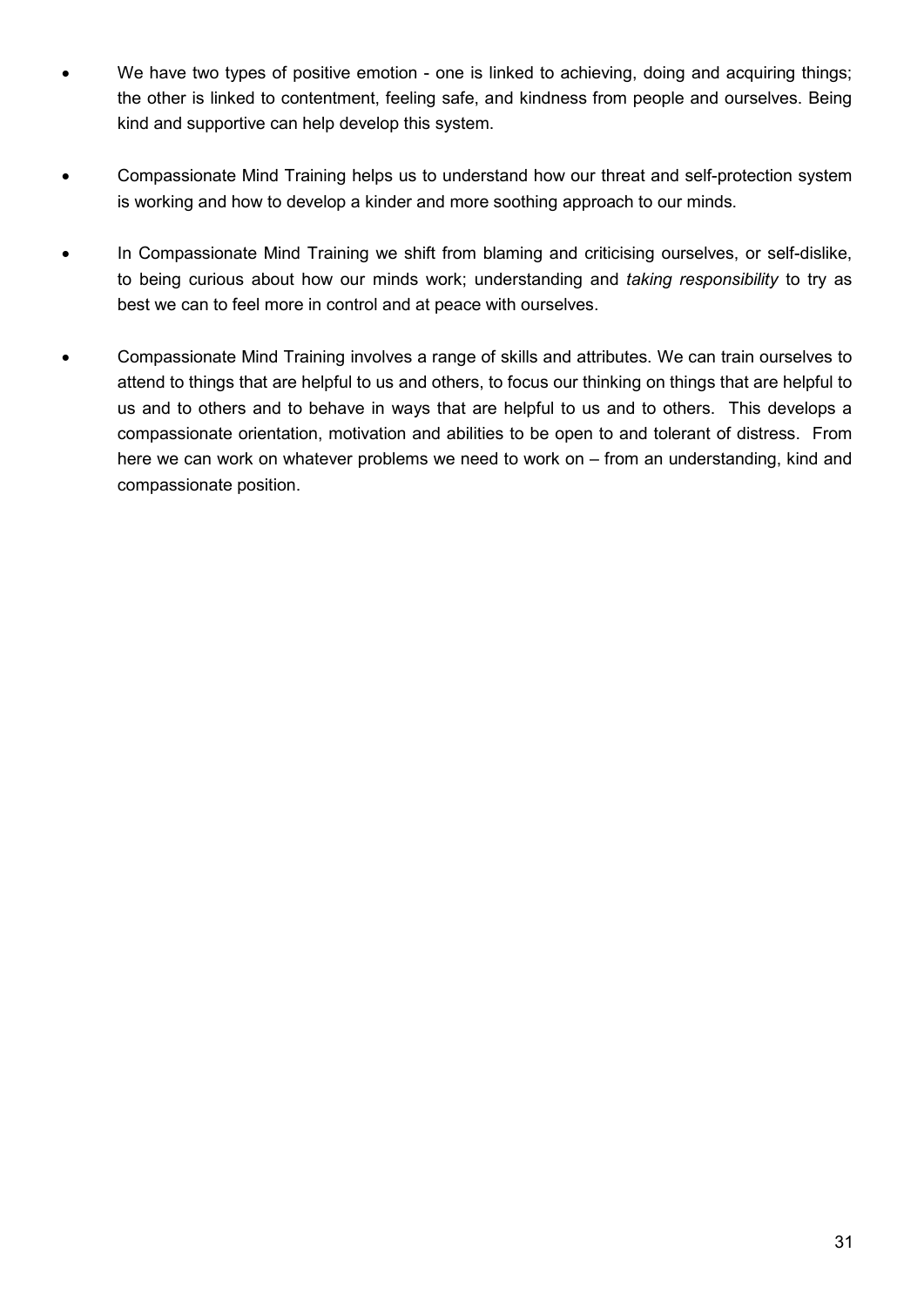- We have two types of positive emotion - one is linked to achieving, doing and acquiring things; the other is linked to contentment, feeling safe, and kindness from people and ourselves. Being kind and supportive can help develop this system.

- Compassionate Mind Training helps us to understand how our threat and self-protection system is working and how to develop a kinder and more soothing approach to our minds.

- In Compassionate Mind Training we shift from blaming and criticising ourselves, or self-dislike, to being curious about how our minds work; understanding and *taking responsibility* to try as best we can to feel more in control and at peace with ourselves.

- Compassionate Mind Training involves a range of skills and attributes. We can train ourselves to attend to things that are helpful to us and others, to focus our thinking on things that are helpful to us and to others and to behave in ways that are helpful to us and to others. This develops a compassionate orientation, motivation and abilities to be open to and tolerant of distress. From here we can work on whatever problems we need to work on – from an understanding, kind and compassionate position.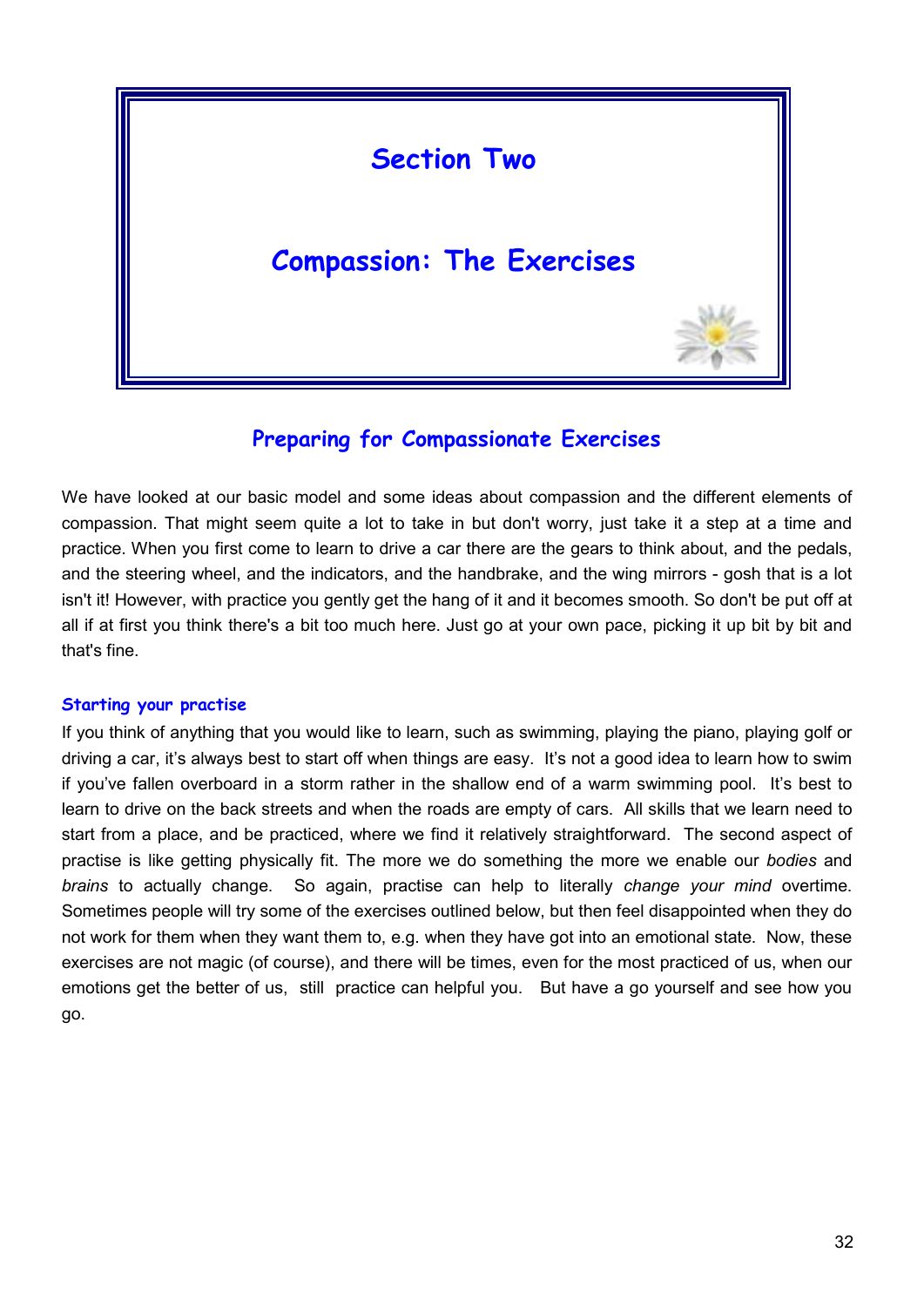# Section Two

# Compassion: The Exercises

## Preparing for Compassionate Exercises

We have looked at our basic model and some ideas about compassion and the different elements of compassion. That might seem quite a lot to take in but don't worry, just take it a step at a time and practice. When you first come to learn to drive a car there are the gears to think about, and the pedals, and the steering wheel, and the indicators, and the handbrake, and the wing mirrors - gosh that is a lot isn't it! However, with practice you gently get the hang of it and it becomes smooth. So don't be put off at all if at first you think there's a bit too much here. Just go at your own pace, picking it up bit by bit and that's fine.

### Starting your practise

If you think of anything that you would like to learn, such as swimming, playing the piano, playing golf or driving a car, it's always best to start off when things are easy. It's not a good idea to learn how to swim if you've fallen overboard in a storm rather in the shallow end of a warm swimming pool. It's best to learn to drive on the back streets and when the roads are empty of cars. All skills that we learn need to start from a place, and be practiced, where we find it relatively straightforward. The second aspect of practise is like getting physically fit. The more we do something the more we enable our *bodies* and *brains* to actually change. So again, practise can help to literally *change your mind* overtime. Sometimes people will try some of the exercises outlined below, but then feel disappointed when they do not work for them when they want them to, e.g. when they have got into an emotional state. Now, these exercises are not magic (of course), and there will be times, even for the most practiced of us, when our emotions get the better of us, still practice can helpful you. But have a go yourself and see how you go.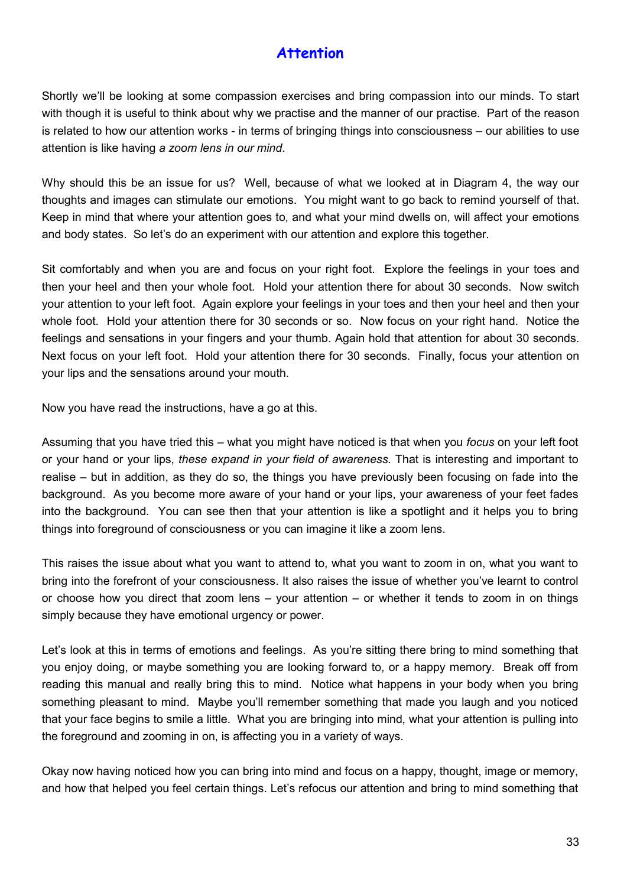# Attention

Shortly we'll be looking at some compassion exercises and bring compassion into our minds. To start with though it is useful to think about why we practise and the manner of our practise. Part of the reason is related to how our attention works - in terms of bringing things into consciousness – our abilities to use attention is like having *a zoom lens in our mind*.

Why should this be an issue for us? Well, because of what we looked at in Diagram 4, the way our thoughts and images can stimulate our emotions. You might want to go back to remind yourself of that. Keep in mind that where your attention goes to, and what your mind dwells on, will affect your emotions and body states. So let's do an experiment with our attention and explore this together.

Sit comfortably and when you are and focus on your right foot. Explore the feelings in your toes and then your heel and then your whole foot. Hold your attention there for about 30 seconds. Now switch your attention to your left foot. Again explore your feelings in your toes and then your heel and then your whole foot. Hold your attention there for 30 seconds or so. Now focus on your right hand. Notice the feelings and sensations in your fingers and your thumb. Again hold that attention for about 30 seconds. Next focus on your left foot. Hold your attention there for 30 seconds. Finally, focus your attention on your lips and the sensations around your mouth.

Now you have read the instructions, have a go at this.

Assuming that you have tried this – what you might have noticed is that when you *focus* on your left foot or your hand or your lips, *these expand in your field of awareness.* That is interesting and important to realise – but in addition, as they do so, the things you have previously been focusing on fade into the background. As you become more aware of your hand or your lips, your awareness of your feet fades into the background. You can see then that your attention is like a spotlight and it helps you to bring things into foreground of consciousness or you can imagine it like a zoom lens.

This raises the issue about what you want to attend to, what you want to zoom in on, what you want to bring into the forefront of your consciousness. It also raises the issue of whether you've learnt to control or choose how you direct that zoom lens – your attention – or whether it tends to zoom in on things simply because they have emotional urgency or power.

Let's look at this in terms of emotions and feelings. As you're sitting there bring to mind something that you enjoy doing, or maybe something you are looking forward to, or a happy memory. Break off from reading this manual and really bring this to mind. Notice what happens in your body when you bring something pleasant to mind. Maybe you'll remember something that made you laugh and you noticed that your face begins to smile a little. What you are bringing into mind, what your attention is pulling into the foreground and zooming in on, is affecting you in a variety of ways.

Okay now having noticed how you can bring into mind and focus on a happy, thought, image or memory, and how that helped you feel certain things. Let's refocus our attention and bring to mind something that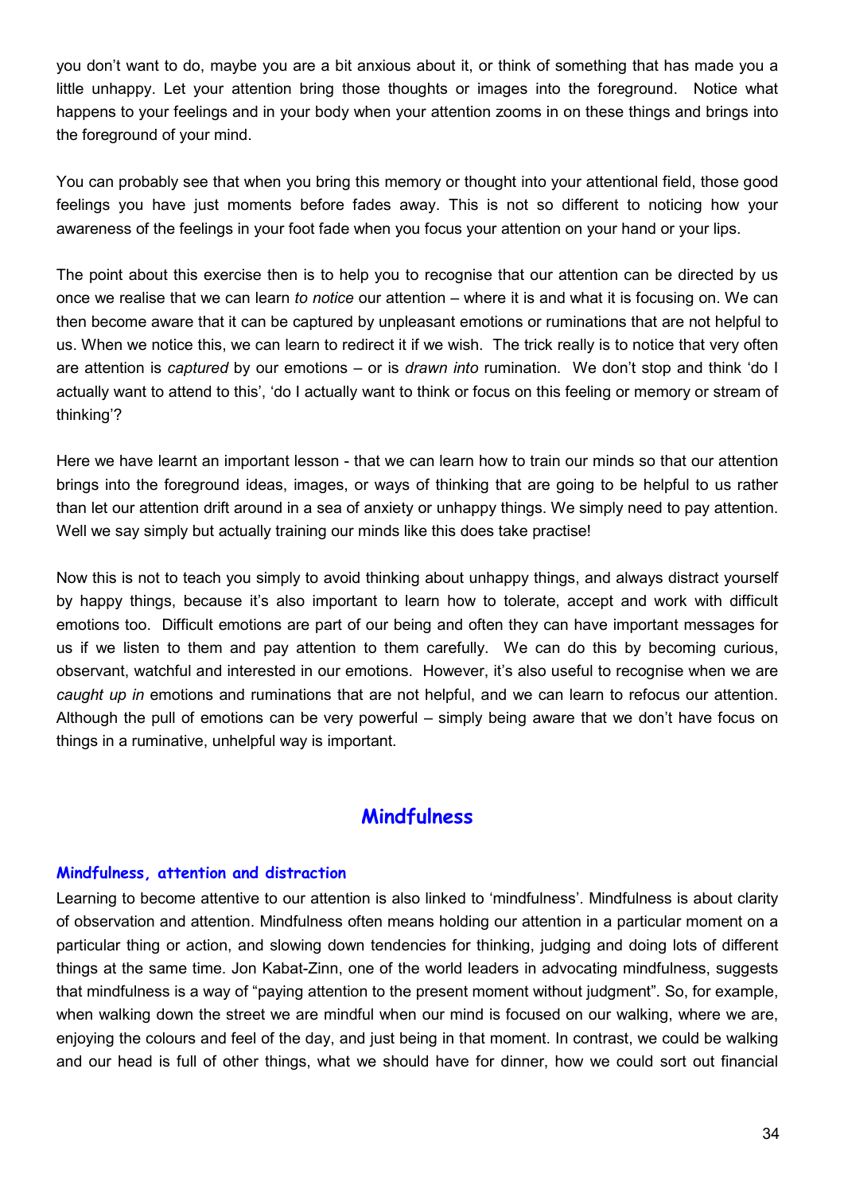you don't want to do, maybe you are a bit anxious about it, or think of something that has made you a little unhappy. Let your attention bring those thoughts or images into the foreground. Notice what happens to your feelings and in your body when your attention zooms in on these things and brings into the foreground of your mind.

You can probably see that when you bring this memory or thought into your attentional field, those good feelings you have just moments before fades away. This is not so different to noticing how your awareness of the feelings in your foot fade when you focus your attention on your hand or your lips.

The point about this exercise then is to help you to recognise that our attention can be directed by us once we realise that we can learn *to notice* our attention – where it is and what it is focusing on. We can then become aware that it can be captured by unpleasant emotions or ruminations that are not helpful to us. When we notice this, we can learn to redirect it if we wish. The trick really is to notice that very often are attention is *captured* by our emotions – or is *drawn into* rumination. We don't stop and think 'do I actually want to attend to this', 'do I actually want to think or focus on this feeling or memory or stream of thinking'?

Here we have learnt an important lesson - that we can learn how to train our minds so that our attention brings into the foreground ideas, images, or ways of thinking that are going to be helpful to us rather than let our attention drift around in a sea of anxiety or unhappy things. We simply need to pay attention. Well we say simply but actually training our minds like this does take practise!

Now this is not to teach you simply to avoid thinking about unhappy things, and always distract yourself by happy things, because it's also important to learn how to tolerate, accept and work with difficult emotions too. Difficult emotions are part of our being and often they can have important messages for us if we listen to them and pay attention to them carefully. We can do this by becoming curious, observant, watchful and interested in our emotions. However, it's also useful to recognise when we are *caught up in* emotions and ruminations that are not helpful, and we can learn to refocus our attention. Although the pull of emotions can be very powerful – simply being aware that we don't have focus on things in a ruminative, unhelpful way is important.

## Mindfulness

### Mindfulness, attention and distraction

Learning to become attentive to our attention is also linked to 'mindfulness'. Mindfulness is about clarity of observation and attention. Mindfulness often means holding our attention in a particular moment on a particular thing or action, and slowing down tendencies for thinking, judging and doing lots of different things at the same time. Jon Kabat-Zinn, one of the world leaders in advocating mindfulness, suggests that mindfulness is a way of "paying attention to the present moment without judgment". So, for example, when walking down the street we are mindful when our mind is focused on our walking, where we are, enjoying the colours and feel of the day, and just being in that moment. In contrast, we could be walking and our head is full of other things, what we should have for dinner, how we could sort out financial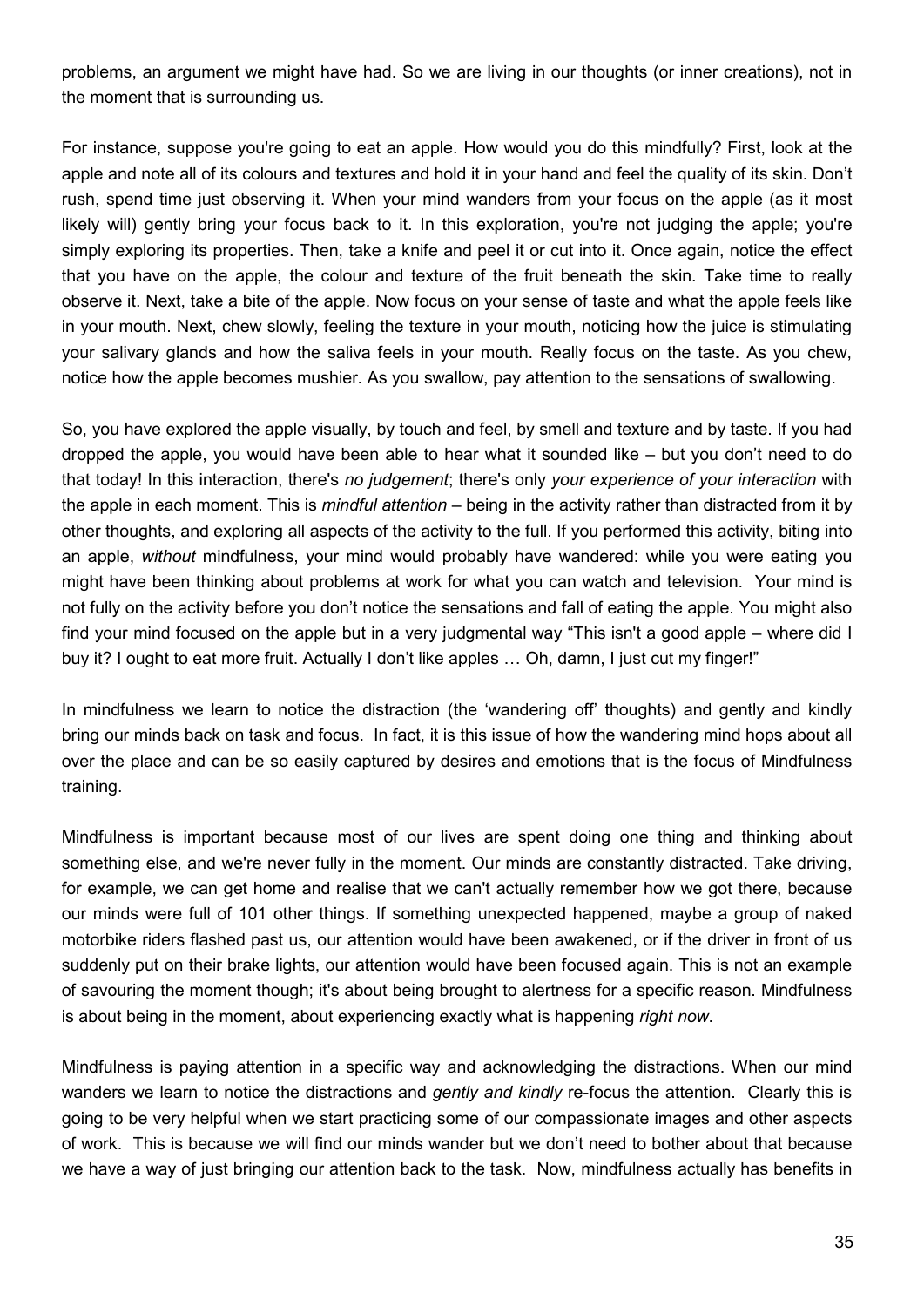problems, an argument we might have had. So we are living in our thoughts (or inner creations), not in the moment that is surrounding us.

For instance, suppose you're going to eat an apple. How would you do this mindfully? First, look at the apple and note all of its colours and textures and hold it in your hand and feel the quality of its skin. Don't rush, spend time just observing it. When your mind wanders from your focus on the apple (as it most likely will) gently bring your focus back to it. In this exploration, you're not judging the apple; you're simply exploring its properties. Then, take a knife and peel it or cut into it. Once again, notice the effect that you have on the apple, the colour and texture of the fruit beneath the skin. Take time to really observe it. Next, take a bite of the apple. Now focus on your sense of taste and what the apple feels like in your mouth. Next, chew slowly, feeling the texture in your mouth, noticing how the juice is stimulating your salivary glands and how the saliva feels in your mouth. Really focus on the taste. As you chew, notice how the apple becomes mushier. As you swallow, pay attention to the sensations of swallowing.

So, you have explored the apple visually, by touch and feel, by smell and texture and by taste. If you had dropped the apple, you would have been able to hear what it sounded like – but you don't need to do that today! In this interaction, there's *no judgement*; there's only *your experience of your interaction* with the apple in each moment. This is *mindful attention* – being in the activity rather than distracted from it by other thoughts, and exploring all aspects of the activity to the full. If you performed this activity, biting into an apple, *without* mindfulness, your mind would probably have wandered: while you were eating you might have been thinking about problems at work for what you can watch and television. Your mind is not fully on the activity before you don't notice the sensations and fall of eating the apple. You might also find your mind focused on the apple but in a very judgmental way "This isn't a good apple – where did I buy it? I ought to eat more fruit. Actually I don't like apples … Oh, damn, I just cut my finger!"

In mindfulness we learn to notice the distraction (the 'wandering off' thoughts) and gently and kindly bring our minds back on task and focus. In fact, it is this issue of how the wandering mind hops about all over the place and can be so easily captured by desires and emotions that is the focus of Mindfulness training.

Mindfulness is important because most of our lives are spent doing one thing and thinking about something else, and we're never fully in the moment. Our minds are constantly distracted. Take driving, for example, we can get home and realise that we can't actually remember how we got there, because our minds were full of 101 other things. If something unexpected happened, maybe a group of naked motorbike riders flashed past us, our attention would have been awakened, or if the driver in front of us suddenly put on their brake lights, our attention would have been focused again. This is not an example of savouring the moment though; it's about being brought to alertness for a specific reason. Mindfulness is about being in the moment, about experiencing exactly what is happening *right now*.

Mindfulness is paying attention in a specific way and acknowledging the distractions. When our mind wanders we learn to notice the distractions and *gently and kindly* re-focus the attention. Clearly this is going to be very helpful when we start practicing some of our compassionate images and other aspects of work. This is because we will find our minds wander but we don't need to bother about that because we have a way of just bringing our attention back to the task. Now, mindfulness actually has benefits in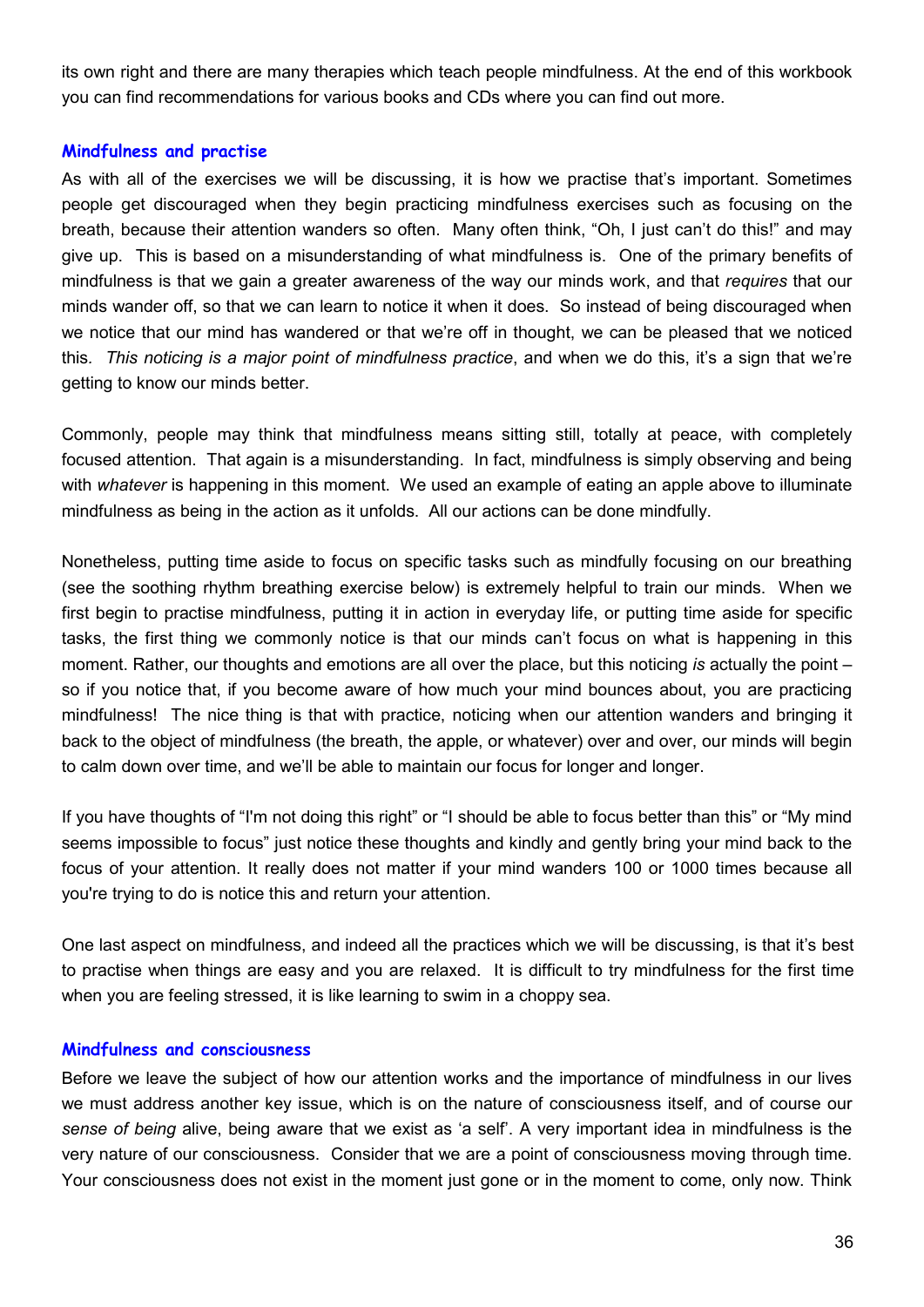its own right and there are many therapies which teach people mindfulness. At the end of this workbook you can find recommendations for various books and CDs where you can find out more.

### Mindfulness and practise

As with all of the exercises we will be discussing, it is how we practise that's important. Sometimes people get discouraged when they begin practicing mindfulness exercises such as focusing on the breath, because their attention wanders so often. Many often think, "Oh, I just can't do this!" and may give up. This is based on a misunderstanding of what mindfulness is. One of the primary benefits of mindfulness is that we gain a greater awareness of the way our minds work, and that *requires* that our minds wander off, so that we can learn to notice it when it does. So instead of being discouraged when we notice that our mind has wandered or that we're off in thought, we can be pleased that we noticed this. *This noticing is a major point of mindfulness practice*, and when we do this, it's a sign that we're getting to know our minds better.

Commonly, people may think that mindfulness means sitting still, totally at peace, with completely focused attention. That again is a misunderstanding. In fact, mindfulness is simply observing and being with *whatever* is happening in this moment. We used an example of eating an apple above to illuminate mindfulness as being in the action as it unfolds. All our actions can be done mindfully.

Nonetheless, putting time aside to focus on specific tasks such as mindfully focusing on our breathing (see the soothing rhythm breathing exercise below) is extremely helpful to train our minds. When we first begin to practise mindfulness, putting it in action in everyday life, or putting time aside for specific tasks, the first thing we commonly notice is that our minds can't focus on what is happening in this moment. Rather, our thoughts and emotions are all over the place, but this noticing *is* actually the point – so if you notice that, if you become aware of how much your mind bounces about, you are practicing mindfulness! The nice thing is that with practice, noticing when our attention wanders and bringing it back to the object of mindfulness (the breath, the apple, or whatever) over and over, our minds will begin to calm down over time, and we'll be able to maintain our focus for longer and longer.

If you have thoughts of "I'm not doing this right" or "I should be able to focus better than this" or "My mind seems impossible to focus" just notice these thoughts and kindly and gently bring your mind back to the focus of your attention. It really does not matter if your mind wanders 100 or 1000 times because all you're trying to do is notice this and return your attention.

One last aspect on mindfulness, and indeed all the practices which we will be discussing, is that it's best to practise when things are easy and you are relaxed. It is difficult to try mindfulness for the first time when you are feeling stressed, it is like learning to swim in a choppy sea.

### Mindfulness and consciousness

Before we leave the subject of how our attention works and the importance of mindfulness in our lives we must address another key issue, which is on the nature of consciousness itself, and of course our *sense of being* alive, being aware that we exist as 'a self'. A very important idea in mindfulness is the very nature of our consciousness. Consider that we are a point of consciousness moving through time. Your consciousness does not exist in the moment just gone or in the moment to come, only now. Think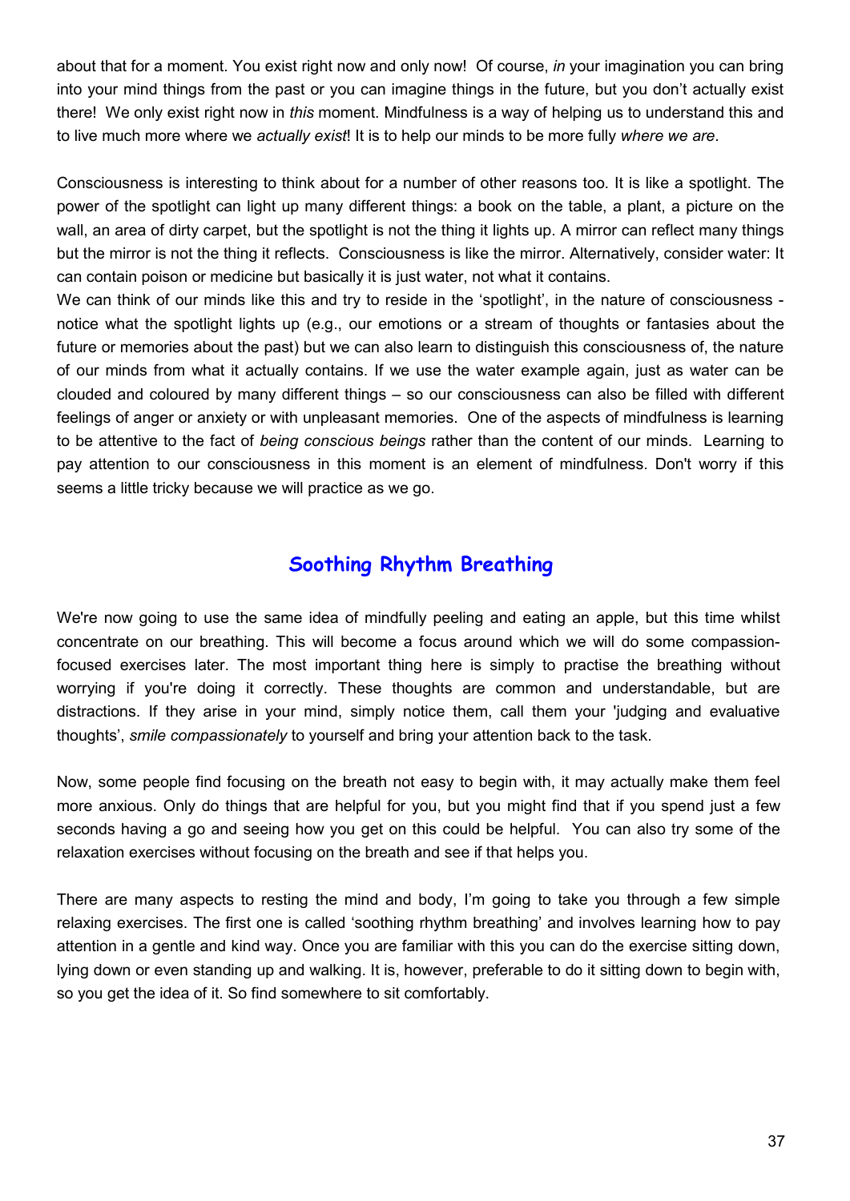about that for a moment. You exist right now and only now! Of course, *in* your imagination you can bring into your mind things from the past or you can imagine things in the future, but you don't actually exist there! We only exist right now in *this* moment. Mindfulness is a way of helping us to understand this and to live much more where we *actually exist*! It is to help our minds to be more fully *where we are*.

Consciousness is interesting to think about for a number of other reasons too. It is like a spotlight. The power of the spotlight can light up many different things: a book on the table, a plant, a picture on the wall, an area of dirty carpet, but the spotlight is not the thing it lights up. A mirror can reflect many things but the mirror is not the thing it reflects. Consciousness is like the mirror. Alternatively, consider water: It can contain poison or medicine but basically it is just water, not what it contains.

We can think of our minds like this and try to reside in the 'spotlight', in the nature of consciousness - notice what the spotlight lights up (e.g., our emotions or a stream of thoughts or fantasies about the future or memories about the past) but we can also learn to distinguish this consciousness of, the nature of our minds from what it actually contains. If we use the water example again, just as water can be clouded and coloured by many different things – so our consciousness can also be filled with different feelings of anger or anxiety or with unpleasant memories. One of the aspects of mindfulness is learning to be attentive to the fact of *being conscious beings* rather than the content of our minds. Learning to pay attention to our consciousness in this moment is an element of mindfulness. Don't worry if this seems a little tricky because we will practice as we go.

## Soothing Rhythm Breathing

We're now going to use the same idea of mindfully peeling and eating an apple, but this time whilst concentrate on our breathing. This will become a focus around which we will do some compassion-focused exercises later. The most important thing here is simply to practise the breathing without worrying if you're doing it correctly. These thoughts are common and understandable, but are distractions. If they arise in your mind, simply notice them, call them your 'judging and evaluative thoughts', *smile compassionately* to yourself and bring your attention back to the task.

Now, some people find focusing on the breath not easy to begin with, it may actually make them feel more anxious. Only do things that are helpful for you, but you might find that if you spend just a few seconds having a go and seeing how you get on this could be helpful. You can also try some of the relaxation exercises without focusing on the breath and see if that helps you.

There are many aspects to resting the mind and body, I'm going to take you through a few simple relaxing exercises. The first one is called 'soothing rhythm breathing' and involves learning how to pay attention in a gentle and kind way. Once you are familiar with this you can do the exercise sitting down, lying down or even standing up and walking. It is, however, preferable to do it sitting down to begin with, so you get the idea of it. So find somewhere to sit comfortably.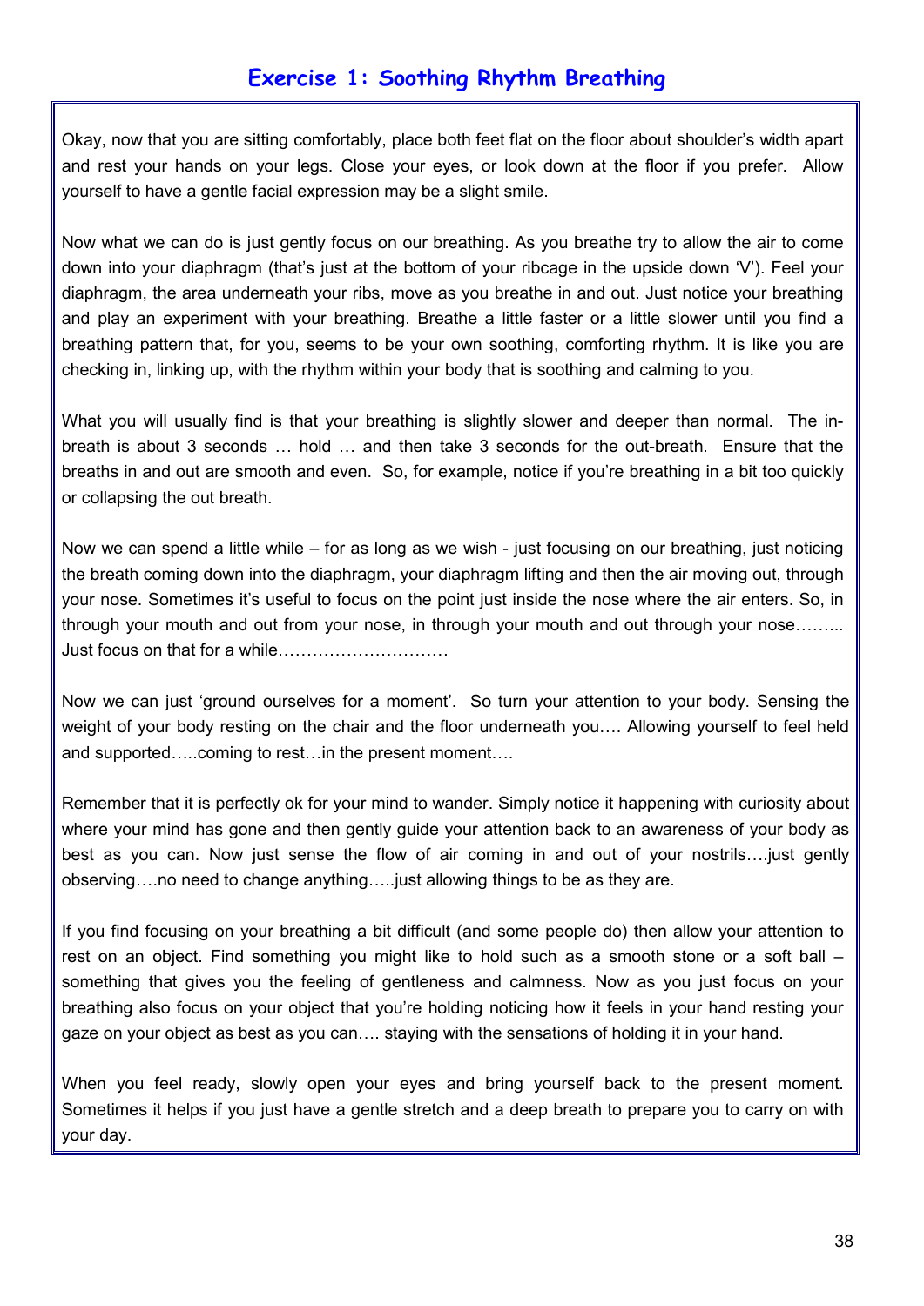# Exercise 1: Soothing Rhythm Breathing

Okay, now that you are sitting comfortably, place both feet flat on the floor about shoulder's width apart and rest your hands on your legs. Close your eyes, or look down at the floor if you prefer. Allow yourself to have a gentle facial expression may be a slight smile.

Now what we can do is just gently focus on our breathing. As you breathe try to allow the air to come down into your diaphragm (that's just at the bottom of your ribcage in the upside down 'V'). Feel your diaphragm, the area underneath your ribs, move as you breathe in and out. Just notice your breathing and play an experiment with your breathing. Breathe a little faster or a little slower until you find a breathing pattern that, for you, seems to be your own soothing, comforting rhythm. It is like you are checking in, linking up, with the rhythm within your body that is soothing and calming to you.

What you will usually find is that your breathing is slightly slower and deeper than normal. The in-breath is about 3 seconds … hold … and then take 3 seconds for the out-breath. Ensure that the breaths in and out are smooth and even. So, for example, notice if you're breathing in a bit too quickly or collapsing the out breath.

Now we can spend a little while – for as long as we wish - just focusing on our breathing, just noticing the breath coming down into the diaphragm, your diaphragm lifting and then the air moving out, through your nose. Sometimes it's useful to focus on the point just inside the nose where the air enters. So, in through your mouth and out from your nose, in through your mouth and out through your nose……... Just focus on that for a while…………………………

Now we can just 'ground ourselves for a moment'. So turn your attention to your body. Sensing the weight of your body resting on the chair and the floor underneath you…. Allowing yourself to feel held and supported…..coming to rest…in the present moment….

Remember that it is perfectly ok for your mind to wander. Simply notice it happening with curiosity about where your mind has gone and then gently guide your attention back to an awareness of your body as best as you can. Now just sense the flow of air coming in and out of your nostrils….just gently observing….no need to change anything…..just allowing things to be as they are.

If you find focusing on your breathing a bit difficult (and some people do) then allow your attention to rest on an object. Find something you might like to hold such as a smooth stone or a soft ball – something that gives you the feeling of gentleness and calmness. Now as you just focus on your breathing also focus on your object that you're holding noticing how it feels in your hand resting your gaze on your object as best as you can…. staying with the sensations of holding it in your hand.

When you feel ready, slowly open your eyes and bring yourself back to the present moment. Sometimes it helps if you just have a gentle stretch and a deep breath to prepare you to carry on with your day.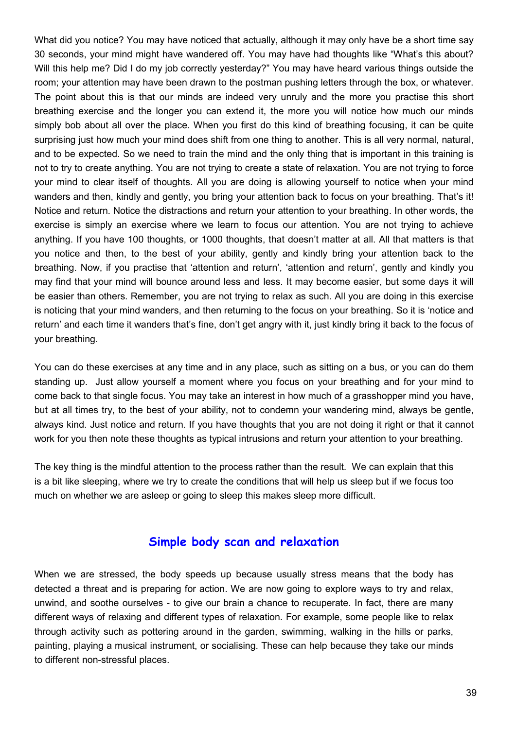What did you notice? You may have noticed that actually, although it may only have be a short time say 30 seconds, your mind might have wandered off. You may have had thoughts like "What's this about? Will this help me? Did I do my job correctly yesterday?" You may have heard various things outside the room; your attention may have been drawn to the postman pushing letters through the box, or whatever. The point about this is that our minds are indeed very unruly and the more you practise this short breathing exercise and the longer you can extend it, the more you will notice how much our minds simply bob about all over the place. When you first do this kind of breathing focusing, it can be quite surprising just how much your mind does shift from one thing to another. This is all very normal, natural, and to be expected. So we need to train the mind and the only thing that is important in this training is not to try to create anything. You are not trying to create a state of relaxation. You are not trying to force your mind to clear itself of thoughts. All you are doing is allowing yourself to notice when your mind wanders and then, kindly and gently, you bring your attention back to focus on your breathing. That's it! Notice and return. Notice the distractions and return your attention to your breathing. In other words, the exercise is simply an exercise where we learn to focus our attention. You are not trying to achieve anything. If you have 100 thoughts, or 1000 thoughts, that doesn't matter at all. All that matters is that you notice and then, to the best of your ability, gently and kindly bring your attention back to the breathing. Now, if you practise that 'attention and return', 'attention and return', gently and kindly you may find that your mind will bounce around less and less. It may become easier, but some days it will be easier than others. Remember, you are not trying to relax as such. All you are doing in this exercise is noticing that your mind wanders, and then returning to the focus on your breathing. So it is 'notice and return' and each time it wanders that's fine, don't get angry with it, just kindly bring it back to the focus of your breathing.

You can do these exercises at any time and in any place, such as sitting on a bus, or you can do them standing up. Just allow yourself a moment where you focus on your breathing and for your mind to come back to that single focus. You may take an interest in how much of a grasshopper mind you have, but at all times try, to the best of your ability, not to condemn your wandering mind, always be gentle, always kind. Just notice and return. If you have thoughts that you are not doing it right or that it cannot work for you then note these thoughts as typical intrusions and return your attention to your breathing.

The key thing is the mindful attention to the process rather than the result. We can explain that this is a bit like sleeping, where we try to create the conditions that will help us sleep but if we focus too much on whether we are asleep or going to sleep this makes sleep more difficult.

## Simple body scan and relaxation

When we are stressed, the body speeds up because usually stress means that the body has detected a threat and is preparing for action. We are now going to explore ways to try and relax, unwind, and soothe ourselves - to give our brain a chance to recuperate. In fact, there are many different ways of relaxing and different types of relaxation. For example, some people like to relax through activity such as pottering around in the garden, swimming, walking in the hills or parks, painting, playing a musical instrument, or socialising. These can help because they take our minds to different non-stressful places.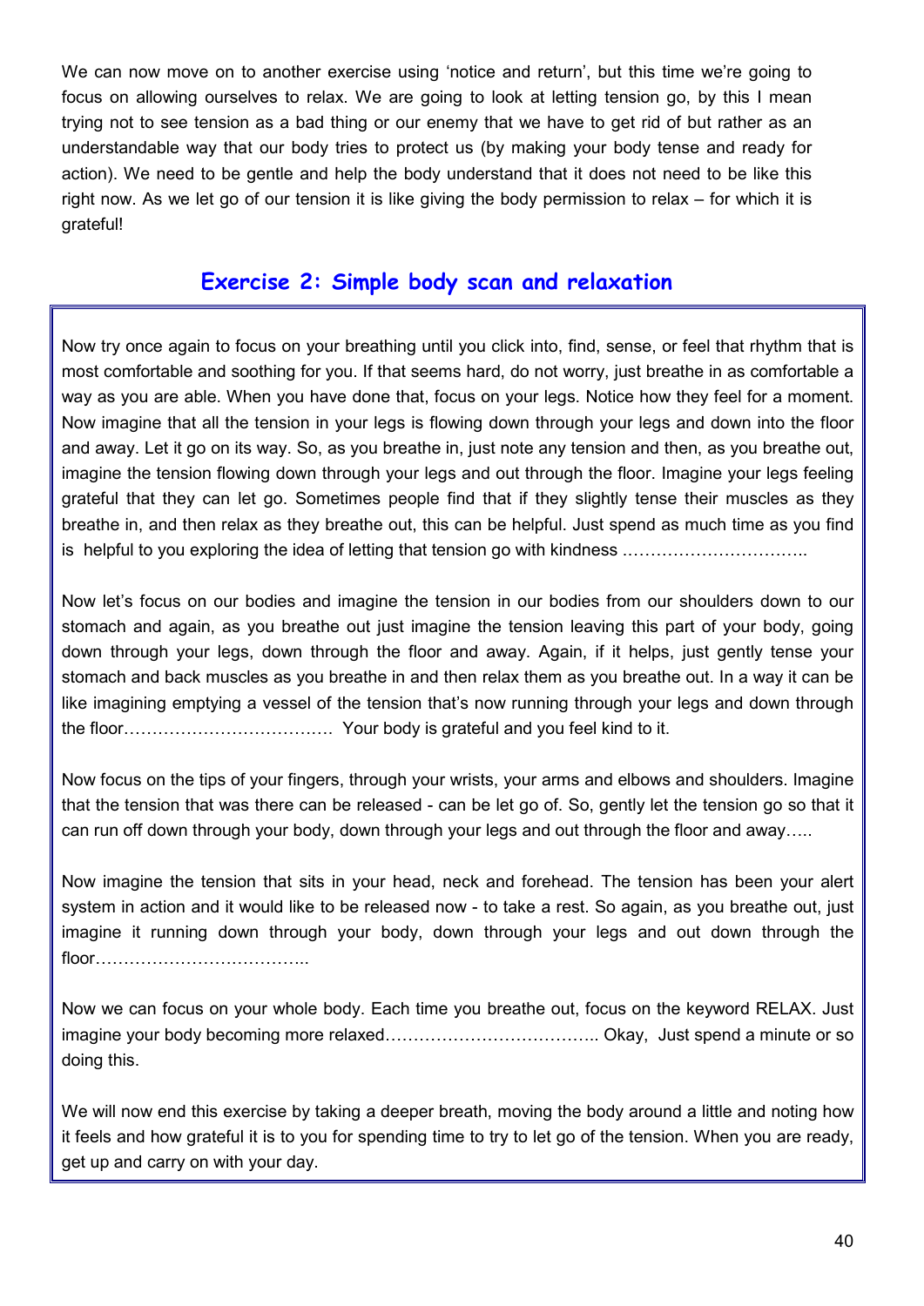We can now move on to another exercise using 'notice and return', but this time we're going to focus on allowing ourselves to relax. We are going to look at letting tension go, by this I mean trying not to see tension as a bad thing or our enemy that we have to get rid of but rather as an understandable way that our body tries to protect us (by making your body tense and ready for action). We need to be gentle and help the body understand that it does not need to be like this right now. As we let go of our tension it is like giving the body permission to relax – for which it is grateful!

## Exercise 2: Simple body scan and relaxation

Now try once again to focus on your breathing until you click into, find, sense, or feel that rhythm that is most comfortable and soothing for you. If that seems hard, do not worry, just breathe in as comfortable a way as you are able. When you have done that, focus on your legs. Notice how they feel for a moment. Now imagine that all the tension in your legs is flowing down through your legs and down into the floor and away. Let it go on its way. So, as you breathe in, just note any tension and then, as you breathe out, imagine the tension flowing down through your legs and out through the floor. Imagine your legs feeling grateful that they can let go. Sometimes people find that if they slightly tense their muscles as they breathe in, and then relax as they breathe out, this can be helpful. Just spend as much time as you find is helpful to you exploring the idea of letting that tension go with kindness ……………………………..

Now let's focus on our bodies and imagine the tension in our bodies from our shoulders down to our stomach and again, as you breathe out just imagine the tension leaving this part of your body, going down through your legs, down through the floor and away. Again, if it helps, just gently tense your stomach and back muscles as you breathe in and then relax them as you breathe out. In a way it can be like imagining emptying a vessel of the tension that's now running through your legs and down through the floor………………………………. Your body is grateful and you feel kind to it.

Now focus on the tips of your fingers, through your wrists, your arms and elbows and shoulders. Imagine that the tension that was there can be released - can be let go of. So, gently let the tension go so that it can run off down through your body, down through your legs and out through the floor and away…..

Now imagine the tension that sits in your head, neck and forehead. The tension has been your alert system in action and it would like to be released now - to take a rest. So again, as you breathe out, just imagine it running down through your body, down through your legs and out down through the floor………………………………..

Now we can focus on your whole body. Each time you breathe out, focus on the keyword RELAX. Just imagine your body becoming more relaxed……………………………….. Okay, Just spend a minute or so doing this.

We will now end this exercise by taking a deeper breath, moving the body around a little and noting how it feels and how grateful it is to you for spending time to try to let go of the tension. When you are ready, get up and carry on with your day.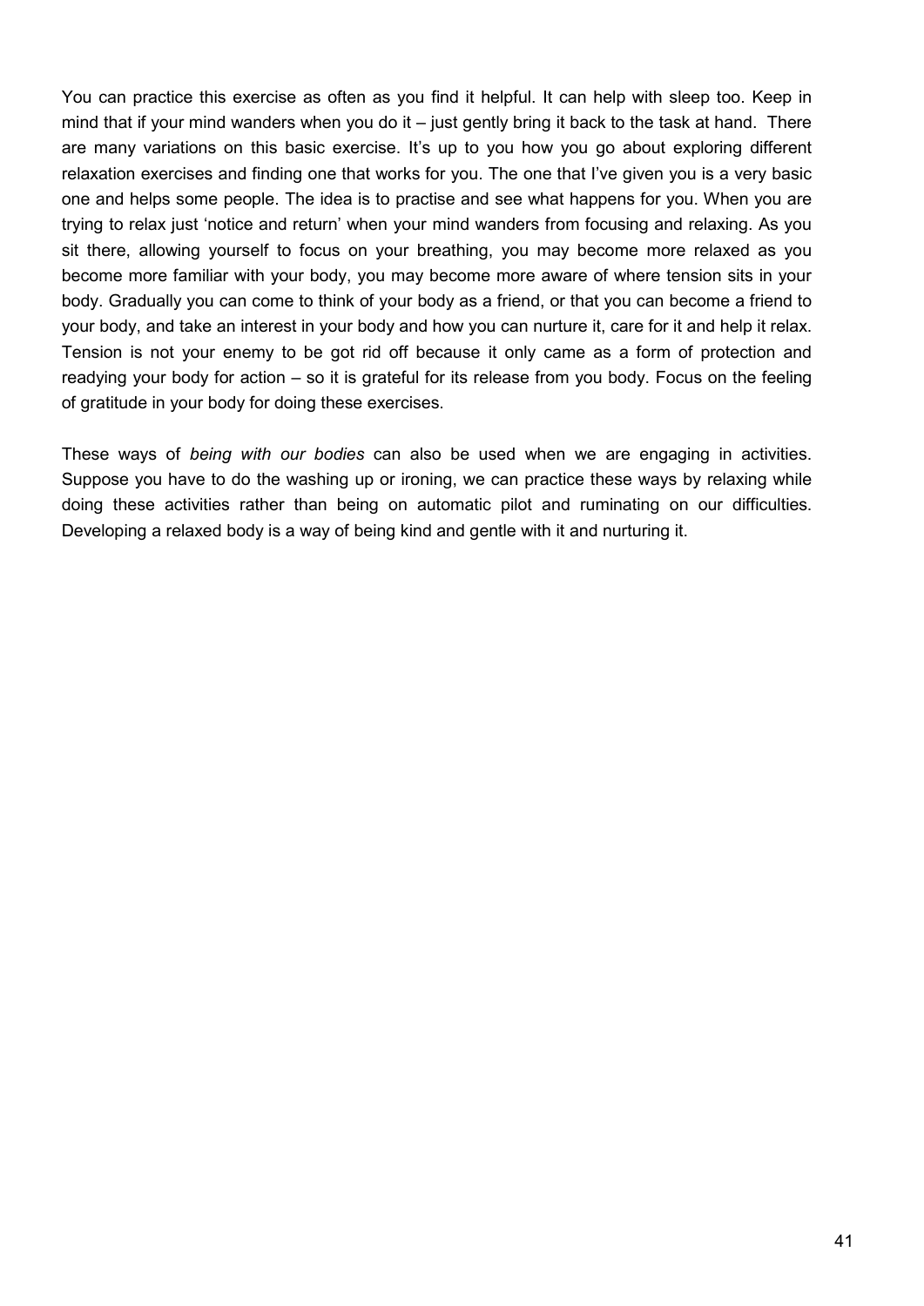You can practice this exercise as often as you find it helpful. It can help with sleep too. Keep in mind that if your mind wanders when you do it – just gently bring it back to the task at hand. There are many variations on this basic exercise. It's up to you how you go about exploring different relaxation exercises and finding one that works for you. The one that I've given you is a very basic one and helps some people. The idea is to practise and see what happens for you. When you are trying to relax just 'notice and return' when your mind wanders from focusing and relaxing. As you sit there, allowing yourself to focus on your breathing, you may become more relaxed as you become more familiar with your body, you may become more aware of where tension sits in your body. Gradually you can come to think of your body as a friend, or that you can become a friend to your body, and take an interest in your body and how you can nurture it, care for it and help it relax. Tension is not your enemy to be got rid off because it only came as a form of protection and readying your body for action – so it is grateful for its release from you body. Focus on the feeling of gratitude in your body for doing these exercises.

These ways of *being with our bodies* can also be used when we are engaging in activities. Suppose you have to do the washing up or ironing, we can practice these ways by relaxing while doing these activities rather than being on automatic pilot and ruminating on our difficulties. Developing a relaxed body is a way of being kind and gentle with it and nurturing it.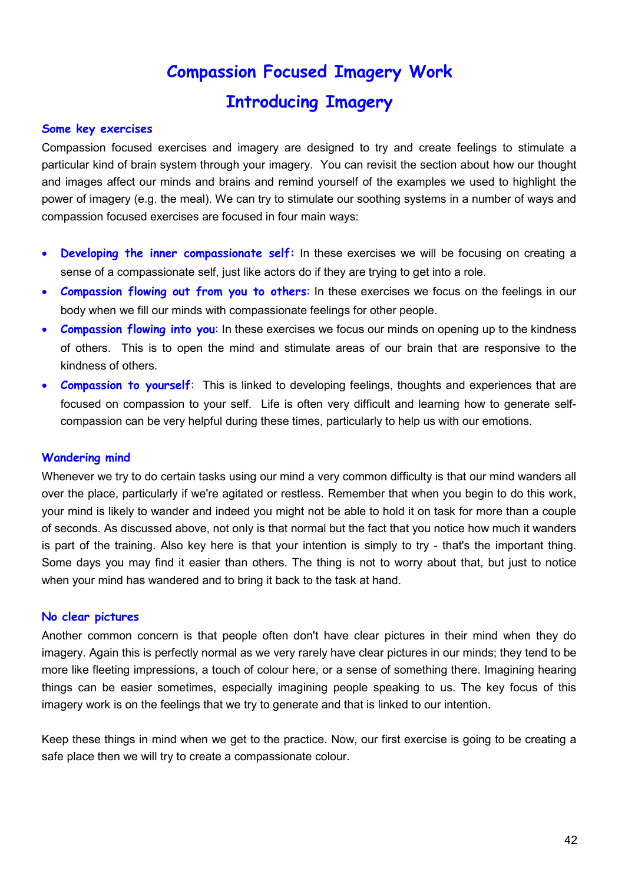# Compassion Focused Imagery Work

## Introducing Imagery

### Some key exercises

Compassion focused exercises and imagery are designed to try and create feelings to stimulate a particular kind of brain system through your imagery. You can revisit the section about how our thought and images affect our minds and brains and remind yourself of the examples we used to highlight the power of imagery (e.g. the meal). We can try to stimulate our soothing systems in a number of ways and compassion focused exercises are focused in four main ways:

- **Developing the inner compassionate self:** In these exercises we will be focusing on creating a sense of a compassionate self, just like actors do if they are trying to get into a role.
- **Compassion flowing out from you to others:** In these exercises we focus on the feelings in our body when we fill our minds with compassionate feelings for other people.
- **Compassion flowing into you:** In these exercises we focus our minds on opening up to the kindness of others. This is to open the mind and stimulate areas of our brain that are responsive to the kindness of others.
- **Compassion to yourself:** This is linked to developing feelings, thoughts and experiences that are focused on compassion to your self. Life is often very difficult and learning how to generate self-compassion can be very helpful during these times, particularly to help us with our emotions.

### Wandering mind

Whenever we try to do certain tasks using our mind a very common difficulty is that our mind wanders all over the place, particularly if we're agitated or restless. Remember that when you begin to do this work, your mind is likely to wander and indeed you might not be able to hold it on task for more than a couple of seconds. As discussed above, not only is that normal but the fact that you notice how much it wanders is part of the training. Also key here is that your intention is simply to try - that's the important thing. Some days you may find it easier than others. The thing is not to worry about that, but just to notice when your mind has wandered and to bring it back to the task at hand.

### No clear pictures

Another common concern is that people often don't have clear pictures in their mind when they do imagery. Again this is perfectly normal as we very rarely have clear pictures in our minds; they tend to be more like fleeting impressions, a touch of colour here, or a sense of something there. Imagining hearing things can be easier sometimes, especially imagining people speaking to us. The key focus of this imagery work is on the feelings that we try to generate and that is linked to our intention.

Keep these things in mind when we get to the practice. Now, our first exercise is going to be creating a safe place then we will try to create a compassionate colour.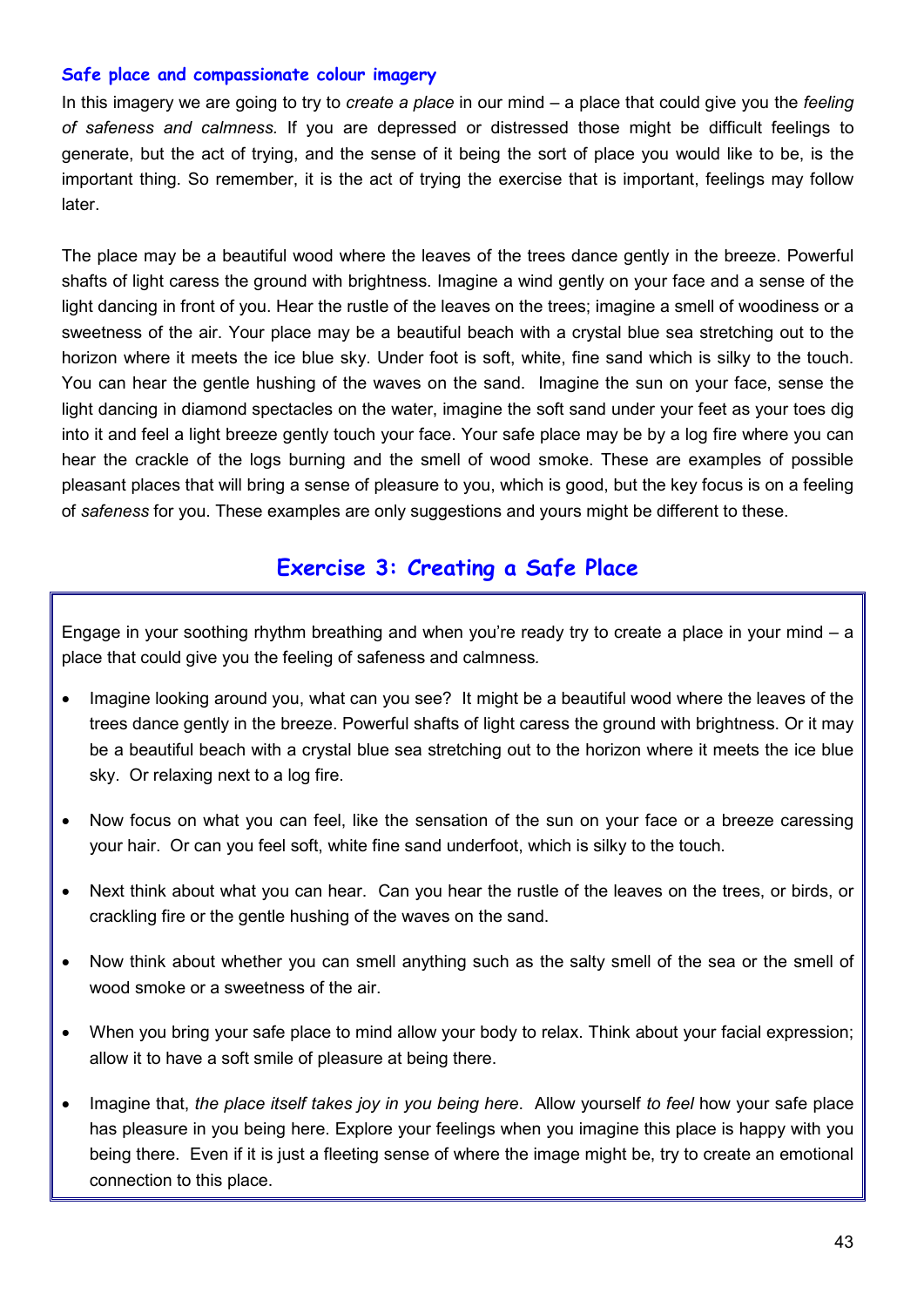### Safe place and compassionate colour imagery

In this imagery we are going to try to *create a place* in our mind – a place that could give you the *feeling of safeness and calmness.* If you are depressed or distressed those might be difficult feelings to generate, but the act of trying, and the sense of it being the sort of place you would like to be, is the important thing. So remember, it is the act of trying the exercise that is important, feelings may follow later.

The place may be a beautiful wood where the leaves of the trees dance gently in the breeze. Powerful shafts of light caress the ground with brightness. Imagine a wind gently on your face and a sense of the light dancing in front of you. Hear the rustle of the leaves on the trees; imagine a smell of woodiness or a sweetness of the air. Your place may be a beautiful beach with a crystal blue sea stretching out to the horizon where it meets the ice blue sky. Under foot is soft, white, fine sand which is silky to the touch. You can hear the gentle hushing of the waves on the sand. Imagine the sun on your face, sense the light dancing in diamond spectacles on the water, imagine the soft sand under your feet as your toes dig into it and feel a light breeze gently touch your face. Your safe place may be by a log fire where you can hear the crackle of the logs burning and the smell of wood smoke. These are examples of possible pleasant places that will bring a sense of pleasure to you, which is good, but the key focus is on a feeling of *safeness* for you. These examples are only suggestions and yours might be different to these.

## Exercise 3: Creating a Safe Place

Engage in your soothing rhythm breathing and when you're ready try to create a place in your mind – a place that could give you the feeling of safeness and calmness.

- Imagine looking around you, what can you see? It might be a beautiful wood where the leaves of the trees dance gently in the breeze. Powerful shafts of light caress the ground with brightness. Or it may be a beautiful beach with a crystal blue sea stretching out to the horizon where it meets the ice blue sky. Or relaxing next to a log fire.
- Now focus on what you can feel, like the sensation of the sun on your face or a breeze caressing your hair. Or can you feel soft, white fine sand underfoot, which is silky to the touch.
- Next think about what you can hear. Can you hear the rustle of the leaves on the trees, or birds, or crackling fire or the gentle hushing of the waves on the sand.
- Now think about whether you can smell anything such as the salty smell of the sea or the smell of wood smoke or a sweetness of the air.
- When you bring your safe place to mind allow your body to relax. Think about your facial expression; allow it to have a soft smile of pleasure at being there.
- Imagine that, *the place itself takes joy in you being here*. Allow yourself *to feel* how your safe place has pleasure in you being here. Explore your feelings when you imagine this place is happy with you being there. Even if it is just a fleeting sense of where the image might be, try to create an emotional connection to this place.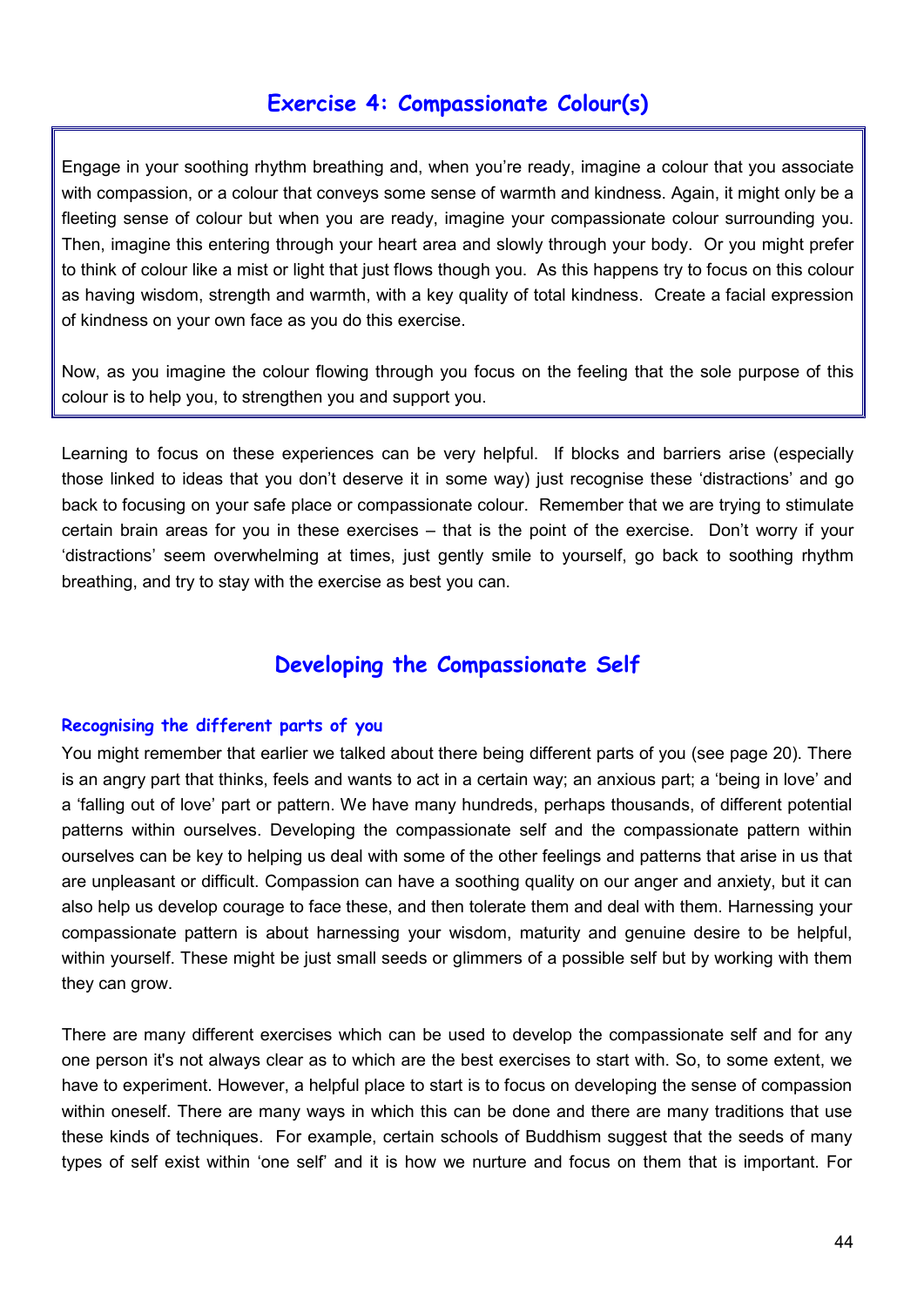## Exercise 4: Compassionate Colour(s)

Engage in your soothing rhythm breathing and, when you're ready, imagine a colour that you associate with compassion, or a colour that conveys some sense of warmth and kindness. Again, it might only be a fleeting sense of colour but when you are ready, imagine your compassionate colour surrounding you. Then, imagine this entering through your heart area and slowly through your body. Or you might prefer to think of colour like a mist or light that just flows though you. As this happens try to focus on this colour as having wisdom, strength and warmth, with a key quality of total kindness. Create a facial expression of kindness on your own face as you do this exercise.

Now, as you imagine the colour flowing through you focus on the feeling that the sole purpose of this colour is to help you, to strengthen you and support you.

Learning to focus on these experiences can be very helpful. If blocks and barriers arise (especially those linked to ideas that you don't deserve it in some way) just recognise these 'distractions' and go back to focusing on your safe place or compassionate colour. Remember that we are trying to stimulate certain brain areas for you in these exercises – that is the point of the exercise. Don't worry if your 'distractions' seem overwhelming at times, just gently smile to yourself, go back to soothing rhythm breathing, and try to stay with the exercise as best you can.

## Developing the Compassionate Self

### Recognising the different parts of you

You might remember that earlier we talked about there being different parts of you (see page 20). There is an angry part that thinks, feels and wants to act in a certain way; an anxious part; a 'being in love' and a 'falling out of love' part or pattern. We have many hundreds, perhaps thousands, of different potential patterns within ourselves. Developing the compassionate self and the compassionate pattern within ourselves can be key to helping us deal with some of the other feelings and patterns that arise in us that are unpleasant or difficult. Compassion can have a soothing quality on our anger and anxiety, but it can also help us develop courage to face these, and then tolerate them and deal with them. Harnessing your compassionate pattern is about harnessing your wisdom, maturity and genuine desire to be helpful, within yourself. These might be just small seeds or glimmers of a possible self but by working with them they can grow.

There are many different exercises which can be used to develop the compassionate self and for any one person it's not always clear as to which are the best exercises to start with. So, to some extent, we have to experiment. However, a helpful place to start is to focus on developing the sense of compassion within oneself. There are many ways in which this can be done and there are many traditions that use these kinds of techniques. For example, certain schools of Buddhism suggest that the seeds of many types of self exist within 'one self' and it is how we nurture and focus on them that is important. For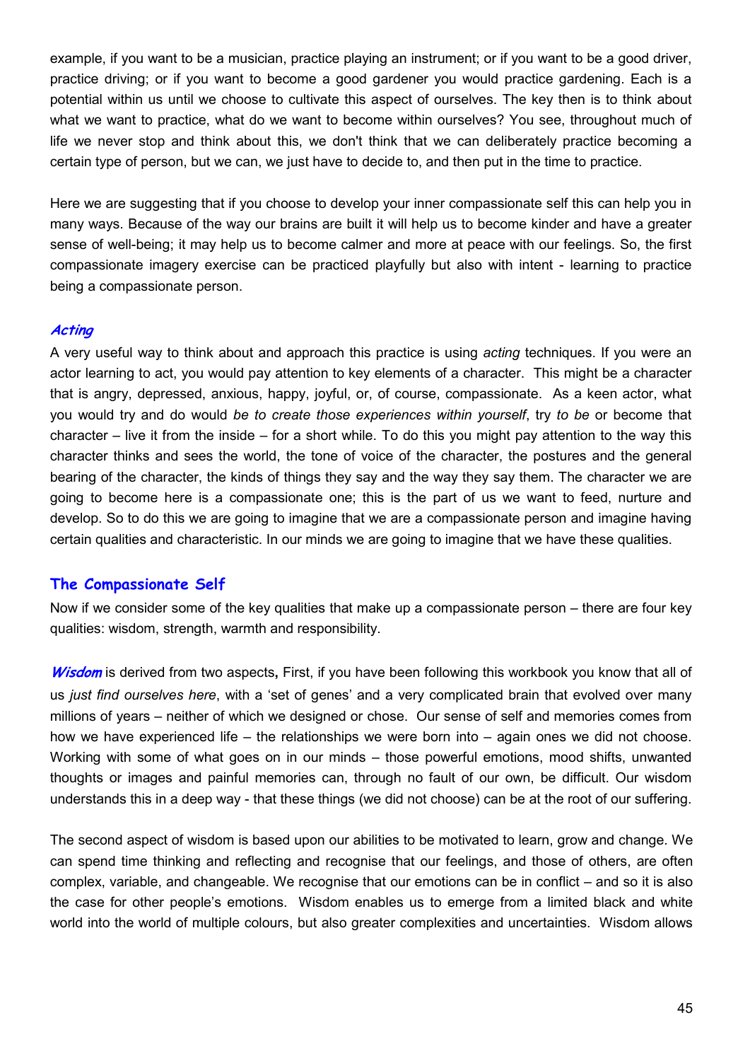example, if you want to be a musician, practice playing an instrument; or if you want to be a good driver, practice driving; or if you want to become a good gardener you would practice gardening. Each is a potential within us until we choose to cultivate this aspect of ourselves. The key then is to think about what we want to practice, what do we want to become within ourselves? You see, throughout much of life we never stop and think about this, we don't think that we can deliberately practice becoming a certain type of person, but we can, we just have to decide to, and then put in the time to practice.

Here we are suggesting that if you choose to develop your inner compassionate self this can help you in many ways. Because of the way our brains are built it will help us to become kinder and have a greater sense of well-being; it may help us to become calmer and more at peace with our feelings. So, the first compassionate imagery exercise can be practiced playfully but also with intent - learning to practice being a compassionate person.

### *Acting*

A very useful way to think about and approach this practice is using *acting* techniques. If you were an actor learning to act, you would pay attention to key elements of a character. This might be a character that is angry, depressed, anxious, happy, joyful, or, of course, compassionate. As a keen actor, what you would try and do would *be to create those experiences within yourself*, try *to be* or become that character – live it from the inside – for a short while. To do this you might pay attention to the way this character thinks and sees the world, the tone of voice of the character, the postures and the general bearing of the character, the kinds of things they say and the way they say them. The character we are going to become here is a compassionate one; this is the part of us we want to feed, nurture and develop. So to do this we are going to imagine that we are a compassionate person and imagine having certain qualities and characteristic. In our minds we are going to imagine that we have these qualities.

## The Compassionate Self

Now if we consider some of the key qualities that make up a compassionate person – there are four key qualities: wisdom, strength, warmth and responsibility.

***Wisdom*** is derived from two aspects**,** First, if you have been following this workbook you know that all of us *just find ourselves here*, with a 'set of genes' and a very complicated brain that evolved over many millions of years – neither of which we designed or chose. Our sense of self and memories comes from how we have experienced life – the relationships we were born into – again ones we did not choose. Working with some of what goes on in our minds – those powerful emotions, mood shifts, unwanted thoughts or images and painful memories can, through no fault of our own, be difficult. Our wisdom understands this in a deep way - that these things (we did not choose) can be at the root of our suffering.

The second aspect of wisdom is based upon our abilities to be motivated to learn, grow and change. We can spend time thinking and reflecting and recognise that our feelings, and those of others, are often complex, variable, and changeable. We recognise that our emotions can be in conflict – and so it is also the case for other people's emotions. Wisdom enables us to emerge from a limited black and white world into the world of multiple colours, but also greater complexities and uncertainties. Wisdom allows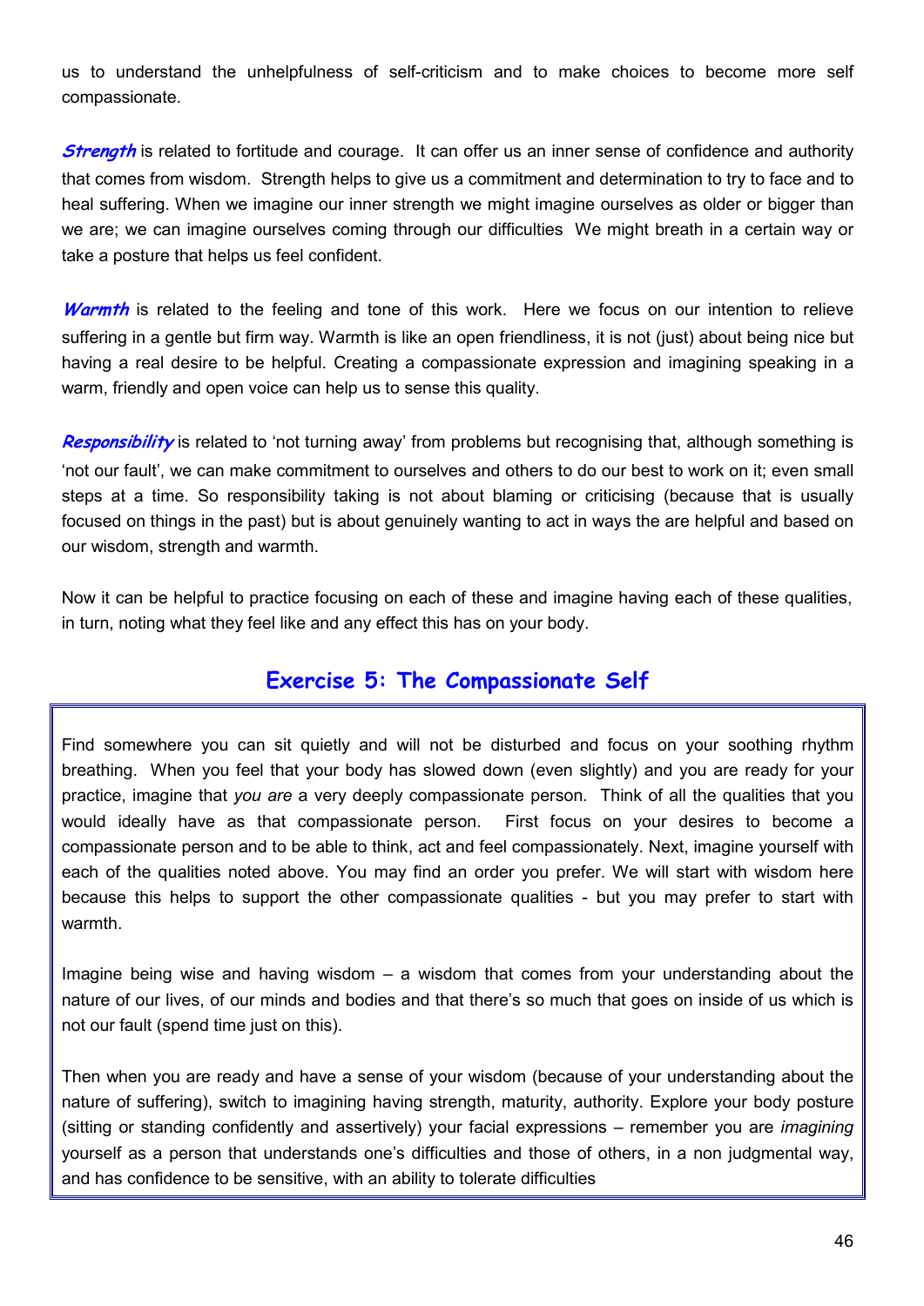us to understand the unhelpfulness of self-criticism and to make choices to become more self compassionate.

***Strength*** is related to fortitude and courage. It can offer us an inner sense of confidence and authority that comes from wisdom. Strength helps to give us a commitment and determination to try to face and to heal suffering. When we imagine our inner strength we might imagine ourselves as older or bigger than we are; we can imagine ourselves coming through our difficulties We might breath in a certain way or take a posture that helps us feel confident.

***Warmth*** is related to the feeling and tone of this work. Here we focus on our intention to relieve suffering in a gentle but firm way. Warmth is like an open friendliness, it is not (just) about being nice but having a real desire to be helpful. Creating a compassionate expression and imagining speaking in a warm, friendly and open voice can help us to sense this quality.

***Responsibility*** is related to 'not turning away' from problems but recognising that, although something is 'not our fault', we can make commitment to ourselves and others to do our best to work on it; even small steps at a time. So responsibility taking is not about blaming or criticising (because that is usually focused on things in the past) but is about genuinely wanting to act in ways the are helpful and based on our wisdom, strength and warmth.

Now it can be helpful to practice focusing on each of these and imagine having each of these qualities, in turn, noting what they feel like and any effect this has on your body.

## Exercise 5: The Compassionate Self

Find somewhere you can sit quietly and will not be disturbed and focus on your soothing rhythm breathing. When you feel that your body has slowed down (even slightly) and you are ready for your practice, imagine that *you are* a very deeply compassionate person. Think of all the qualities that you would ideally have as that compassionate person. First focus on your desires to become a compassionate person and to be able to think, act and feel compassionately. Next, imagine yourself with each of the qualities noted above. You may find an order you prefer. We will start with wisdom here because this helps to support the other compassionate qualities - but you may prefer to start with warmth.

Imagine being wise and having wisdom – a wisdom that comes from your understanding about the nature of our lives, of our minds and bodies and that there's so much that goes on inside of us which is not our fault (spend time just on this).

Then when you are ready and have a sense of your wisdom (because of your understanding about the nature of suffering), switch to imagining having strength, maturity, authority. Explore your body posture (sitting or standing confidently and assertively) your facial expressions – remember you are *imagining* yourself as a person that understands one's difficulties and those of others, in a non judgmental way, and has confidence to be sensitive, with an ability to tolerate difficulties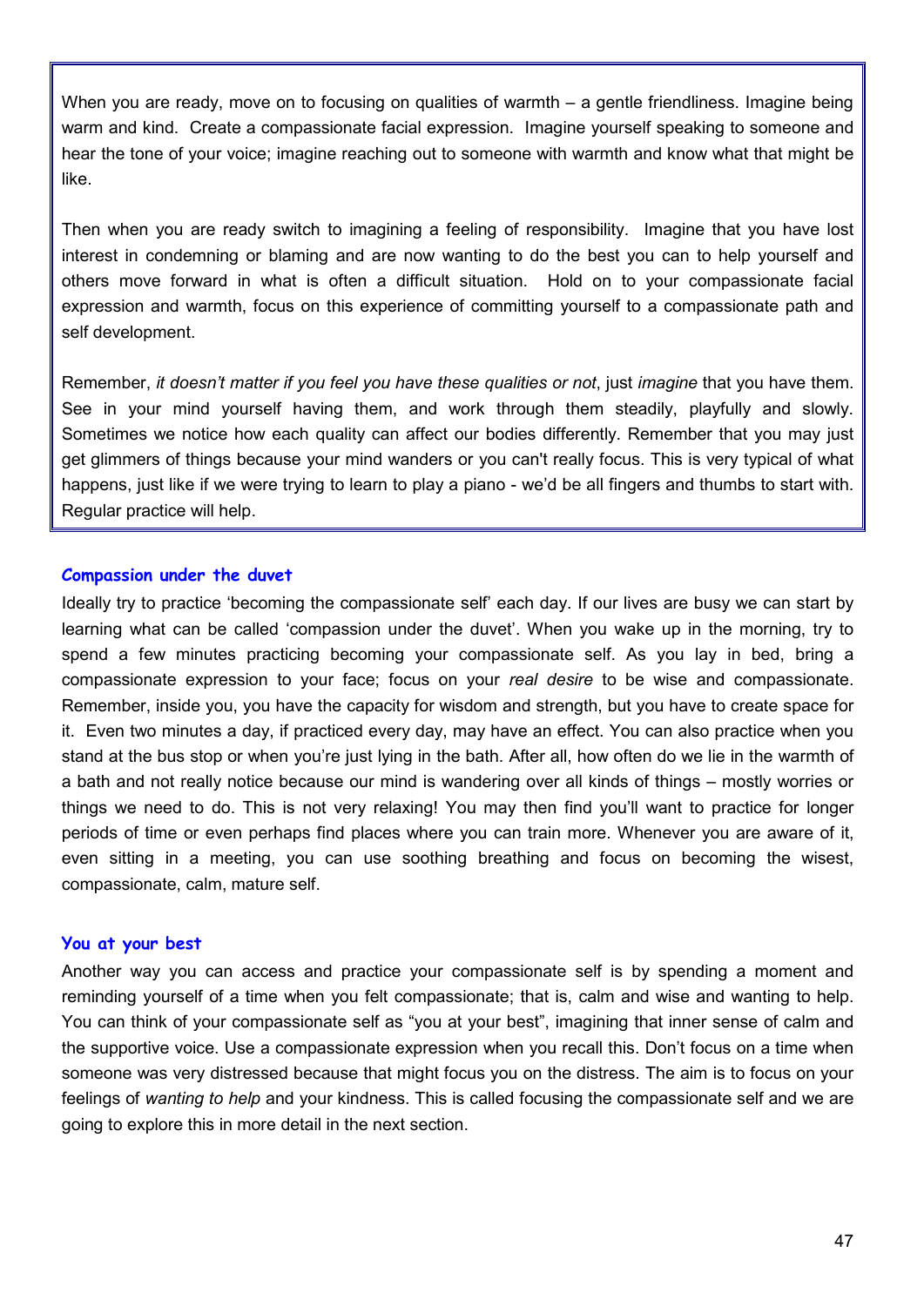When you are ready, move on to focusing on qualities of warmth – a gentle friendliness. Imagine being warm and kind. Create a compassionate facial expression. Imagine yourself speaking to someone and hear the tone of your voice; imagine reaching out to someone with warmth and know what that might be like.

Then when you are ready switch to imagining a feeling of responsibility. Imagine that you have lost interest in condemning or blaming and are now wanting to do the best you can to help yourself and others move forward in what is often a difficult situation. Hold on to your compassionate facial expression and warmth, focus on this experience of committing yourself to a compassionate path and self development.

Remember, *it doesn't matter if you feel you have these qualities or not*, just *imagine* that you have them. See in your mind yourself having them, and work through them steadily, playfully and slowly. Sometimes we notice how each quality can affect our bodies differently. Remember that you may just get glimmers of things because your mind wanders or you can't really focus. This is very typical of what happens, just like if we were trying to learn to play a piano - we'd be all fingers and thumbs to start with. Regular practice will help.

### Compassion under the duvet

Ideally try to practice 'becoming the compassionate self' each day. If our lives are busy we can start by learning what can be called 'compassion under the duvet'. When you wake up in the morning, try to spend a few minutes practicing becoming your compassionate self. As you lay in bed, bring a compassionate expression to your face; focus on your *real desire* to be wise and compassionate. Remember, inside you, you have the capacity for wisdom and strength, but you have to create space for it. Even two minutes a day, if practiced every day, may have an effect. You can also practice when you stand at the bus stop or when you're just lying in the bath. After all, how often do we lie in the warmth of a bath and not really notice because our mind is wandering over all kinds of things – mostly worries or things we need to do. This is not very relaxing! You may then find you'll want to practice for longer periods of time or even perhaps find places where you can train more. Whenever you are aware of it, even sitting in a meeting, you can use soothing breathing and focus on becoming the wisest, compassionate, calm, mature self.

### You at your best

Another way you can access and practice your compassionate self is by spending a moment and reminding yourself of a time when you felt compassionate; that is, calm and wise and wanting to help. You can think of your compassionate self as "you at your best", imagining that inner sense of calm and the supportive voice. Use a compassionate expression when you recall this. Don't focus on a time when someone was very distressed because that might focus you on the distress. The aim is to focus on your feelings of *wanting to help* and your kindness. This is called focusing the compassionate self and we are going to explore this in more detail in the next section.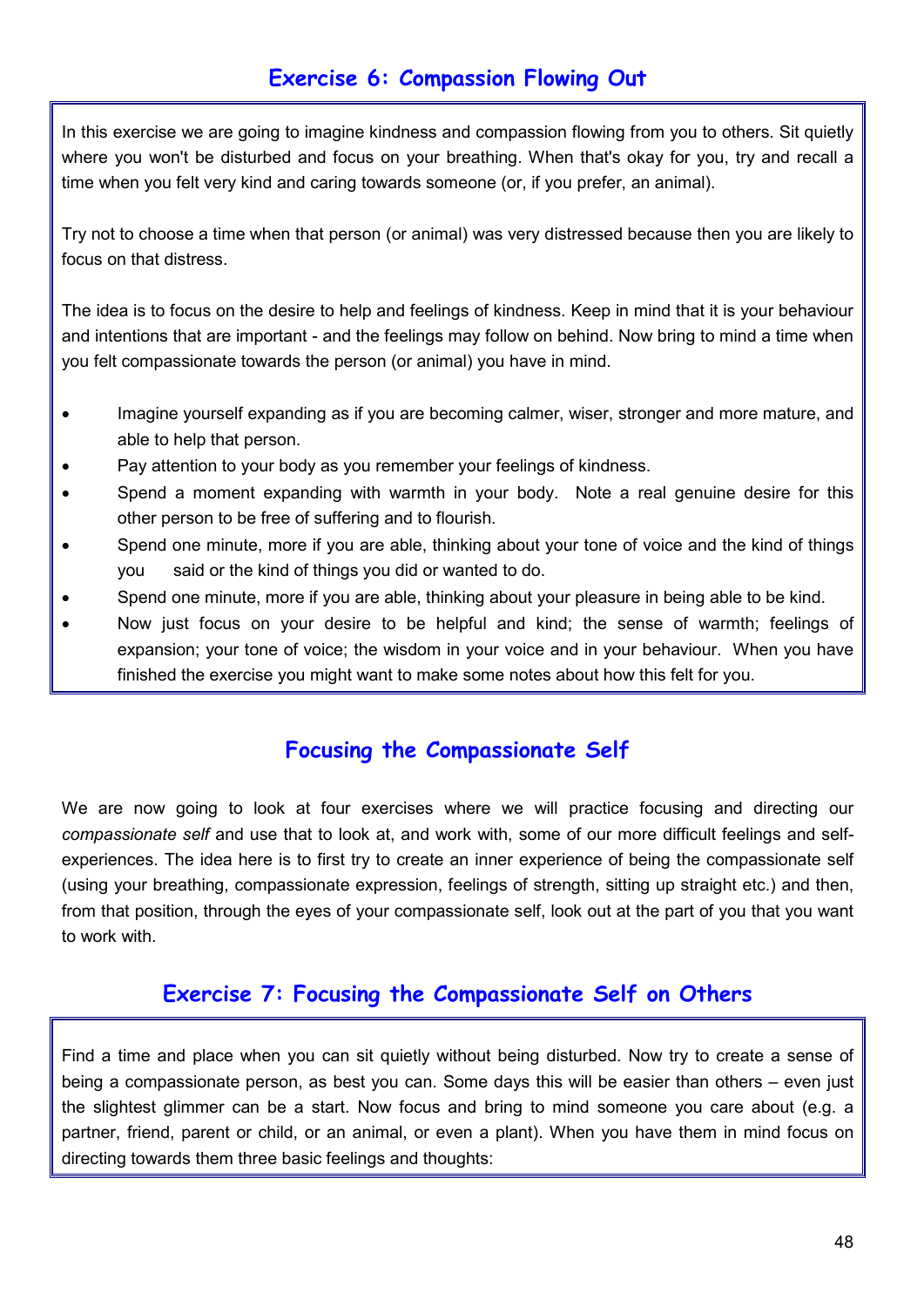## Exercise 6: Compassion Flowing Out

In this exercise we are going to imagine kindness and compassion flowing from you to others. Sit quietly where you won't be disturbed and focus on your breathing. When that's okay for you, try and recall a time when you felt very kind and caring towards someone (or, if you prefer, an animal).

Try not to choose a time when that person (or animal) was very distressed because then you are likely to focus on that distress.

The idea is to focus on the desire to help and feelings of kindness. Keep in mind that it is your behaviour and intentions that are important - and the feelings may follow on behind. Now bring to mind a time when you felt compassionate towards the person (or animal) you have in mind.

- Imagine yourself expanding as if you are becoming calmer, wiser, stronger and more mature, and able to help that person.
- Pay attention to your body as you remember your feelings of kindness.
- Spend a moment expanding with warmth in your body. Note a real genuine desire for this other person to be free of suffering and to flourish.
- Spend one minute, more if you are able, thinking about your tone of voice and the kind of things you said or the kind of things you did or wanted to do.
- Spend one minute, more if you are able, thinking about your pleasure in being able to be kind.
- Now just focus on your desire to be helpful and kind; the sense of warmth; feelings of expansion; your tone of voice; the wisdom in your voice and in your behaviour. When you have finished the exercise you might want to make some notes about how this felt for you.

## Focusing the Compassionate Self

We are now going to look at four exercises where we will practice focusing and directing our *compassionate self* and use that to look at, and work with, some of our more difficult feelings and self-experiences. The idea here is to first try to create an inner experience of being the compassionate self (using your breathing, compassionate expression, feelings of strength, sitting up straight etc.) and then, from that position, through the eyes of your compassionate self, look out at the part of you that you want to work with.

## Exercise 7: Focusing the Compassionate Self on Others

Find a time and place when you can sit quietly without being disturbed. Now try to create a sense of being a compassionate person, as best you can. Some days this will be easier than others – even just the slightest glimmer can be a start. Now focus and bring to mind someone you care about (e.g. a partner, friend, parent or child, or an animal, or even a plant). When you have them in mind focus on directing towards them three basic feelings and thoughts: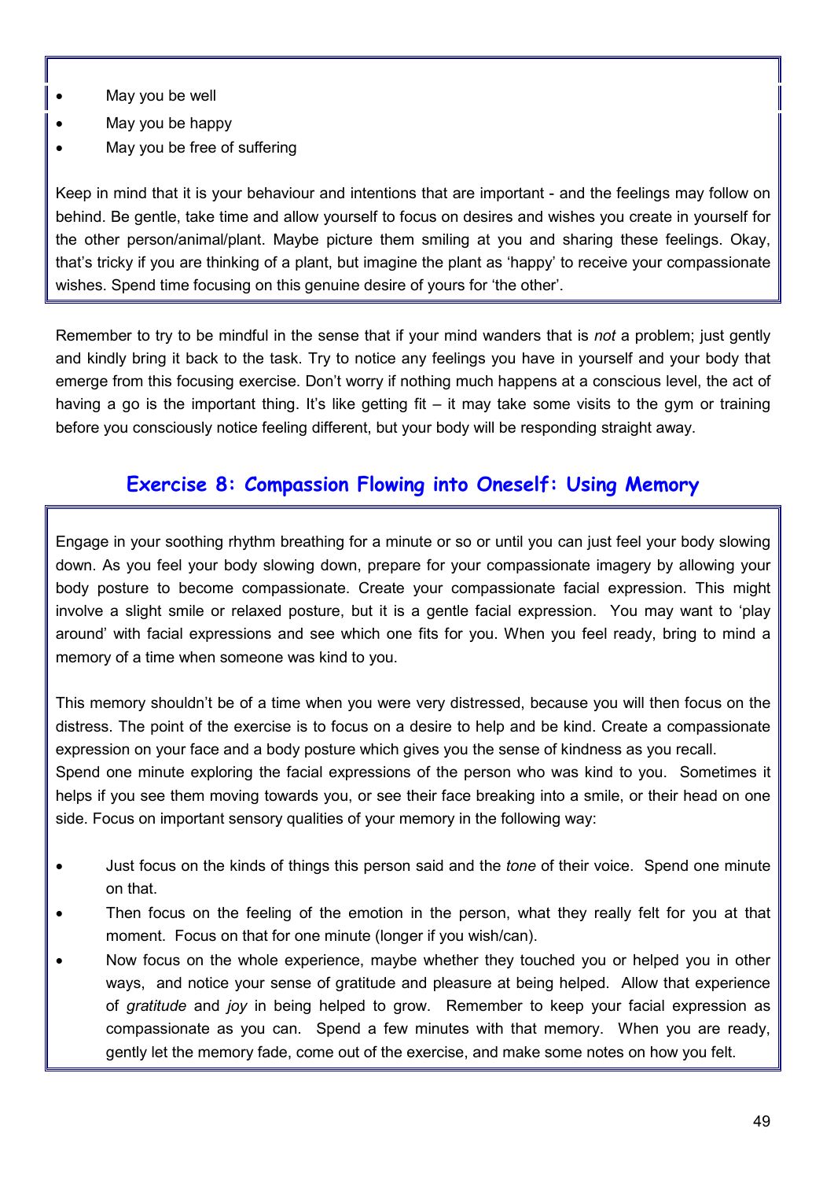- May you be well
- May you be happy
- May you be free of suffering

Keep in mind that it is your behaviour and intentions that are important - and the feelings may follow on behind. Be gentle, take time and allow yourself to focus on desires and wishes you create in yourself for the other person/animal/plant. Maybe picture them smiling at you and sharing these feelings. Okay, that's tricky if you are thinking of a plant, but imagine the plant as 'happy' to receive your compassionate wishes. Spend time focusing on this genuine desire of yours for 'the other'.

Remember to try to be mindful in the sense that if your mind wanders that is *not* a problem; just gently and kindly bring it back to the task. Try to notice any feelings you have in yourself and your body that emerge from this focusing exercise. Don't worry if nothing much happens at a conscious level, the act of having a go is the important thing. It's like getting fit – it may take some visits to the gym or training before you consciously notice feeling different, but your body will be responding straight away.

## Exercise 8: Compassion Flowing into Oneself: Using Memory

Engage in your soothing rhythm breathing for a minute or so or until you can just feel your body slowing down. As you feel your body slowing down, prepare for your compassionate imagery by allowing your body posture to become compassionate. Create your compassionate facial expression. This might involve a slight smile or relaxed posture, but it is a gentle facial expression. You may want to 'play around' with facial expressions and see which one fits for you. When you feel ready, bring to mind a memory of a time when someone was kind to you.

This memory shouldn't be of a time when you were very distressed, because you will then focus on the distress. The point of the exercise is to focus on a desire to help and be kind. Create a compassionate expression on your face and a body posture which gives you the sense of kindness as you recall.
Spend one minute exploring the facial expressions of the person who was kind to you. Sometimes it helps if you see them moving towards you, or see their face breaking into a smile, or their head on one side. Focus on important sensory qualities of your memory in the following way:

- Just focus on the kinds of things this person said and the *tone* of their voice. Spend one minute on that.
- Then focus on the feeling of the emotion in the person, what they really felt for you at that moment. Focus on that for one minute (longer if you wish/can).
- Now focus on the whole experience, maybe whether they touched you or helped you in other ways, and notice your sense of gratitude and pleasure at being helped. Allow that experience of *gratitude* and *joy* in being helped to grow. Remember to keep your facial expression as compassionate as you can. Spend a few minutes with that memory. When you are ready, gently let the memory fade, come out of the exercise, and make some notes on how you felt.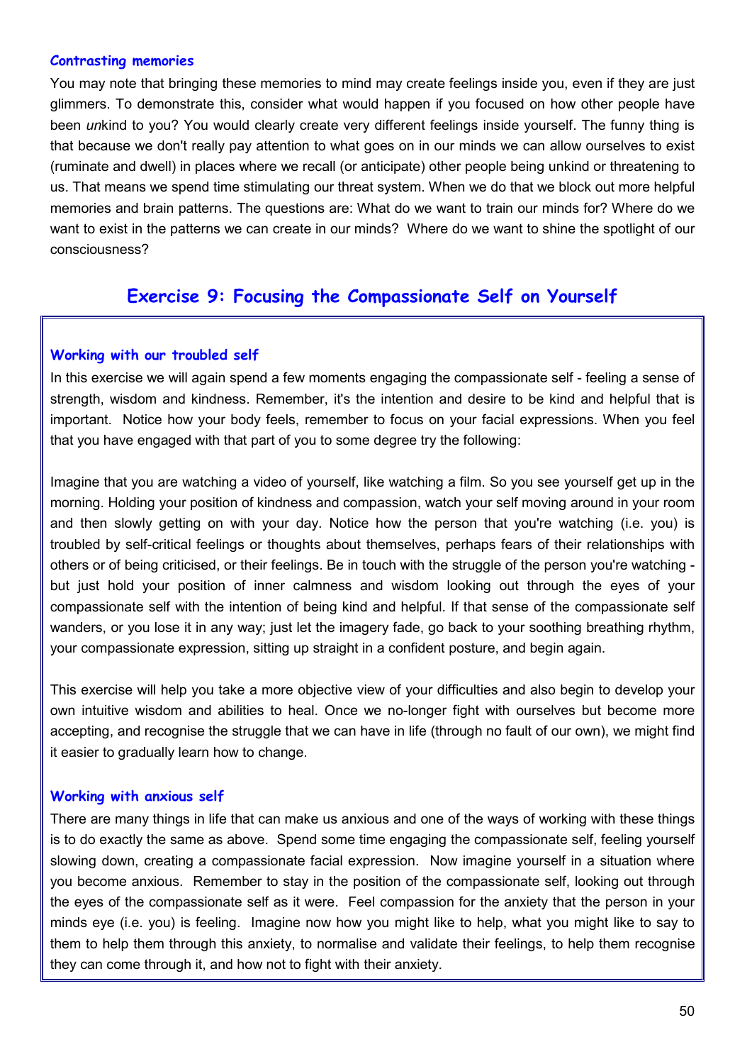### Contrasting memories

You may note that bringing these memories to mind may create feelings inside you, even if they are just glimmers. To demonstrate this, consider what would happen if you focused on how other people have been *un*kind to you? You would clearly create very different feelings inside yourself. The funny thing is that because we don't really pay attention to what goes on in our minds we can allow ourselves to exist (ruminate and dwell) in places where we recall (or anticipate) other people being unkind or threatening to us. That means we spend time stimulating our threat system. When we do that we block out more helpful memories and brain patterns. The questions are: What do we want to train our minds for? Where do we want to exist in the patterns we can create in our minds? Where do we want to shine the spotlight of our consciousness?

## Exercise 9: Focusing the Compassionate Self on Yourself

### Working with our troubled self

In this exercise we will again spend a few moments engaging the compassionate self - feeling a sense of strength, wisdom and kindness. Remember, it's the intention and desire to be kind and helpful that is important. Notice how your body feels, remember to focus on your facial expressions. When you feel that you have engaged with that part of you to some degree try the following:

Imagine that you are watching a video of yourself, like watching a film. So you see yourself get up in the morning. Holding your position of kindness and compassion, watch your self moving around in your room and then slowly getting on with your day. Notice how the person that you're watching (i.e. you) is troubled by self-critical feelings or thoughts about themselves, perhaps fears of their relationships with others or of being criticised, or their feelings. Be in touch with the struggle of the person you're watching - but just hold your position of inner calmness and wisdom looking out through the eyes of your compassionate self with the intention of being kind and helpful. If that sense of the compassionate self wanders, or you lose it in any way; just let the imagery fade, go back to your soothing breathing rhythm, your compassionate expression, sitting up straight in a confident posture, and begin again.

This exercise will help you take a more objective view of your difficulties and also begin to develop your own intuitive wisdom and abilities to heal. Once we no-longer fight with ourselves but become more accepting, and recognise the struggle that we can have in life (through no fault of our own), we might find it easier to gradually learn how to change.

### Working with anxious self

There are many things in life that can make us anxious and one of the ways of working with these things is to do exactly the same as above. Spend some time engaging the compassionate self, feeling yourself slowing down, creating a compassionate facial expression. Now imagine yourself in a situation where you become anxious. Remember to stay in the position of the compassionate self, looking out through the eyes of the compassionate self as it were. Feel compassion for the anxiety that the person in your minds eye (i.e. you) is feeling. Imagine now how you might like to help, what you might like to say to them to help them through this anxiety, to normalise and validate their feelings, to help them recognise they can come through it, and how not to fight with their anxiety.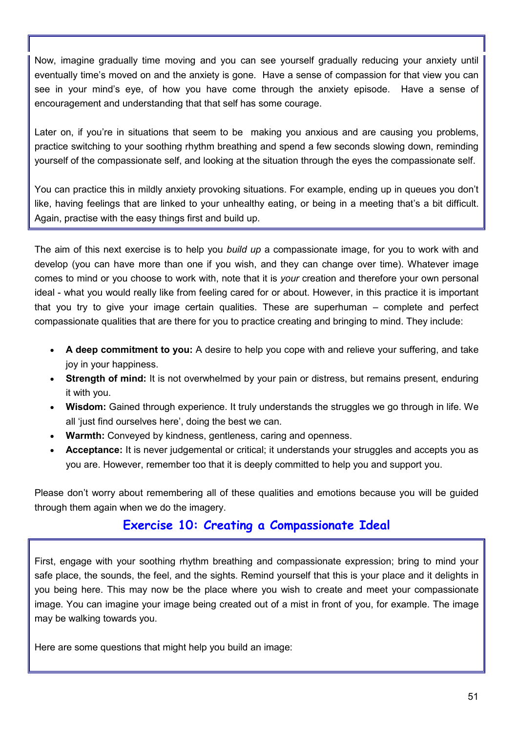Now, imagine gradually time moving and you can see yourself gradually reducing your anxiety until eventually time's moved on and the anxiety is gone. Have a sense of compassion for that view you can see in your mind's eye, of how you have come through the anxiety episode. Have a sense of encouragement and understanding that that self has some courage.

Later on, if you're in situations that seem to be making you anxious and are causing you problems, practice switching to your soothing rhythm breathing and spend a few seconds slowing down, reminding yourself of the compassionate self, and looking at the situation through the eyes the compassionate self.

You can practice this in mildly anxiety provoking situations. For example, ending up in queues you don't like, having feelings that are linked to your unhealthy eating, or being in a meeting that's a bit difficult. Again, practise with the easy things first and build up.

The aim of this next exercise is to help you *build up* a compassionate image, for you to work with and develop (you can have more than one if you wish, and they can change over time). Whatever image comes to mind or you choose to work with, note that it is *your* creation and therefore your own personal ideal - what you would really like from feeling cared for or about. However, in this practice it is important that you try to give your image certain qualities. These are superhuman – complete and perfect compassionate qualities that are there for you to practice creating and bringing to mind. They include:

- **A deep commitment to you:** A desire to help you cope with and relieve your suffering, and take joy in your happiness.
- **Strength of mind:** It is not overwhelmed by your pain or distress, but remains present, enduring it with you.
- **Wisdom:** Gained through experience. It truly understands the struggles we go through in life. We all 'just find ourselves here', doing the best we can.
- **Warmth:** Conveyed by kindness, gentleness, caring and openness.
- **Acceptance:** It is never judgemental or critical; it understands your struggles and accepts you as you are. However, remember too that it is deeply committed to help you and support you.

Please don't worry about remembering all of these qualities and emotions because you will be guided through them again when we do the imagery.

## Exercise 10: Creating a Compassionate Ideal

First, engage with your soothing rhythm breathing and compassionate expression; bring to mind your safe place, the sounds, the feel, and the sights. Remind yourself that this is your place and it delights in you being here. This may now be the place where you wish to create and meet your compassionate image. You can imagine your image being created out of a mist in front of you, for example. The image may be walking towards you.

Here are some questions that might help you build an image: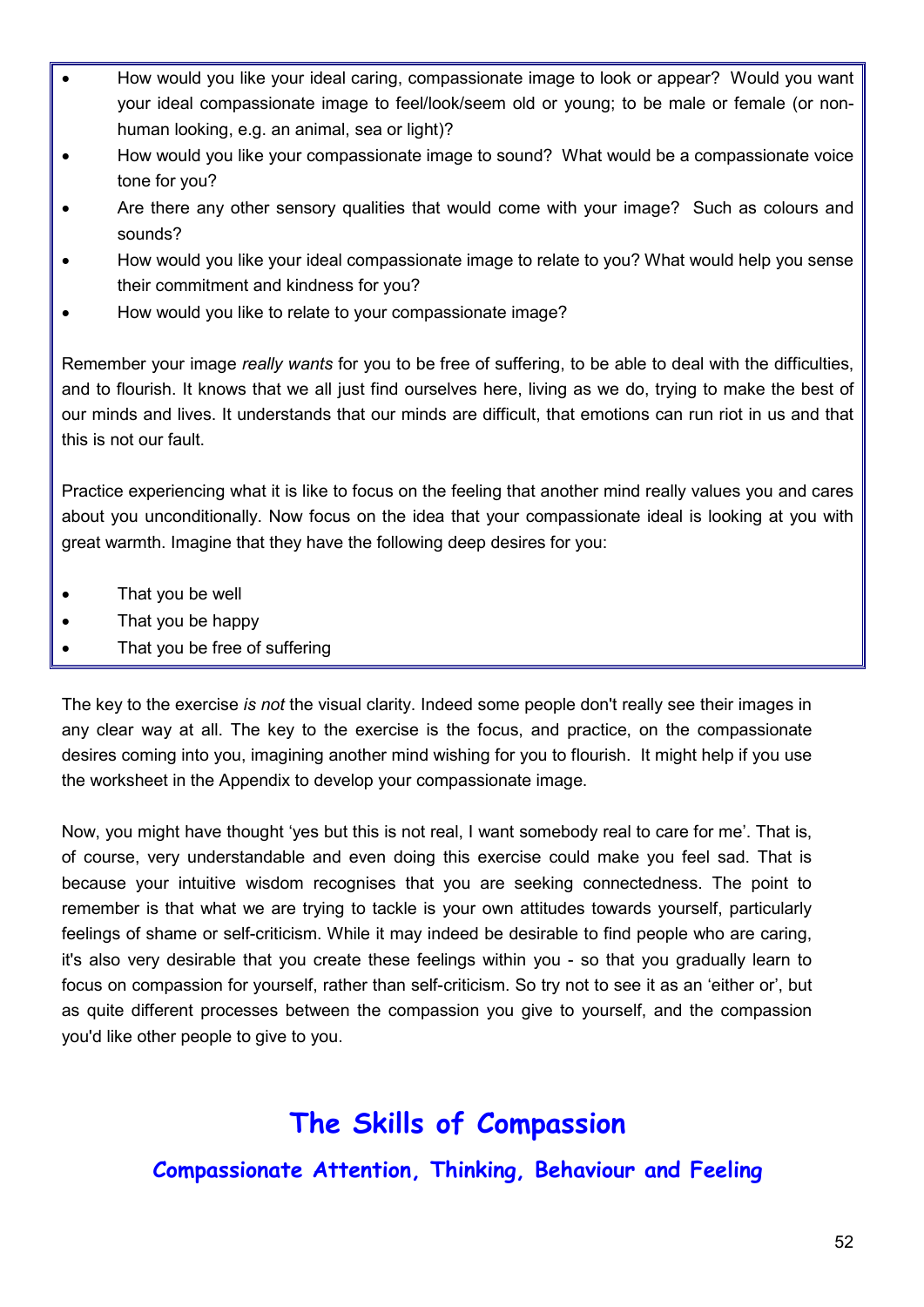- How would you like your ideal caring, compassionate image to look or appear? Would you want your ideal compassionate image to feel/look/seem old or young; to be male or female (or non-human looking, e.g. an animal, sea or light)?
- How would you like your compassionate image to sound? What would be a compassionate voice tone for you?
- Are there any other sensory qualities that would come with your image? Such as colours and sounds?
- How would you like your ideal compassionate image to relate to you? What would help you sense their commitment and kindness for you?
- How would you like to relate to your compassionate image?

Remember your image *really wants* for you to be free of suffering, to be able to deal with the difficulties, and to flourish. It knows that we all just find ourselves here, living as we do, trying to make the best of our minds and lives. It understands that our minds are difficult, that emotions can run riot in us and that this is not our fault.

Practice experiencing what it is like to focus on the feeling that another mind really values you and cares about you unconditionally. Now focus on the idea that your compassionate ideal is looking at you with great warmth. Imagine that they have the following deep desires for you:

- That you be well
- That you be happy
- That you be free of suffering

The key to the exercise *is not* the visual clarity. Indeed some people don't really see their images in any clear way at all. The key to the exercise is the focus, and practice, on the compassionate desires coming into you, imagining another mind wishing for you to flourish. It might help if you use the worksheet in the Appendix to develop your compassionate image.

Now, you might have thought 'yes but this is not real, I want somebody real to care for me'. That is, of course, very understandable and even doing this exercise could make you feel sad. That is because your intuitive wisdom recognises that you are seeking connectedness. The point to remember is that what we are trying to tackle is your own attitudes towards yourself, particularly feelings of shame or self-criticism. While it may indeed be desirable to find people who are caring, it's also very desirable that you create these feelings within you - so that you gradually learn to focus on compassion for yourself, rather than self-criticism. So try not to see it as an 'either or', but as quite different processes between the compassion you give to yourself, and the compassion you'd like other people to give to you.

# The Skills of Compassion

## Compassionate Attention, Thinking, Behaviour and Feeling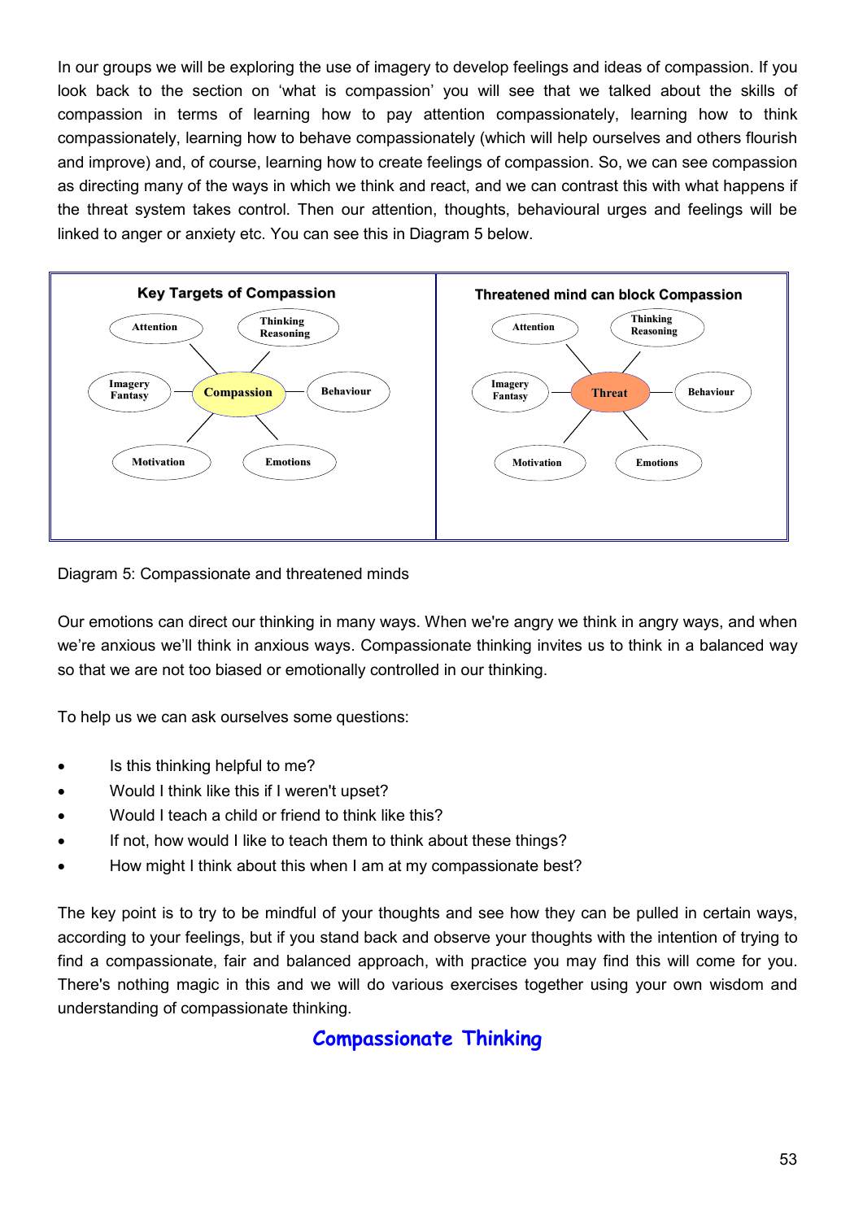In our groups we will be exploring the use of imagery to develop feelings and ideas of compassion. If you look back to the section on 'what is compassion' you will see that we talked about the skills of compassion in terms of learning how to pay attention compassionately, learning how to think compassionately, learning how to behave compassionately (which will help ourselves and others flourish and improve) and, of course, learning how to create feelings of compassion. So, we can see compassion as directing many of the ways in which we think and react, and we can contrast this with what happens if the threat system takes control. Then our attention, thoughts, behavioural urges and feelings will be linked to anger or anxiety etc. You can see this in Diagram 5 below.

| Key Targets of Compassion | Threatened mind can block Compassion |
| --- | --- |
| Compassion (centre), linked to: Attention; Thinking Reasoning; Imagery Fantasy; Behaviour; Motivation; Emotions | Threat (centre), linked to: Attention; Thinking Reasoning; Imagery Fantasy; Behaviour; Motivation; Emotions |

Diagram 5: Compassionate and threatened minds

Our emotions can direct our thinking in many ways. When we're angry we think in angry ways, and when we're anxious we'll think in anxious ways. Compassionate thinking invites us to think in a balanced way so that we are not too biased or emotionally controlled in our thinking.

To help us we can ask ourselves some questions:

- Is this thinking helpful to me?
- Would I think like this if I weren't upset?
- Would I teach a child or friend to think like this?
- If not, how would I like to teach them to think about these things?
- How might I think about this when I am at my compassionate best?

The key point is to try to be mindful of your thoughts and see how they can be pulled in certain ways, according to your feelings, but if you stand back and observe your thoughts with the intention of trying to find a compassionate, fair and balanced approach, with practice you may find this will come for you. There's nothing magic in this and we will do various exercises together using your own wisdom and understanding of compassionate thinking.

## Compassionate Thinking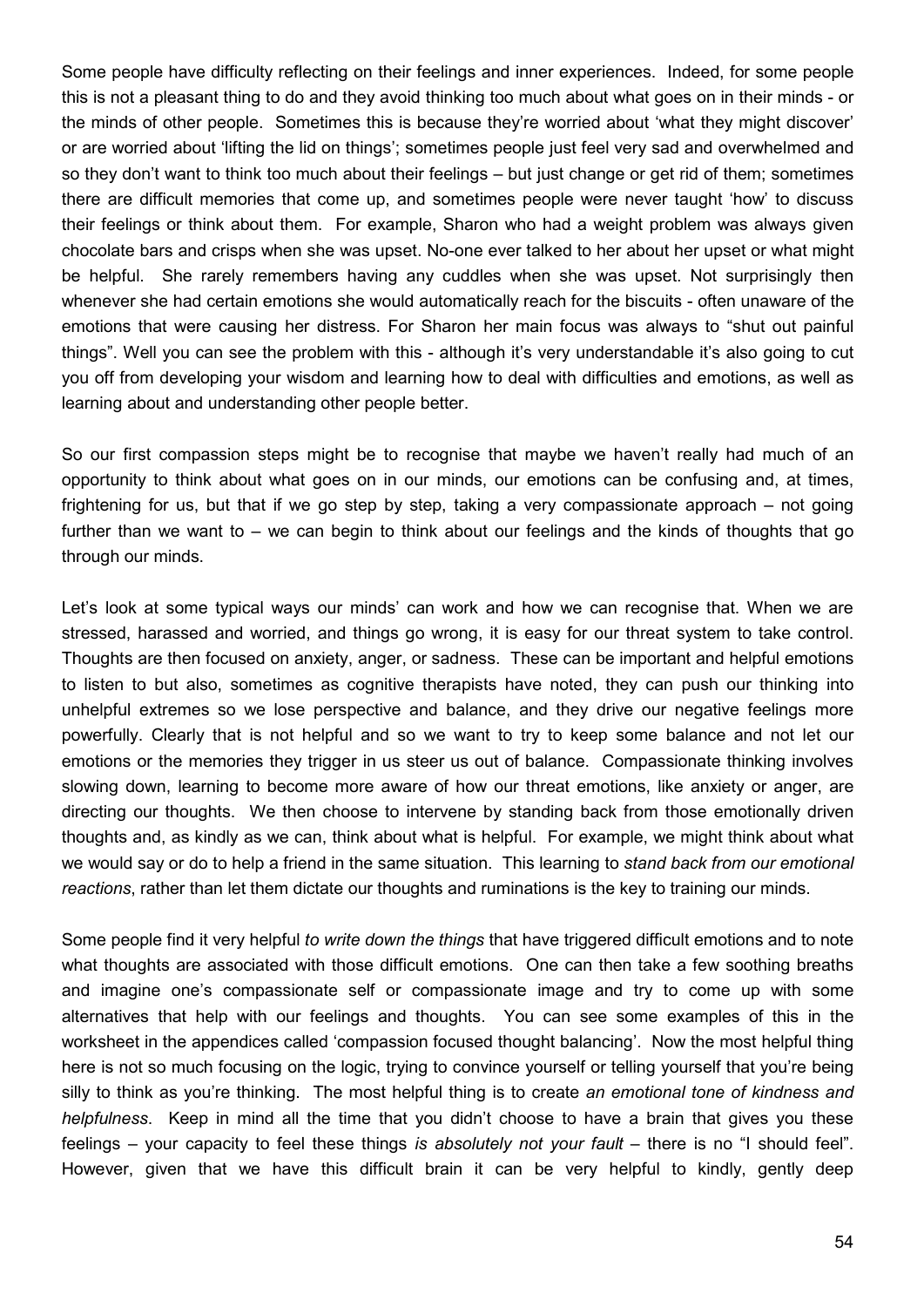Some people have difficulty reflecting on their feelings and inner experiences. Indeed, for some people this is not a pleasant thing to do and they avoid thinking too much about what goes on in their minds - or the minds of other people. Sometimes this is because they're worried about 'what they might discover' or are worried about 'lifting the lid on things'; sometimes people just feel very sad and overwhelmed and so they don't want to think too much about their feelings – but just change or get rid of them; sometimes there are difficult memories that come up, and sometimes people were never taught 'how' to discuss their feelings or think about them. For example, Sharon who had a weight problem was always given chocolate bars and crisps when she was upset. No-one ever talked to her about her upset or what might be helpful. She rarely remembers having any cuddles when she was upset. Not surprisingly then whenever she had certain emotions she would automatically reach for the biscuits - often unaware of the emotions that were causing her distress. For Sharon her main focus was always to "shut out painful things". Well you can see the problem with this - although it's very understandable it's also going to cut you off from developing your wisdom and learning how to deal with difficulties and emotions, as well as learning about and understanding other people better.

So our first compassion steps might be to recognise that maybe we haven't really had much of an opportunity to think about what goes on in our minds, our emotions can be confusing and, at times, frightening for us, but that if we go step by step, taking a very compassionate approach – not going further than we want to – we can begin to think about our feelings and the kinds of thoughts that go through our minds.

Let's look at some typical ways our minds' can work and how we can recognise that. When we are stressed, harassed and worried, and things go wrong, it is easy for our threat system to take control. Thoughts are then focused on anxiety, anger, or sadness. These can be important and helpful emotions to listen to but also, sometimes as cognitive therapists have noted, they can push our thinking into unhelpful extremes so we lose perspective and balance, and they drive our negative feelings more powerfully. Clearly that is not helpful and so we want to try to keep some balance and not let our emotions or the memories they trigger in us steer us out of balance. Compassionate thinking involves slowing down, learning to become more aware of how our threat emotions, like anxiety or anger, are directing our thoughts. We then choose to intervene by standing back from those emotionally driven thoughts and, as kindly as we can, think about what is helpful. For example, we might think about what we would say or do to help a friend in the same situation. This learning to *stand back from our emotional reactions*, rather than let them dictate our thoughts and ruminations is the key to training our minds.

Some people find it very helpful *to write down the things* that have triggered difficult emotions and to note what thoughts are associated with those difficult emotions. One can then take a few soothing breaths and imagine one's compassionate self or compassionate image and try to come up with some alternatives that help with our feelings and thoughts. You can see some examples of this in the worksheet in the appendices called 'compassion focused thought balancing'. Now the most helpful thing here is not so much focusing on the logic, trying to convince yourself or telling yourself that you're being silly to think as you're thinking. The most helpful thing is to create *an emotional tone of kindness and helpfulness*. Keep in mind all the time that you didn't choose to have a brain that gives you these feelings – your capacity to feel these things *is absolutely not your fault* – there is no "I should feel". However, given that we have this difficult brain it can be very helpful to kindly, gently deep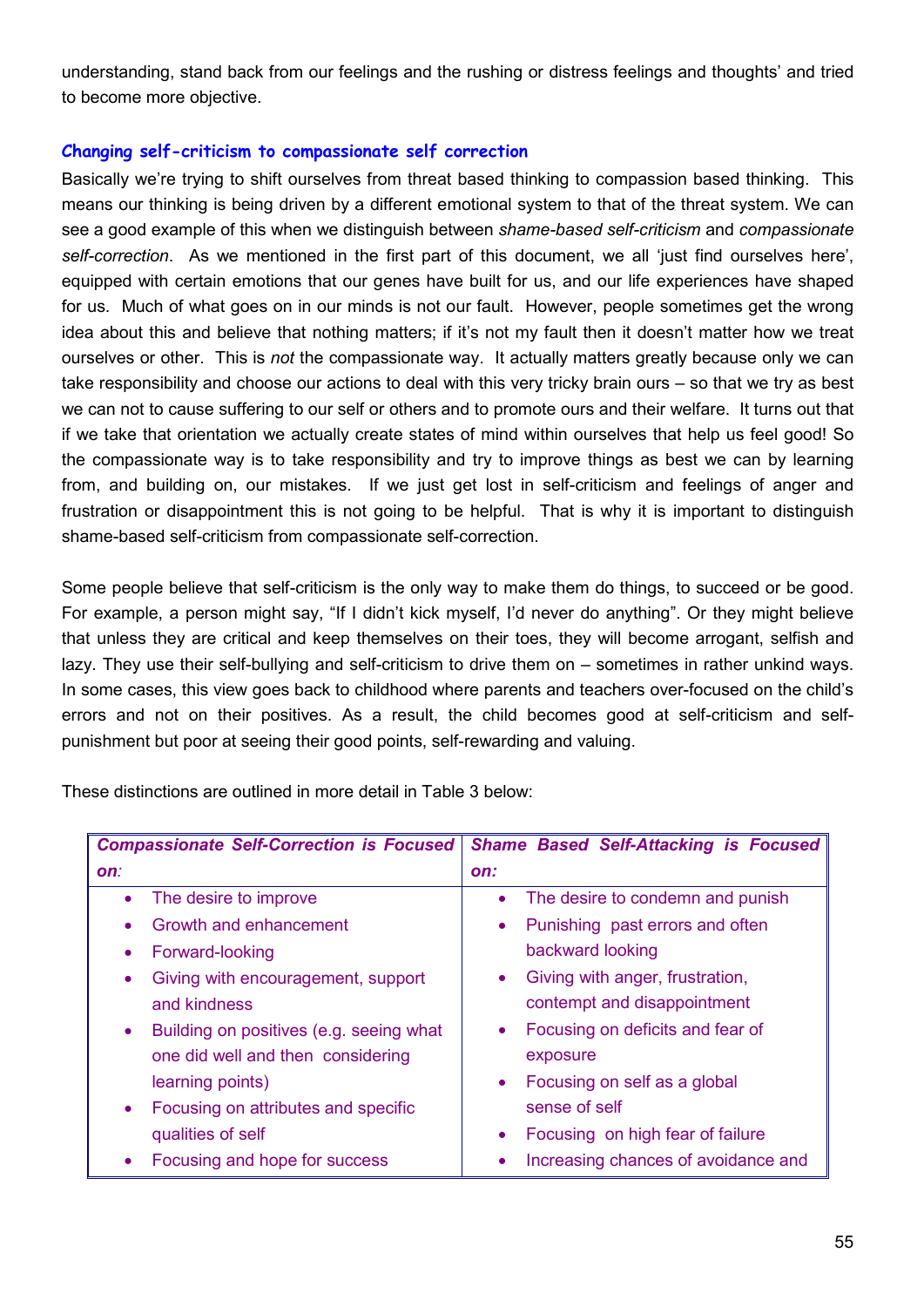understanding, stand back from our feelings and the rushing or distress feelings and thoughts' and tried to become more objective.

### Changing self-criticism to compassionate self correction

Basically we're trying to shift ourselves from threat based thinking to compassion based thinking. This means our thinking is being driven by a different emotional system to that of the threat system. We can see a good example of this when we distinguish between *shame-based self-criticism* and *compassionate self-correction*. As we mentioned in the first part of this document, we all 'just find ourselves here', equipped with certain emotions that our genes have built for us, and our life experiences have shaped for us. Much of what goes on in our minds is not our fault. However, people sometimes get the wrong idea about this and believe that nothing matters; if it's not my fault then it doesn't matter how we treat ourselves or other. This is *not* the compassionate way. It actually matters greatly because only we can take responsibility and choose our actions to deal with this very tricky brain ours – so that we try as best we can not to cause suffering to our self or others and to promote ours and their welfare. It turns out that if we take that orientation we actually create states of mind within ourselves that help us feel good! So the compassionate way is to take responsibility and try to improve things as best we can by learning from, and building on, our mistakes. If we just get lost in self-criticism and feelings of anger and frustration or disappointment this is not going to be helpful. That is why it is important to distinguish shame-based self-criticism from compassionate self-correction.

Some people believe that self-criticism is the only way to make them do things, to succeed or be good. For example, a person might say, "If I didn't kick myself, I'd never do anything". Or they might believe that unless they are critical and keep themselves on their toes, they will become arrogant, selfish and lazy. They use their self-bullying and self-criticism to drive them on – sometimes in rather unkind ways. In some cases, this view goes back to childhood where parents and teachers over-focused on the child's errors and not on their positives. As a result, the child becomes good at self-criticism and self-punishment but poor at seeing their good points, self-rewarding and valuing.

These distinctions are outlined in more detail in Table 3 below:

| *Compassionate Self-Correction is Focused on:* | *Shame Based Self-Attacking is Focused on:* |
|---|---|
| • The desire to improve<br>• Growth and enhancement<br>• Forward-looking<br>• Giving with encouragement, support and kindness<br>• Building on positives (e.g. seeing what one did well and then considering learning points)<br>• Focusing on attributes and specific qualities of self<br>• Focusing and hope for success | • The desire to condemn and punish<br>• Punishing past errors and often backward looking<br>• Giving with anger, frustration, contempt and disappointment<br>• Focusing on deficits and fear of exposure<br>• Focusing on self as a global sense of self<br>• Focusing on high fear of failure<br>• Increasing chances of avoidance and |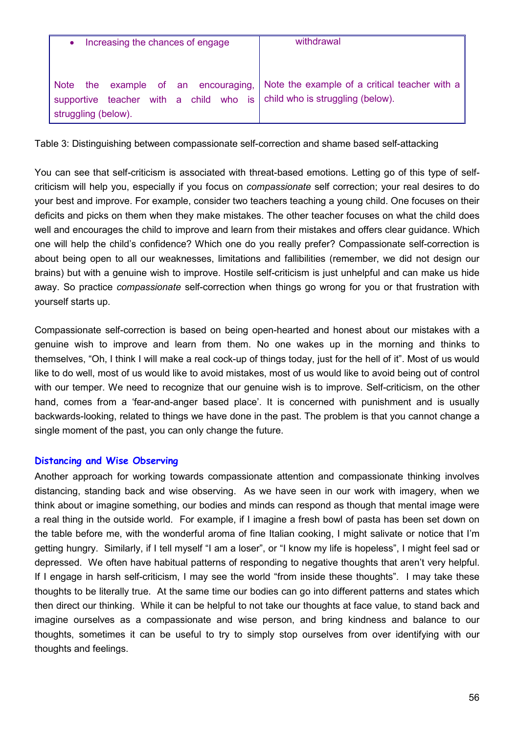| | |
|---|---|
| • Increasing the chances of engage | withdrawal |
| Note the example of an encouraging, supportive teacher with a child who is struggling (below). | Note the example of a critical teacher with a child who is struggling (below). |

Table 3: Distinguishing between compassionate self-correction and shame based self-attacking

You can see that self-criticism is associated with threat-based emotions. Letting go of this type of self-criticism will help you, especially if you focus on *compassionate* self correction; your real desires to do your best and improve. For example, consider two teachers teaching a young child. One focuses on their deficits and picks on them when they make mistakes. The other teacher focuses on what the child does well and encourages the child to improve and learn from their mistakes and offers clear guidance. Which one will help the child's confidence? Which one do you really prefer? Compassionate self-correction is about being open to all our weaknesses, limitations and fallibilities (remember, we did not design our brains) but with a genuine wish to improve. Hostile self-criticism is just unhelpful and can make us hide away. So practice *compassionate* self-correction when things go wrong for you or that frustration with yourself starts up.

Compassionate self-correction is based on being open-hearted and honest about our mistakes with a genuine wish to improve and learn from them. No one wakes up in the morning and thinks to themselves, "Oh, I think I will make a real cock-up of things today, just for the hell of it". Most of us would like to do well, most of us would like to avoid mistakes, most of us would like to avoid being out of control with our temper. We need to recognize that our genuine wish is to improve. Self-criticism, on the other hand, comes from a 'fear-and-anger based place'. It is concerned with punishment and is usually backwards-looking, related to things we have done in the past. The problem is that you cannot change a single moment of the past, you can only change the future.

### Distancing and Wise Observing

Another approach for working towards compassionate attention and compassionate thinking involves distancing, standing back and wise observing. As we have seen in our work with imagery, when we think about or imagine something, our bodies and minds can respond as though that mental image were a real thing in the outside world. For example, if I imagine a fresh bowl of pasta has been set down on the table before me, with the wonderful aroma of fine Italian cooking, I might salivate or notice that I'm getting hungry. Similarly, if I tell myself "I am a loser", or "I know my life is hopeless", I might feel sad or depressed. We often have habitual patterns of responding to negative thoughts that aren't very helpful. If I engage in harsh self-criticism, I may see the world "from inside these thoughts". I may take these thoughts to be literally true. At the same time our bodies can go into different patterns and states which then direct our thinking. While it can be helpful to not take our thoughts at face value, to stand back and imagine ourselves as a compassionate and wise person, and bring kindness and balance to our thoughts, sometimes it can be useful to try to simply stop ourselves from over identifying with our thoughts and feelings.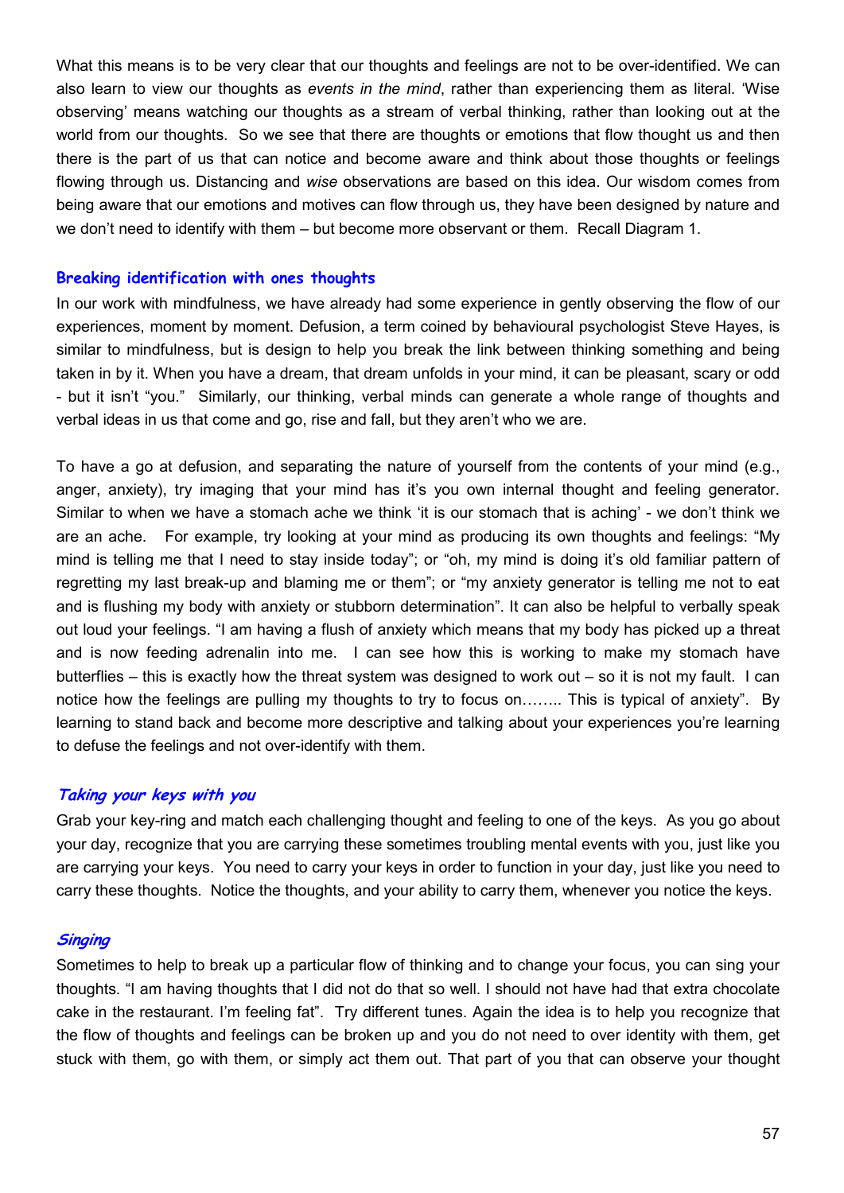What this means is to be very clear that our thoughts and feelings are not to be over-identified. We can also learn to view our thoughts as *events in the mind*, rather than experiencing them as literal. 'Wise observing' means watching our thoughts as a stream of verbal thinking, rather than looking out at the world from our thoughts. So we see that there are thoughts or emotions that flow thought us and then there is the part of us that can notice and become aware and think about those thoughts or feelings flowing through us. Distancing and *wise* observations are based on this idea. Our wisdom comes from being aware that our emotions and motives can flow through us, they have been designed by nature and we don't need to identify with them – but become more observant or them. Recall Diagram 1.

### Breaking identification with ones thoughts

In our work with mindfulness, we have already had some experience in gently observing the flow of our experiences, moment by moment. Defusion, a term coined by behavioural psychologist Steve Hayes, is similar to mindfulness, but is design to help you break the link between thinking something and being taken in by it. When you have a dream, that dream unfolds in your mind, it can be pleasant, scary or odd - but it isn't "you." Similarly, our thinking, verbal minds can generate a whole range of thoughts and verbal ideas in us that come and go, rise and fall, but they aren't who we are.

To have a go at defusion, and separating the nature of yourself from the contents of your mind (e.g., anger, anxiety), try imaging that your mind has it's you own internal thought and feeling generator. Similar to when we have a stomach ache we think 'it is our stomach that is aching' - we don't think we are an ache. For example, try looking at your mind as producing its own thoughts and feelings: "My mind is telling me that I need to stay inside today"; or "oh, my mind is doing it's old familiar pattern of regretting my last break-up and blaming me or them"; or "my anxiety generator is telling me not to eat and is flushing my body with anxiety or stubborn determination". It can also be helpful to verbally speak out loud your feelings. "I am having a flush of anxiety which means that my body has picked up a threat and is now feeding adrenalin into me. I can see how this is working to make my stomach have butterflies – this is exactly how the threat system was designed to work out – so it is not my fault. I can notice how the feelings are pulling my thoughts to try to focus on…….. This is typical of anxiety". By learning to stand back and become more descriptive and talking about your experiences you're learning to defuse the feelings and not over-identify with them.

### *Taking your keys with you*

Grab your key-ring and match each challenging thought and feeling to one of the keys. As you go about your day, recognize that you are carrying these sometimes troubling mental events with you, just like you are carrying your keys. You need to carry your keys in order to function in your day, just like you need to carry these thoughts. Notice the thoughts, and your ability to carry them, whenever you notice the keys.

### *Singing*

Sometimes to help to break up a particular flow of thinking and to change your focus, you can sing your thoughts. "I am having thoughts that I did not do that so well. I should not have had that extra chocolate cake in the restaurant. I'm feeling fat". Try different tunes. Again the idea is to help you recognize that the flow of thoughts and feelings can be broken up and you do not need to over identity with them, get stuck with them, go with them, or simply act them out. That part of you that can observe your thought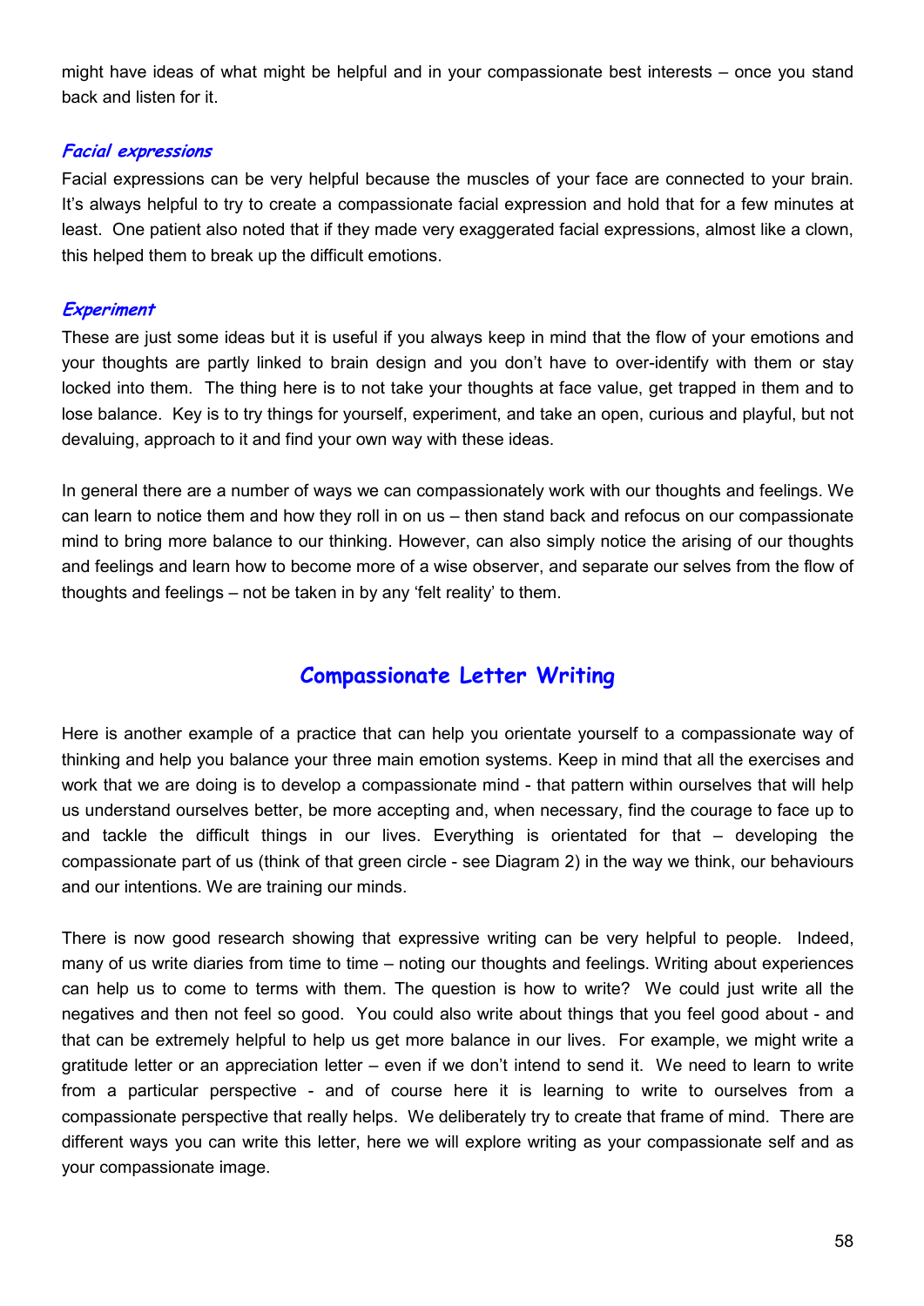might have ideas of what might be helpful and in your compassionate best interests – once you stand back and listen for it.

### *Facial expressions*

Facial expressions can be very helpful because the muscles of your face are connected to your brain. It's always helpful to try to create a compassionate facial expression and hold that for a few minutes at least. One patient also noted that if they made very exaggerated facial expressions, almost like a clown, this helped them to break up the difficult emotions.

### *Experiment*

These are just some ideas but it is useful if you always keep in mind that the flow of your emotions and your thoughts are partly linked to brain design and you don't have to over-identify with them or stay locked into them. The thing here is to not take your thoughts at face value, get trapped in them and to lose balance. Key is to try things for yourself, experiment, and take an open, curious and playful, but not devaluing, approach to it and find your own way with these ideas.

In general there are a number of ways we can compassionately work with our thoughts and feelings. We can learn to notice them and how they roll in on us – then stand back and refocus on our compassionate mind to bring more balance to our thinking. However, can also simply notice the arising of our thoughts and feelings and learn how to become more of a wise observer, and separate our selves from the flow of thoughts and feelings – not be taken in by any 'felt reality' to them.

## Compassionate Letter Writing

Here is another example of a practice that can help you orientate yourself to a compassionate way of thinking and help you balance your three main emotion systems. Keep in mind that all the exercises and work that we are doing is to develop a compassionate mind - that pattern within ourselves that will help us understand ourselves better, be more accepting and, when necessary, find the courage to face up to and tackle the difficult things in our lives. Everything is orientated for that – developing the compassionate part of us (think of that green circle - see Diagram 2) in the way we think, our behaviours and our intentions. We are training our minds.

There is now good research showing that expressive writing can be very helpful to people. Indeed, many of us write diaries from time to time – noting our thoughts and feelings. Writing about experiences can help us to come to terms with them. The question is how to write? We could just write all the negatives and then not feel so good. You could also write about things that you feel good about - and that can be extremely helpful to help us get more balance in our lives. For example, we might write a gratitude letter or an appreciation letter – even if we don't intend to send it. We need to learn to write from a particular perspective - and of course here it is learning to write to ourselves from a compassionate perspective that really helps. We deliberately try to create that frame of mind. There are different ways you can write this letter, here we will explore writing as your compassionate self and as your compassionate image.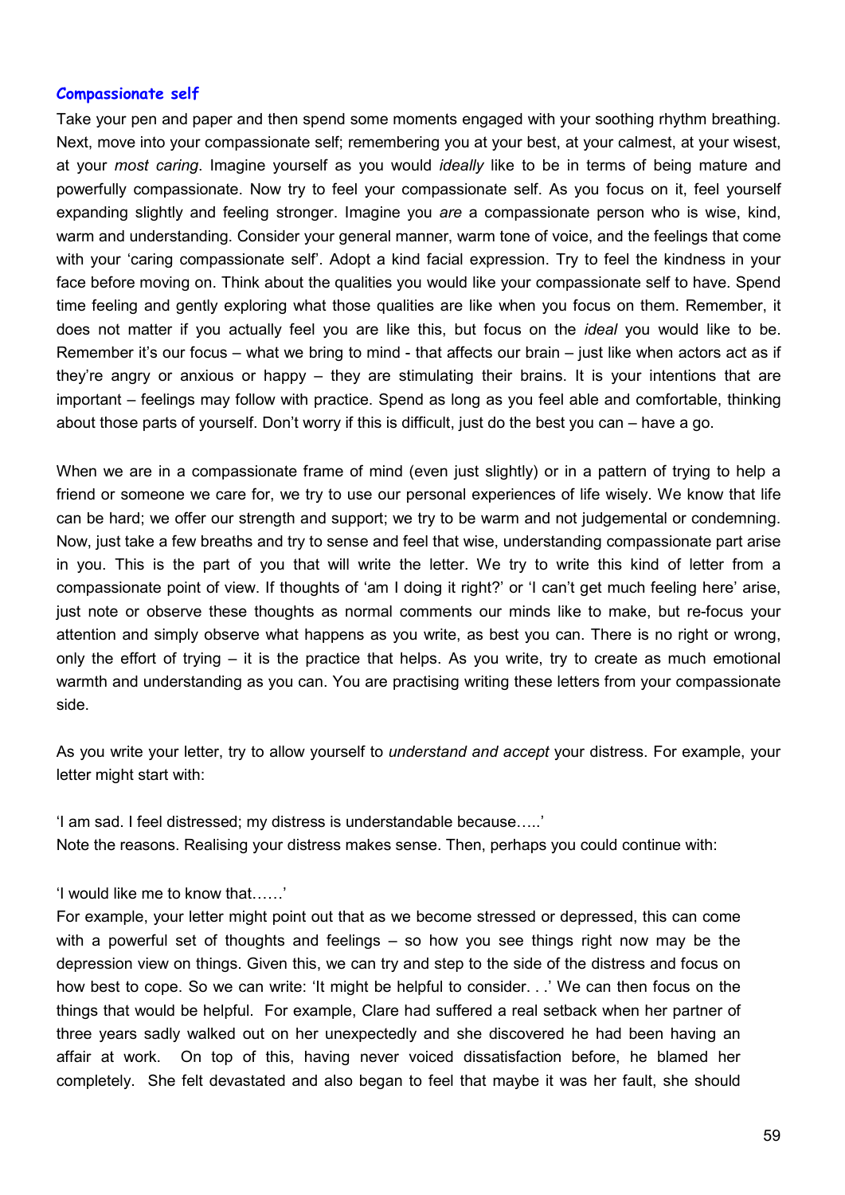### Compassionate self

Take your pen and paper and then spend some moments engaged with your soothing rhythm breathing. Next, move into your compassionate self; remembering you at your best, at your calmest, at your wisest, at your *most caring*. Imagine yourself as you would *ideally* like to be in terms of being mature and powerfully compassionate. Now try to feel your compassionate self. As you focus on it, feel yourself expanding slightly and feeling stronger. Imagine you *are* a compassionate person who is wise, kind, warm and understanding. Consider your general manner, warm tone of voice, and the feelings that come with your 'caring compassionate self'. Adopt a kind facial expression. Try to feel the kindness in your face before moving on. Think about the qualities you would like your compassionate self to have. Spend time feeling and gently exploring what those qualities are like when you focus on them. Remember, it does not matter if you actually feel you are like this, but focus on the *ideal* you would like to be. Remember it's our focus – what we bring to mind - that affects our brain – just like when actors act as if they're angry or anxious or happy – they are stimulating their brains. It is your intentions that are important – feelings may follow with practice. Spend as long as you feel able and comfortable, thinking about those parts of yourself. Don't worry if this is difficult, just do the best you can – have a go.

When we are in a compassionate frame of mind (even just slightly) or in a pattern of trying to help a friend or someone we care for, we try to use our personal experiences of life wisely. We know that life can be hard; we offer our strength and support; we try to be warm and not judgemental or condemning. Now, just take a few breaths and try to sense and feel that wise, understanding compassionate part arise in you. This is the part of you that will write the letter. We try to write this kind of letter from a compassionate point of view. If thoughts of 'am I doing it right?' or 'I can't get much feeling here' arise, just note or observe these thoughts as normal comments our minds like to make, but re-focus your attention and simply observe what happens as you write, as best you can. There is no right or wrong, only the effort of trying – it is the practice that helps. As you write, try to create as much emotional warmth and understanding as you can. You are practising writing these letters from your compassionate side.

As you write your letter, try to allow yourself to *understand and accept* your distress. For example, your letter might start with:

'I am sad. I feel distressed; my distress is understandable because…..'
Note the reasons. Realising your distress makes sense. Then, perhaps you could continue with:

'I would like me to know that……'
For example, your letter might point out that as we become stressed or depressed, this can come with a powerful set of thoughts and feelings – so how you see things right now may be the depression view on things. Given this, we can try and step to the side of the distress and focus on how best to cope. So we can write: 'It might be helpful to consider. . .' We can then focus on the things that would be helpful. For example, Clare had suffered a real setback when her partner of three years sadly walked out on her unexpectedly and she discovered he had been having an affair at work. On top of this, having never voiced dissatisfaction before, he blamed her completely. She felt devastated and also began to feel that maybe it was her fault, she should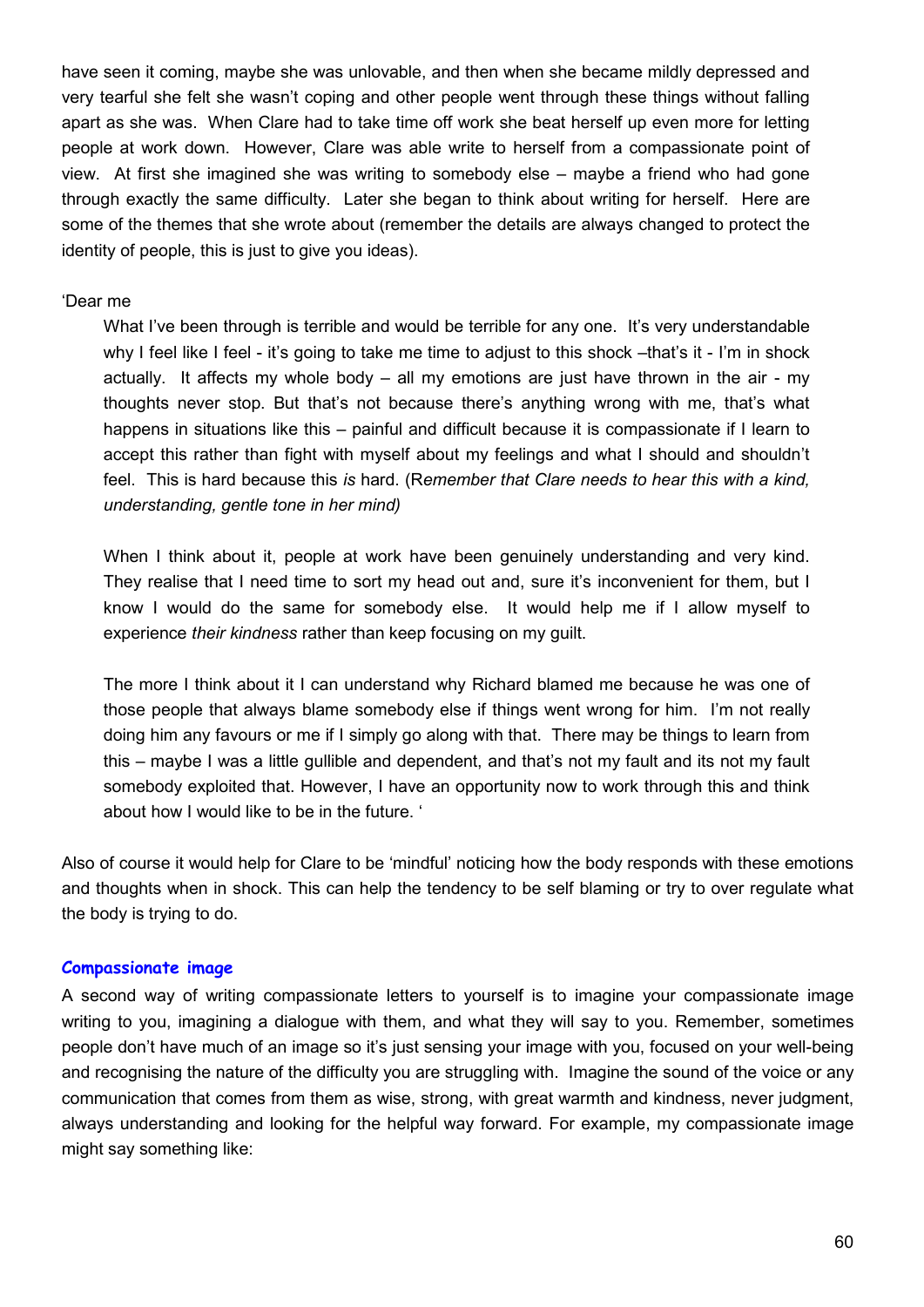have seen it coming, maybe she was unlovable, and then when she became mildly depressed and very tearful she felt she wasn't coping and other people went through these things without falling apart as she was. When Clare had to take time off work she beat herself up even more for letting people at work down. However, Clare was able write to herself from a compassionate point of view. At first she imagined she was writing to somebody else – maybe a friend who had gone through exactly the same difficulty. Later she began to think about writing for herself. Here are some of the themes that she wrote about (remember the details are always changed to protect the identity of people, this is just to give you ideas).

'Dear me

> What I've been through is terrible and would be terrible for any one. It's very understandable why I feel like I feel - it's going to take me time to adjust to this shock –that's it - I'm in shock actually. It affects my whole body – all my emotions are just have thrown in the air - my thoughts never stop. But that's not because there's anything wrong with me, that's what happens in situations like this – painful and difficult because it is compassionate if I learn to accept this rather than fight with myself about my feelings and what I should and shouldn't feel. This is hard because this *is* hard. (R*emember that Clare needs to hear this with a kind, understanding, gentle tone in her mind)*
>
> When I think about it, people at work have been genuinely understanding and very kind. They realise that I need time to sort my head out and, sure it's inconvenient for them, but I know I would do the same for somebody else. It would help me if I allow myself to experience *their kindness* rather than keep focusing on my guilt.
>
> The more I think about it I can understand why Richard blamed me because he was one of those people that always blame somebody else if things went wrong for him. I'm not really doing him any favours or me if I simply go along with that. There may be things to learn from this – maybe I was a little gullible and dependent, and that's not my fault and its not my fault somebody exploited that. However, I have an opportunity now to work through this and think about how I would like to be in the future. '

Also of course it would help for Clare to be 'mindful' noticing how the body responds with these emotions and thoughts when in shock. This can help the tendency to be self blaming or try to over regulate what the body is trying to do.

### Compassionate image

A second way of writing compassionate letters to yourself is to imagine your compassionate image writing to you, imagining a dialogue with them, and what they will say to you. Remember, sometimes people don't have much of an image so it's just sensing your image with you, focused on your well-being and recognising the nature of the difficulty you are struggling with. Imagine the sound of the voice or any communication that comes from them as wise, strong, with great warmth and kindness, never judgment, always understanding and looking for the helpful way forward. For example, my compassionate image might say something like: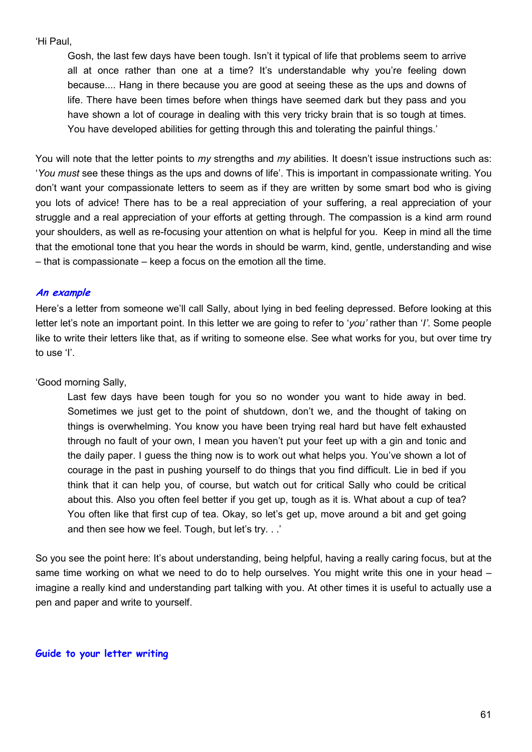'Hi Paul,

> Gosh, the last few days have been tough. Isn't it typical of life that problems seem to arrive all at once rather than one at a time? It's understandable why you're feeling down because.... Hang in there because you are good at seeing these as the ups and downs of life. There have been times before when things have seemed dark but they pass and you have shown a lot of courage in dealing with this very tricky brain that is so tough at times. You have developed abilities for getting through this and tolerating the painful things.'

You will note that the letter points to *my* strengths and *my* abilities. It doesn't issue instructions such as: '*You must* see these things as the ups and downs of life'. This is important in compassionate writing. You don't want your compassionate letters to seem as if they are written by some smart bod who is giving you lots of advice! There has to be a real appreciation of your suffering, a real appreciation of your struggle and a real appreciation of your efforts at getting through. The compassion is a kind arm round your shoulders, as well as re-focusing your attention on what is helpful for you. Keep in mind all the time that the emotional tone that you hear the words in should be warm, kind, gentle, understanding and wise – that is compassionate – keep a focus on the emotion all the time.

### *An example*

Here's a letter from someone we'll call Sally, about lying in bed feeling depressed. Before looking at this letter let's note an important point. In this letter we are going to refer to '*you'* rather than '*I'*. Some people like to write their letters like that, as if writing to someone else. See what works for you, but over time try to use 'I'.

'Good morning Sally,

> Last few days have been tough for you so no wonder you want to hide away in bed. Sometimes we just get to the point of shutdown, don't we, and the thought of taking on things is overwhelming. You know you have been trying real hard but have felt exhausted through no fault of your own, I mean you haven't put your feet up with a gin and tonic and the daily paper. I guess the thing now is to work out what helps you. You've shown a lot of courage in the past in pushing yourself to do things that you find difficult. Lie in bed if you think that it can help you, of course, but watch out for critical Sally who could be critical about this. Also you often feel better if you get up, tough as it is. What about a cup of tea? You often like that first cup of tea. Okay, so let's get up, move around a bit and get going and then see how we feel. Tough, but let's try. . .'

So you see the point here: It's about understanding, being helpful, having a really caring focus, but at the same time working on what we need to do to help ourselves. You might write this one in your head – imagine a really kind and understanding part talking with you. At other times it is useful to actually use a pen and paper and write to yourself.

### Guide to your letter writing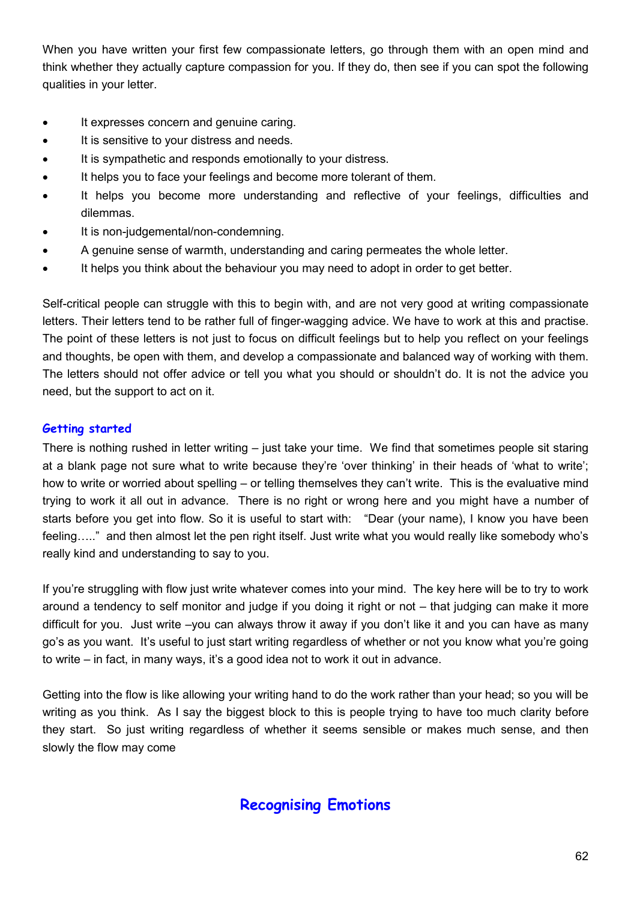When you have written your first few compassionate letters, go through them with an open mind and think whether they actually capture compassion for you. If they do, then see if you can spot the following qualities in your letter.

- It expresses concern and genuine caring.
- It is sensitive to your distress and needs.
- It is sympathetic and responds emotionally to your distress.
- It helps you to face your feelings and become more tolerant of them.
- It helps you become more understanding and reflective of your feelings, difficulties and dilemmas.
- It is non-judgemental/non-condemning.
- A genuine sense of warmth, understanding and caring permeates the whole letter.
- It helps you think about the behaviour you may need to adopt in order to get better.

Self-critical people can struggle with this to begin with, and are not very good at writing compassionate letters. Their letters tend to be rather full of finger-wagging advice. We have to work at this and practise. The point of these letters is not just to focus on difficult feelings but to help you reflect on your feelings and thoughts, be open with them, and develop a compassionate and balanced way of working with them. The letters should not offer advice or tell you what you should or shouldn't do. It is not the advice you need, but the support to act on it.

### Getting started

There is nothing rushed in letter writing – just take your time. We find that sometimes people sit staring at a blank page not sure what to write because they're 'over thinking' in their heads of 'what to write'; how to write or worried about spelling – or telling themselves they can't write. This is the evaluative mind trying to work it all out in advance. There is no right or wrong here and you might have a number of starts before you get into flow. So it is useful to start with: "Dear (your name), I know you have been feeling….." and then almost let the pen right itself. Just write what you would really like somebody who's really kind and understanding to say to you.

If you're struggling with flow just write whatever comes into your mind. The key here will be to try to work around a tendency to self monitor and judge if you doing it right or not – that judging can make it more difficult for you. Just write –you can always throw it away if you don't like it and you can have as many go's as you want. It's useful to just start writing regardless of whether or not you know what you're going to write – in fact, in many ways, it's a good idea not to work it out in advance.

Getting into the flow is like allowing your writing hand to do the work rather than your head; so you will be writing as you think. As I say the biggest block to this is people trying to have too much clarity before they start. So just writing regardless of whether it seems sensible or makes much sense, and then slowly the flow may come

## Recognising Emotions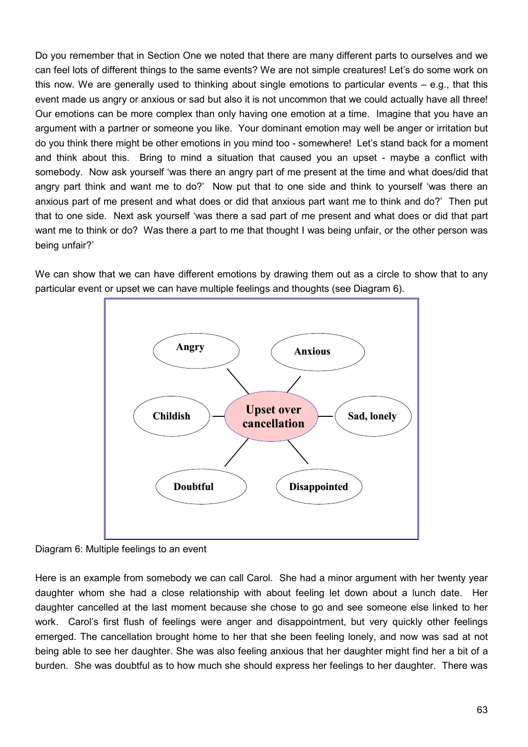Do you remember that in Section One we noted that there are many different parts to ourselves and we can feel lots of different things to the same events? We are not simple creatures! Let's do some work on this now. We are generally used to thinking about single emotions to particular events – e.g., that this event made us angry or anxious or sad but also it is not uncommon that we could actually have all three! Our emotions can be more complex than only having one emotion at a time. Imagine that you have an argument with a partner or someone you like. Your dominant emotion may well be anger or irritation but do you think there might be other emotions in you mind too - somewhere! Let's stand back for a moment and think about this. Bring to mind a situation that caused you an upset - maybe a conflict with somebody. Now ask yourself 'was there an angry part of me present at the time and what does/did that angry part think and want me to do?' Now put that to one side and think to yourself 'was there an anxious part of me present and what does or did that anxious part want me to think and do?' Then put that to one side. Next ask yourself 'was there a sad part of me present and what does or did that part want me to think or do? Was there a part to me that thought I was being unfair, or the other person was being unfair?'

We can show that we can have different emotions by drawing them out as a circle to show that to any particular event or upset we can have multiple feelings and thoughts (see Diagram 6).

**Upset over cancellation**: Angry, Anxious, Sad, lonely, Disappointed, Doubtful, Childish

Diagram 6: Multiple feelings to an event

Here is an example from somebody we can call Carol. She had a minor argument with her twenty year daughter whom she had a close relationship with about feeling let down about a lunch date. Her daughter cancelled at the last moment because she chose to go and see someone else linked to her work. Carol's first flush of feelings were anger and disappointment, but very quickly other feelings emerged. The cancellation brought home to her that she been feeling lonely, and now was sad at not being able to see her daughter. She was also feeling anxious that her daughter might find her a bit of a burden. She was doubtful as to how much she should express her feelings to her daughter. There was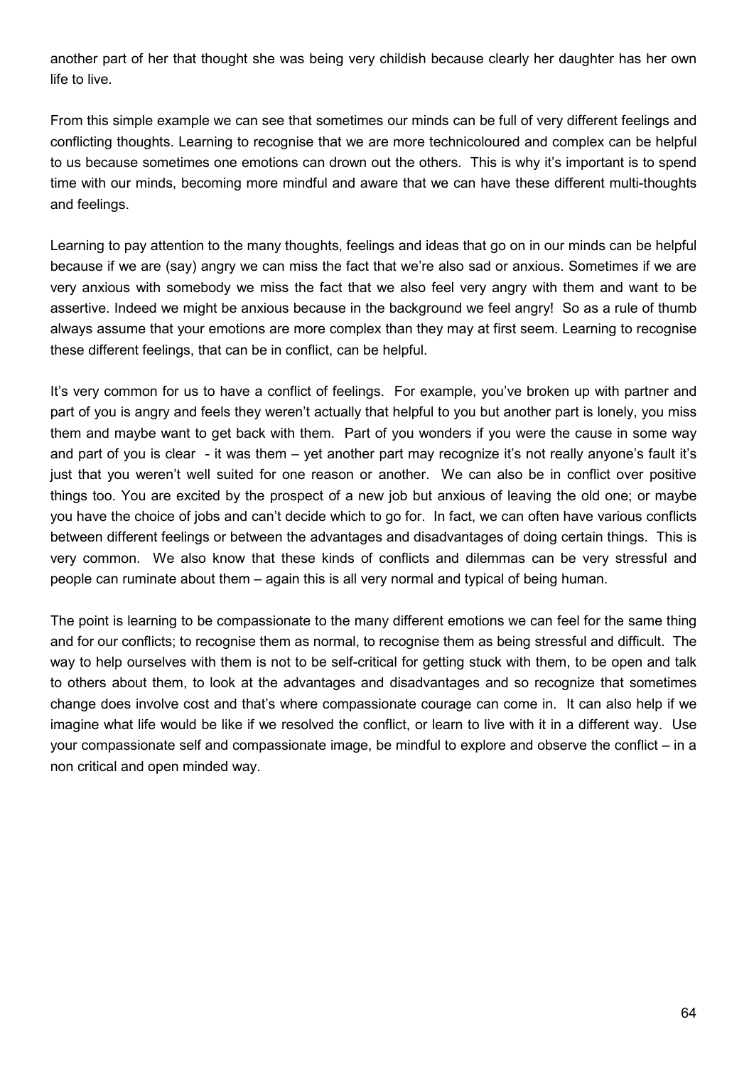another part of her that thought she was being very childish because clearly her daughter has her own life to live.

From this simple example we can see that sometimes our minds can be full of very different feelings and conflicting thoughts. Learning to recognise that we are more technicoloured and complex can be helpful to us because sometimes one emotions can drown out the others. This is why it's important is to spend time with our minds, becoming more mindful and aware that we can have these different multi-thoughts and feelings.

Learning to pay attention to the many thoughts, feelings and ideas that go on in our minds can be helpful because if we are (say) angry we can miss the fact that we're also sad or anxious. Sometimes if we are very anxious with somebody we miss the fact that we also feel very angry with them and want to be assertive. Indeed we might be anxious because in the background we feel angry! So as a rule of thumb always assume that your emotions are more complex than they may at first seem. Learning to recognise these different feelings, that can be in conflict, can be helpful.

It's very common for us to have a conflict of feelings. For example, you've broken up with partner and part of you is angry and feels they weren't actually that helpful to you but another part is lonely, you miss them and maybe want to get back with them. Part of you wonders if you were the cause in some way and part of you is clear - it was them – yet another part may recognize it's not really anyone's fault it's just that you weren't well suited for one reason or another. We can also be in conflict over positive things too. You are excited by the prospect of a new job but anxious of leaving the old one; or maybe you have the choice of jobs and can't decide which to go for. In fact, we can often have various conflicts between different feelings or between the advantages and disadvantages of doing certain things. This is very common. We also know that these kinds of conflicts and dilemmas can be very stressful and people can ruminate about them – again this is all very normal and typical of being human.

The point is learning to be compassionate to the many different emotions we can feel for the same thing and for our conflicts; to recognise them as normal, to recognise them as being stressful and difficult. The way to help ourselves with them is not to be self-critical for getting stuck with them, to be open and talk to others about them, to look at the advantages and disadvantages and so recognize that sometimes change does involve cost and that's where compassionate courage can come in. It can also help if we imagine what life would be like if we resolved the conflict, or learn to live with it in a different way. Use your compassionate self and compassionate image, be mindful to explore and observe the conflict – in a non critical and open minded way.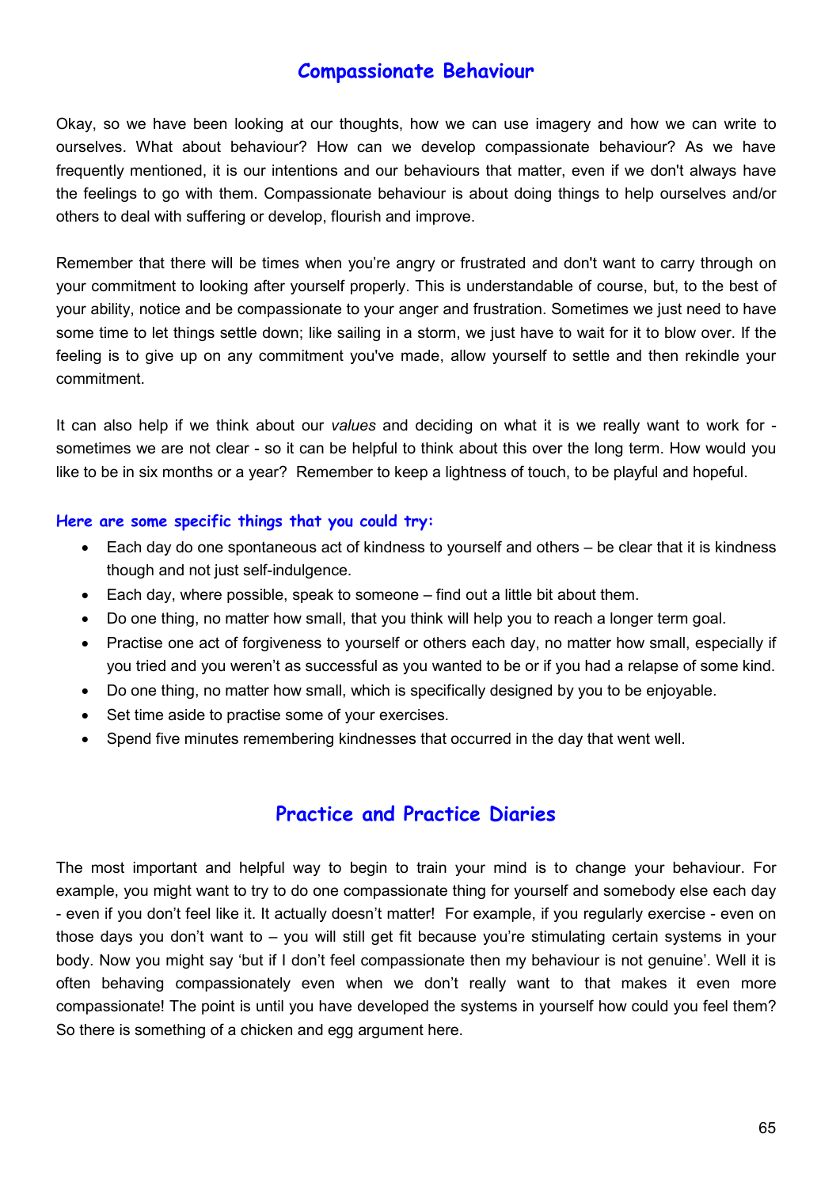## Compassionate Behaviour

Okay, so we have been looking at our thoughts, how we can use imagery and how we can write to ourselves. What about behaviour? How can we develop compassionate behaviour? As we have frequently mentioned, it is our intentions and our behaviours that matter, even if we don't always have the feelings to go with them. Compassionate behaviour is about doing things to help ourselves and/or others to deal with suffering or develop, flourish and improve.

Remember that there will be times when you're angry or frustrated and don't want to carry through on your commitment to looking after yourself properly. This is understandable of course, but, to the best of your ability, notice and be compassionate to your anger and frustration. Sometimes we just need to have some time to let things settle down; like sailing in a storm, we just have to wait for it to blow over. If the feeling is to give up on any commitment you've made, allow yourself to settle and then rekindle your commitment.

It can also help if we think about our *values* and deciding on what it is we really want to work for - sometimes we are not clear - so it can be helpful to think about this over the long term. How would you like to be in six months or a year? Remember to keep a lightness of touch, to be playful and hopeful.

### Here are some specific things that you could try:

- Each day do one spontaneous act of kindness to yourself and others – be clear that it is kindness though and not just self-indulgence.
- Each day, where possible, speak to someone – find out a little bit about them.
- Do one thing, no matter how small, that you think will help you to reach a longer term goal.
- Practise one act of forgiveness to yourself or others each day, no matter how small, especially if you tried and you weren't as successful as you wanted to be or if you had a relapse of some kind.
- Do one thing, no matter how small, which is specifically designed by you to be enjoyable.
- Set time aside to practise some of your exercises.
- Spend five minutes remembering kindnesses that occurred in the day that went well.

## Practice and Practice Diaries

The most important and helpful way to begin to train your mind is to change your behaviour. For example, you might want to try to do one compassionate thing for yourself and somebody else each day - even if you don't feel like it. It actually doesn't matter! For example, if you regularly exercise - even on those days you don't want to – you will still get fit because you're stimulating certain systems in your body. Now you might say 'but if I don't feel compassionate then my behaviour is not genuine'. Well it is often behaving compassionately even when we don't really want to that makes it even more compassionate! The point is until you have developed the systems in yourself how could you feel them? So there is something of a chicken and egg argument here.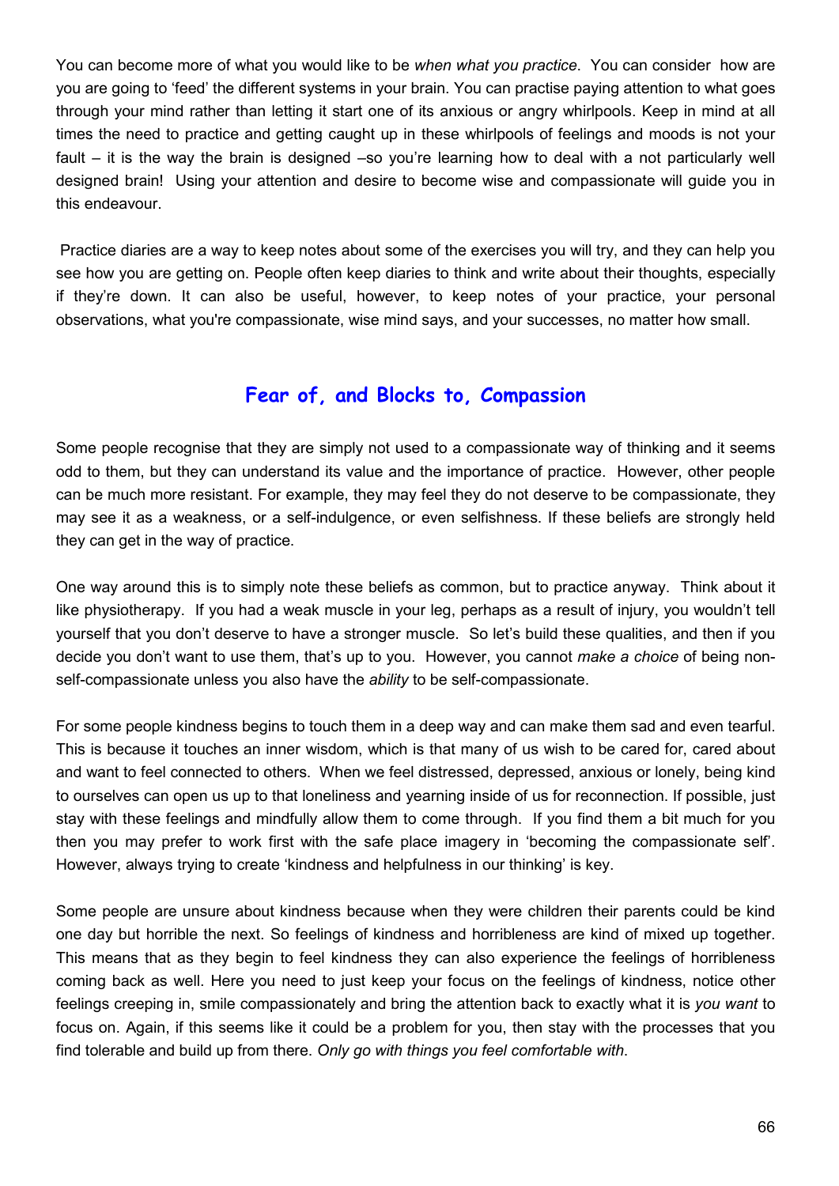You can become more of what you would like to be *when what you practice*. You can consider how are you are going to 'feed' the different systems in your brain. You can practise paying attention to what goes through your mind rather than letting it start one of its anxious or angry whirlpools. Keep in mind at all times the need to practice and getting caught up in these whirlpools of feelings and moods is not your fault – it is the way the brain is designed –so you're learning how to deal with a not particularly well designed brain! Using your attention and desire to become wise and compassionate will guide you in this endeavour.

Practice diaries are a way to keep notes about some of the exercises you will try, and they can help you see how you are getting on. People often keep diaries to think and write about their thoughts, especially if they're down. It can also be useful, however, to keep notes of your practice, your personal observations, what you're compassionate, wise mind says, and your successes, no matter how small.

## Fear of, and Blocks to, Compassion

Some people recognise that they are simply not used to a compassionate way of thinking and it seems odd to them, but they can understand its value and the importance of practice. However, other people can be much more resistant. For example, they may feel they do not deserve to be compassionate, they may see it as a weakness, or a self-indulgence, or even selfishness. If these beliefs are strongly held they can get in the way of practice.

One way around this is to simply note these beliefs as common, but to practice anyway. Think about it like physiotherapy. If you had a weak muscle in your leg, perhaps as a result of injury, you wouldn't tell yourself that you don't deserve to have a stronger muscle. So let's build these qualities, and then if you decide you don't want to use them, that's up to you. However, you cannot *make a choice* of being non-self-compassionate unless you also have the *ability* to be self-compassionate.

For some people kindness begins to touch them in a deep way and can make them sad and even tearful. This is because it touches an inner wisdom, which is that many of us wish to be cared for, cared about and want to feel connected to others. When we feel distressed, depressed, anxious or lonely, being kind to ourselves can open us up to that loneliness and yearning inside of us for reconnection. If possible, just stay with these feelings and mindfully allow them to come through. If you find them a bit much for you then you may prefer to work first with the safe place imagery in 'becoming the compassionate self'. However, always trying to create 'kindness and helpfulness in our thinking' is key.

Some people are unsure about kindness because when they were children their parents could be kind one day but horrible the next. So feelings of kindness and horribleness are kind of mixed up together. This means that as they begin to feel kindness they can also experience the feelings of horribleness coming back as well. Here you need to just keep your focus on the feelings of kindness, notice other feelings creeping in, smile compassionately and bring the attention back to exactly what it is *you want* to focus on. Again, if this seems like it could be a problem for you, then stay with the processes that you find tolerable and build up from there. *Only go with things you feel comfortable with*.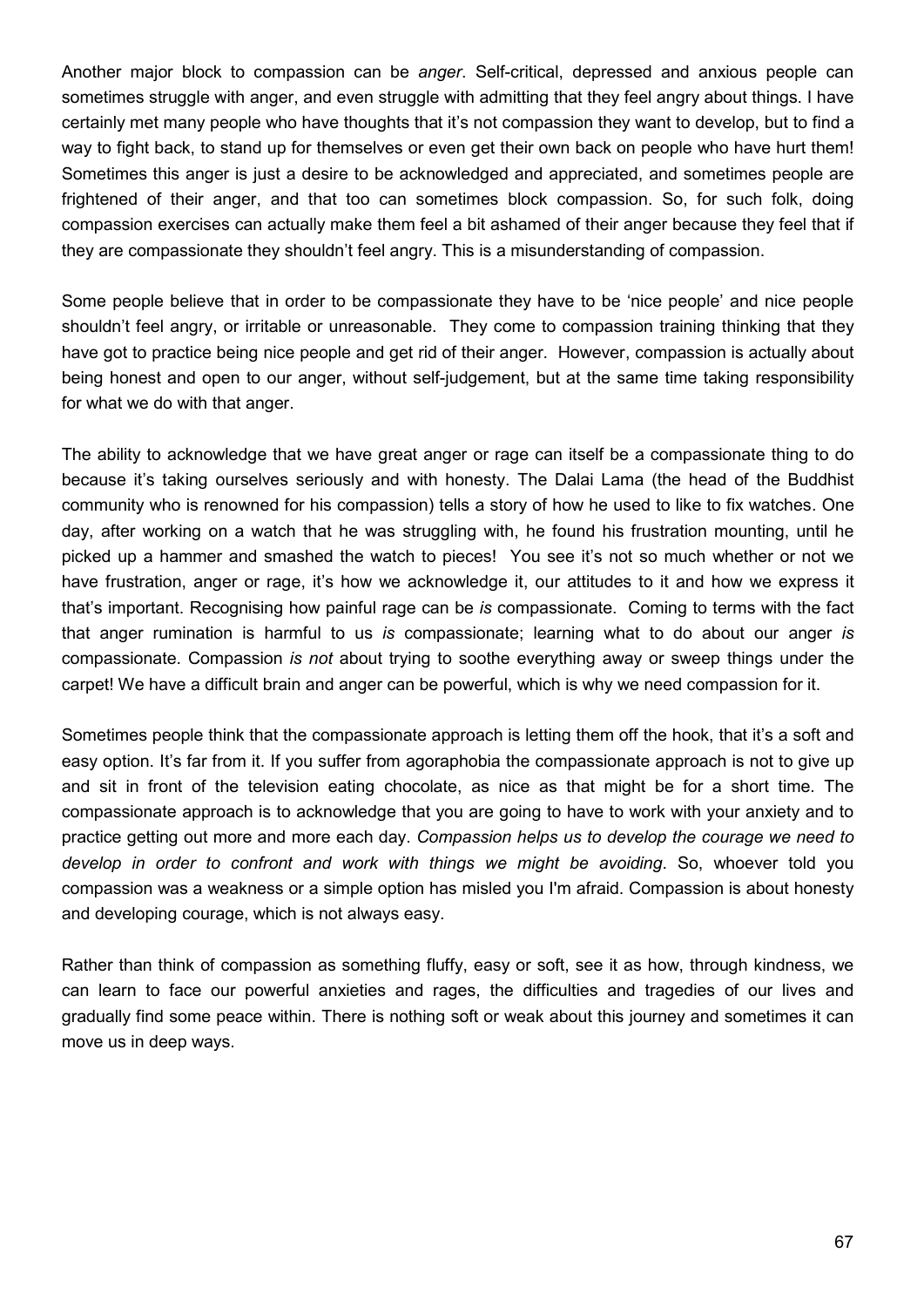Another major block to compassion can be *anger*. Self-critical, depressed and anxious people can sometimes struggle with anger, and even struggle with admitting that they feel angry about things. I have certainly met many people who have thoughts that it's not compassion they want to develop, but to find a way to fight back, to stand up for themselves or even get their own back on people who have hurt them! Sometimes this anger is just a desire to be acknowledged and appreciated, and sometimes people are frightened of their anger, and that too can sometimes block compassion. So, for such folk, doing compassion exercises can actually make them feel a bit ashamed of their anger because they feel that if they are compassionate they shouldn't feel angry. This is a misunderstanding of compassion.

Some people believe that in order to be compassionate they have to be 'nice people' and nice people shouldn't feel angry, or irritable or unreasonable. They come to compassion training thinking that they have got to practice being nice people and get rid of their anger. However, compassion is actually about being honest and open to our anger, without self-judgement, but at the same time taking responsibility for what we do with that anger.

The ability to acknowledge that we have great anger or rage can itself be a compassionate thing to do because it's taking ourselves seriously and with honesty. The Dalai Lama (the head of the Buddhist community who is renowned for his compassion) tells a story of how he used to like to fix watches. One day, after working on a watch that he was struggling with, he found his frustration mounting, until he picked up a hammer and smashed the watch to pieces! You see it's not so much whether or not we have frustration, anger or rage, it's how we acknowledge it, our attitudes to it and how we express it that's important. Recognising how painful rage can be *is* compassionate. Coming to terms with the fact that anger rumination is harmful to us *is* compassionate; learning what to do about our anger *is* compassionate. Compassion *is not* about trying to soothe everything away or sweep things under the carpet! We have a difficult brain and anger can be powerful, which is why we need compassion for it.

Sometimes people think that the compassionate approach is letting them off the hook, that it's a soft and easy option. It's far from it. If you suffer from agoraphobia the compassionate approach is not to give up and sit in front of the television eating chocolate, as nice as that might be for a short time. The compassionate approach is to acknowledge that you are going to have to work with your anxiety and to practice getting out more and more each day. *Compassion helps us to develop the courage we need to develop in order to confront and work with things we might be avoiding*. So, whoever told you compassion was a weakness or a simple option has misled you I'm afraid. Compassion is about honesty and developing courage, which is not always easy.

Rather than think of compassion as something fluffy, easy or soft, see it as how, through kindness, we can learn to face our powerful anxieties and rages, the difficulties and tragedies of our lives and gradually find some peace within. There is nothing soft or weak about this journey and sometimes it can move us in deep ways.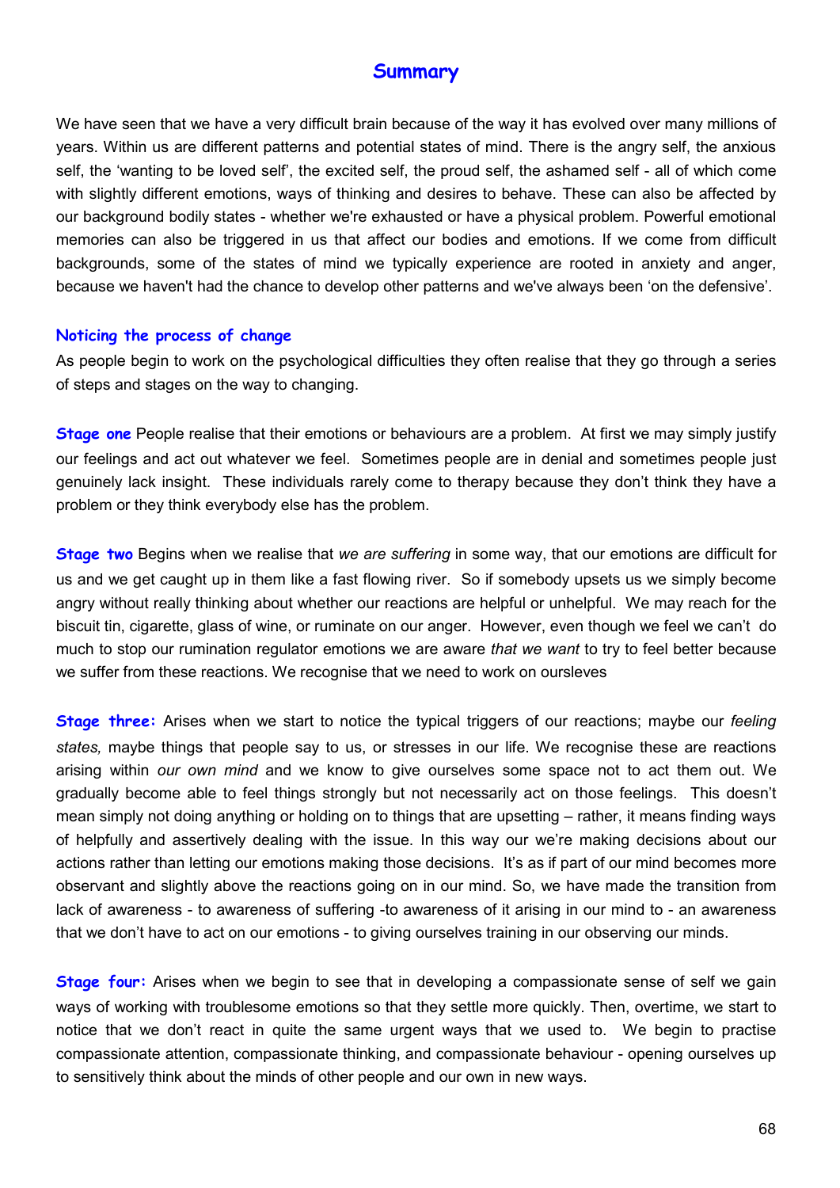# Summary

We have seen that we have a very difficult brain because of the way it has evolved over many millions of years. Within us are different patterns and potential states of mind. There is the angry self, the anxious self, the 'wanting to be loved self', the excited self, the proud self, the ashamed self - all of which come with slightly different emotions, ways of thinking and desires to behave. These can also be affected by our background bodily states - whether we're exhausted or have a physical problem. Powerful emotional memories can also be triggered in us that affect our bodies and emotions. If we come from difficult backgrounds, some of the states of mind we typically experience are rooted in anxiety and anger, because we haven't had the chance to develop other patterns and we've always been 'on the defensive'.

## Noticing the process of change

As people begin to work on the psychological difficulties they often realise that they go through a series of steps and stages on the way to changing.

**Stage one** People realise that their emotions or behaviours are a problem. At first we may simply justify our feelings and act out whatever we feel. Sometimes people are in denial and sometimes people just genuinely lack insight. These individuals rarely come to therapy because they don't think they have a problem or they think everybody else has the problem.

**Stage two** Begins when we realise that *we are suffering* in some way, that our emotions are difficult for us and we get caught up in them like a fast flowing river. So if somebody upsets us we simply become angry without really thinking about whether our reactions are helpful or unhelpful. We may reach for the biscuit tin, cigarette, glass of wine, or ruminate on our anger. However, even though we feel we can't do much to stop our rumination regulator emotions we are aware *that we want* to try to feel better because we suffer from these reactions. We recognise that we need to work on oursleves

**Stage three:** Arises when we start to notice the typical triggers of our reactions; maybe our *feeling states,* maybe things that people say to us, or stresses in our life. We recognise these are reactions arising within *our own mind* and we know to give ourselves some space not to act them out. We gradually become able to feel things strongly but not necessarily act on those feelings. This doesn't mean simply not doing anything or holding on to things that are upsetting – rather, it means finding ways of helpfully and assertively dealing with the issue. In this way our we're making decisions about our actions rather than letting our emotions making those decisions. It's as if part of our mind becomes more observant and slightly above the reactions going on in our mind. So, we have made the transition from lack of awareness - to awareness of suffering -to awareness of it arising in our mind to - an awareness that we don't have to act on our emotions - to giving ourselves training in our observing our minds.

**Stage four:** Arises when we begin to see that in developing a compassionate sense of self we gain ways of working with troublesome emotions so that they settle more quickly. Then, overtime, we start to notice that we don't react in quite the same urgent ways that we used to. We begin to practise compassionate attention, compassionate thinking, and compassionate behaviour - opening ourselves up to sensitively think about the minds of other people and our own in new ways.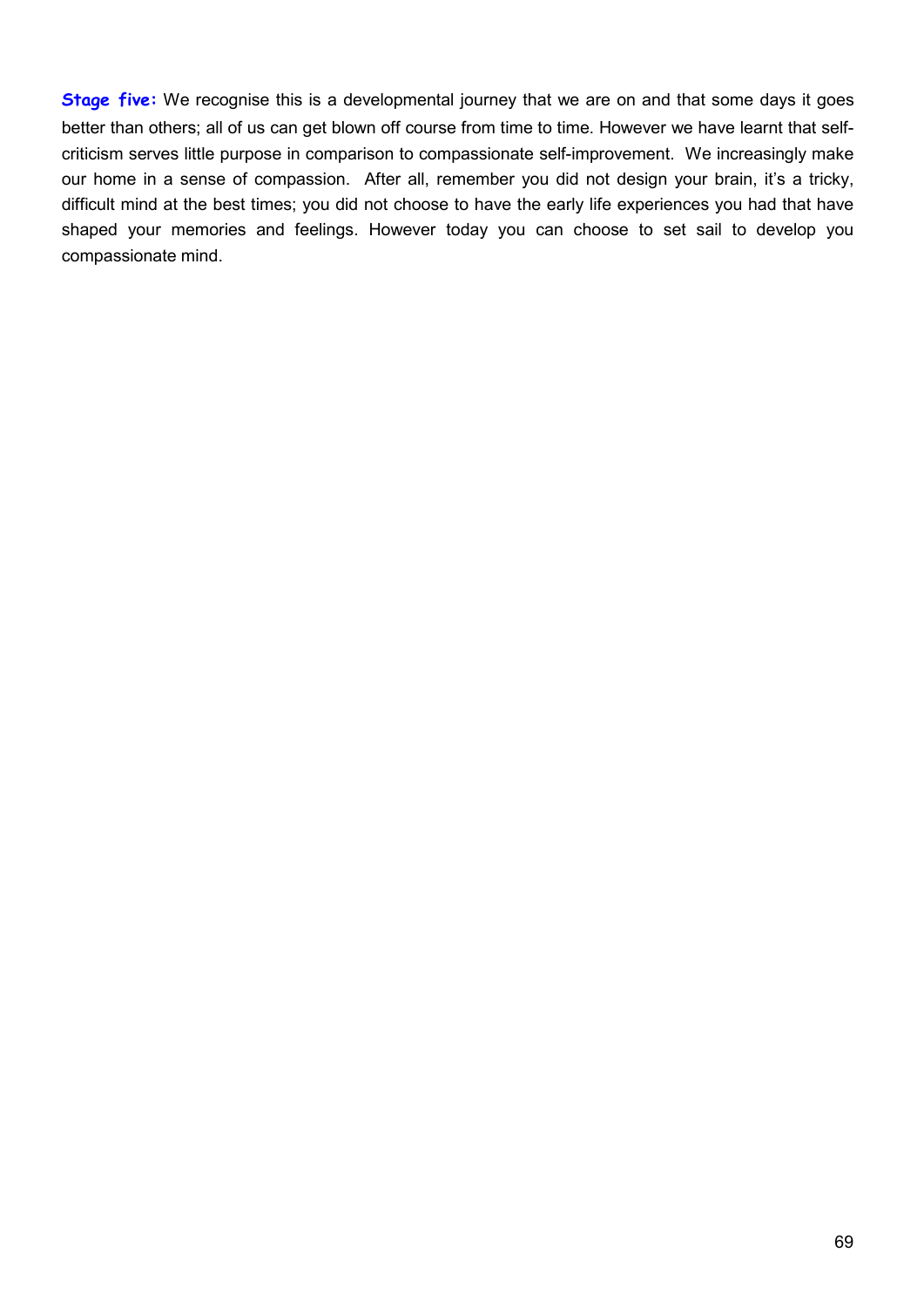**Stage five:** We recognise this is a developmental journey that we are on and that some days it goes better than others; all of us can get blown off course from time to time. However we have learnt that self-criticism serves little purpose in comparison to compassionate self-improvement. We increasingly make our home in a sense of compassion. After all, remember you did not design your brain, it's a tricky, difficult mind at the best times; you did not choose to have the early life experiences you had that have shaped your memories and feelings. However today you can choose to set sail to develop you compassionate mind.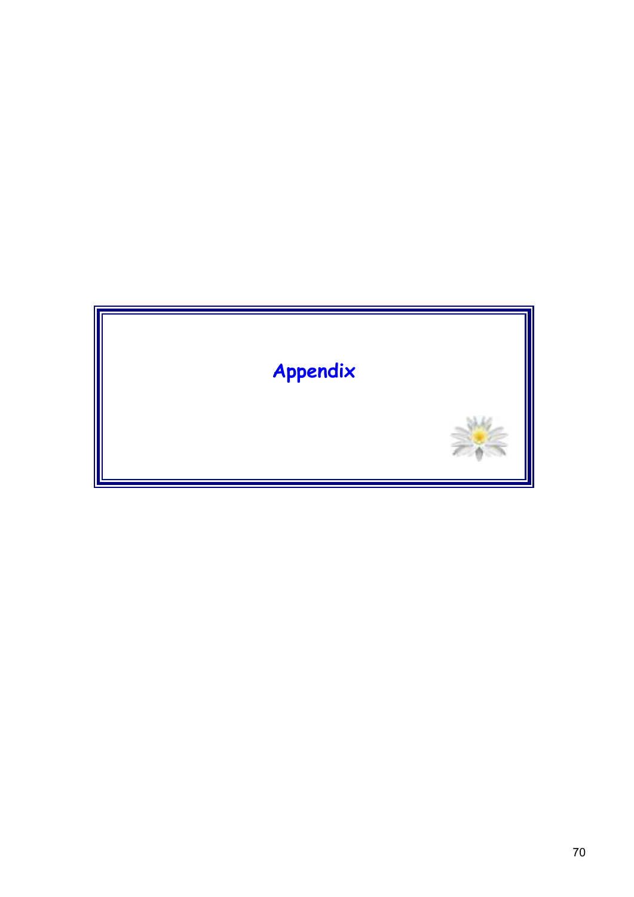# Appendix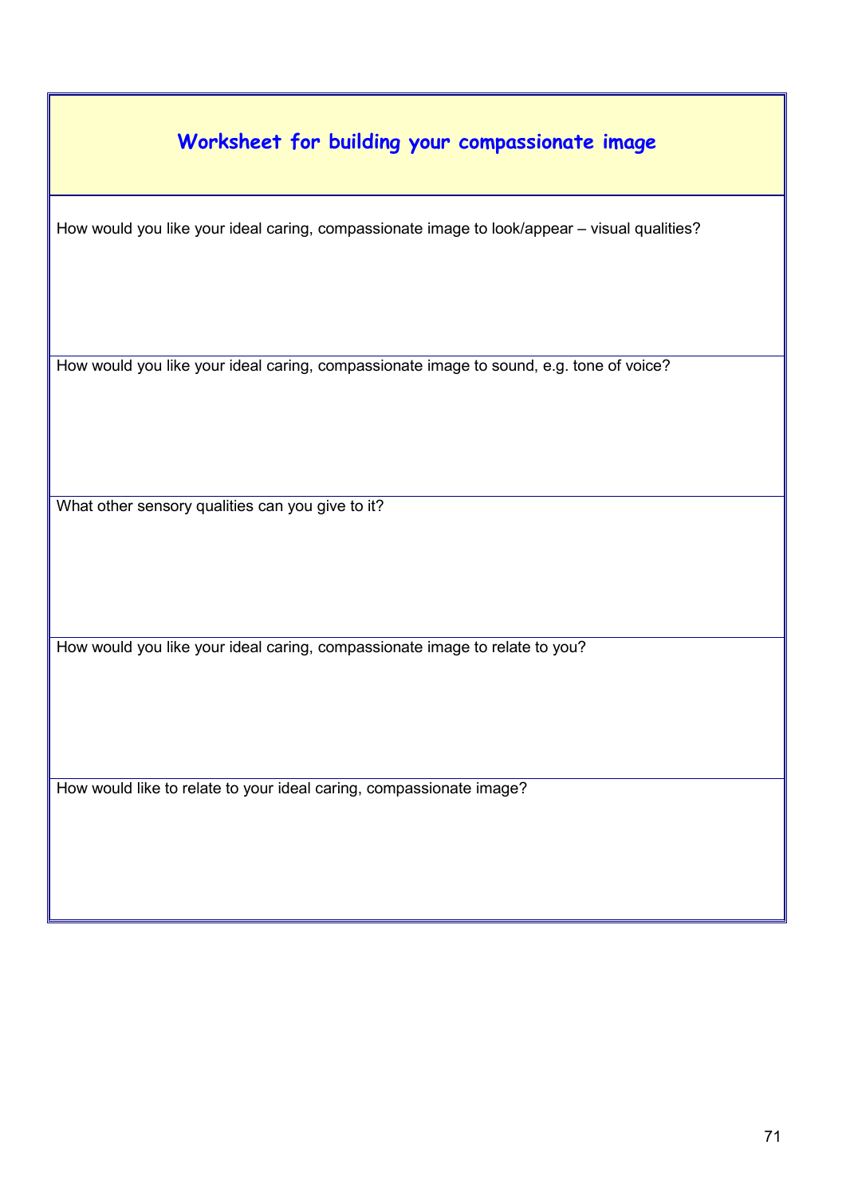## Worksheet for building your compassionate image

How would you like your ideal caring, compassionate image to look/appear – visual qualities?

How would you like your ideal caring, compassionate image to sound, e.g. tone of voice?

What other sensory qualities can you give to it?

How would you like your ideal caring, compassionate image to relate to you?

How would like to relate to your ideal caring, compassionate image?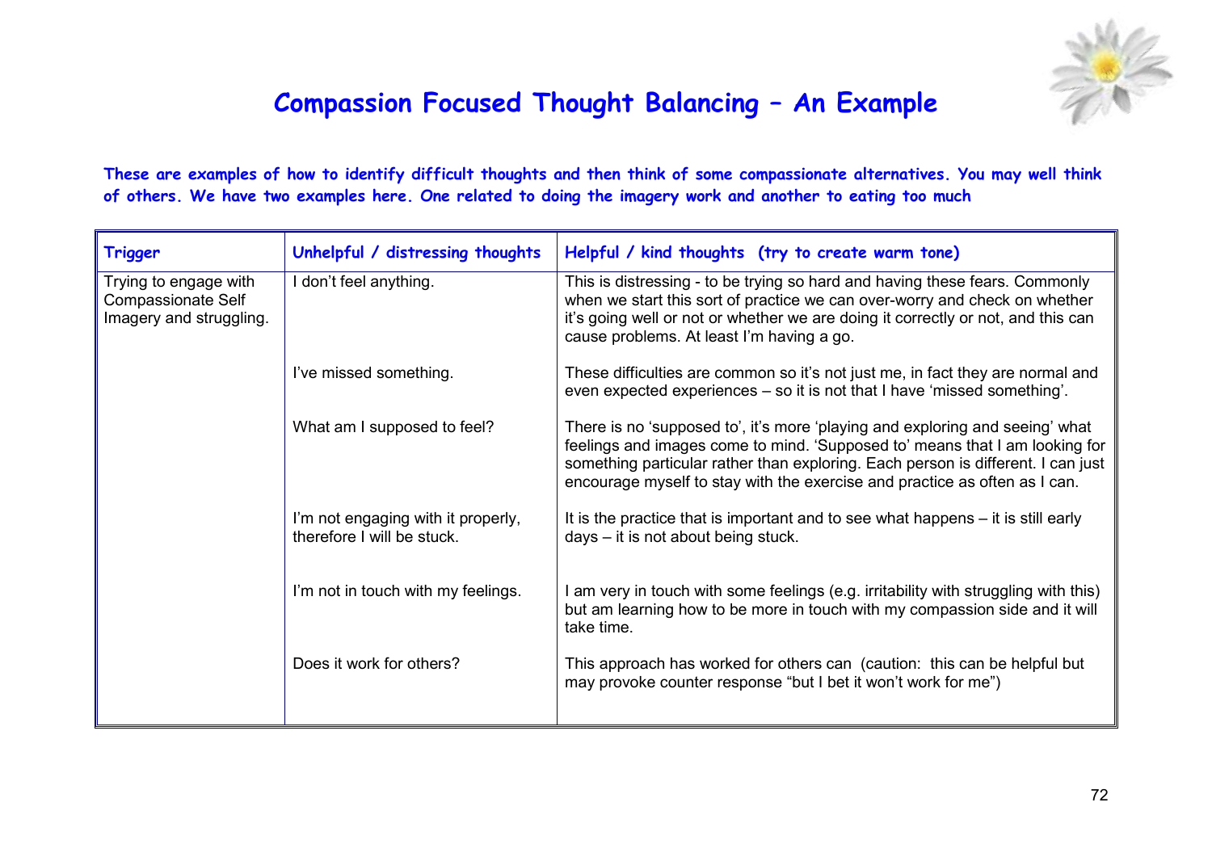# Compassion Focused Thought Balancing – An Example

**These are examples of how to identify difficult thoughts and then think of some compassionate alternatives. You may well think of others. We have two examples here. One related to doing the imagery work and another to eating too much**

| Trigger | Unhelpful / distressing thoughts | Helpful / kind thoughts (try to create warm tone) |
|---|---|---|
| Trying to engage with Compassionate Self Imagery and struggling. | I don't feel anything. | This is distressing - to be trying so hard and having these fears. Commonly when we start this sort of practice we can over-worry and check on whether it's going well or not or whether we are doing it correctly or not, and this can cause problems. At least I'm having a go. |
| | I've missed something. | These difficulties are common so it's not just me, in fact they are normal and even expected experiences – so it is not that I have 'missed something'. |
| | What am I supposed to feel? | There is no 'supposed to', it's more 'playing and exploring and seeing' what feelings and images come to mind. 'Supposed to' means that I am looking for something particular rather than exploring. Each person is different. I can just encourage myself to stay with the exercise and practice as often as I can. |
| | I'm not engaging with it properly, therefore I will be stuck. | It is the practice that is important and to see what happens – it is still early days – it is not about being stuck. |
| | I'm not in touch with my feelings. | I am very in touch with some feelings (e.g. irritability with struggling with this) but am learning how to be more in touch with my compassion side and it will take time. |
| | Does it work for others? | This approach has worked for others can (caution: this can be helpful but may provoke counter response "but I bet it won't work for me") |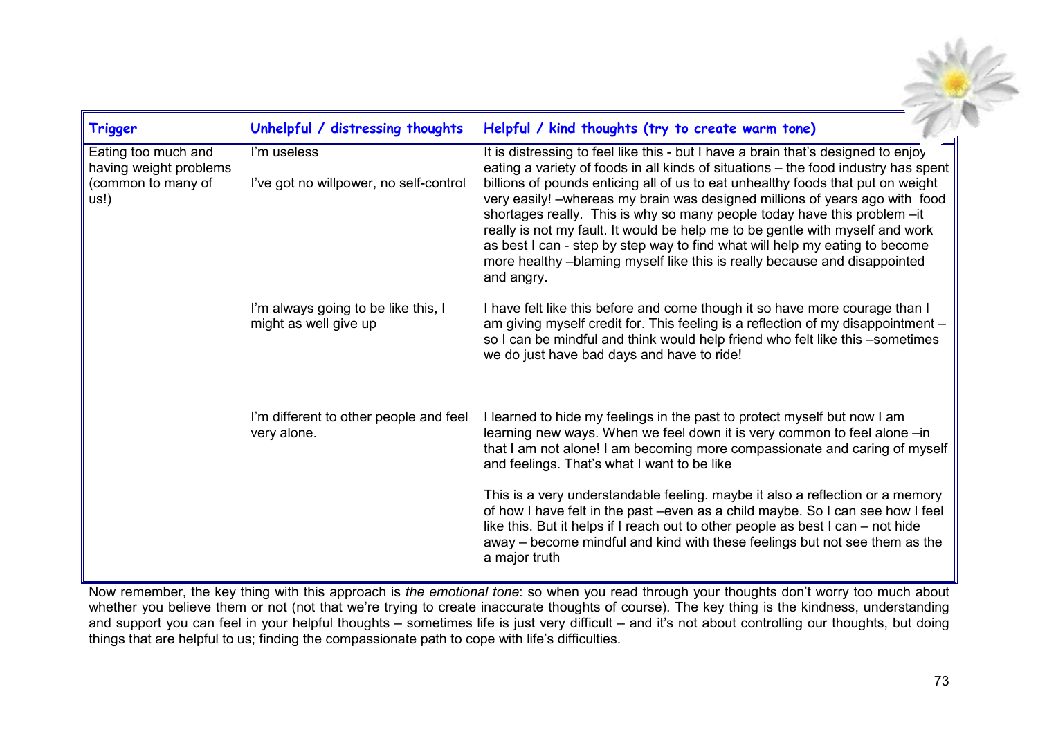| Trigger | Unhelpful / distressing thoughts | Helpful / kind thoughts (try to create warm tone) |
|---|---|---|
| Eating too much and having weight problems (common to many of us!) | I'm useless<br><br>I've got no willpower, no self-control | It is distressing to feel like this - but I have a brain that's designed to enjoy eating a variety of foods in all kinds of situations – the food industry has spent billions of pounds enticing all of us to eat unhealthy foods that put on weight very easily! –whereas my brain was designed millions of years ago with food shortages really. This is why so many people today have this problem –it really is not my fault. It would be help me to be gentle with myself and work as best I can - step by step way to find what will help my eating to become more healthy –blaming myself like this is really because and disappointed and angry. |
| | I'm always going to be like this, I might as well give up | I have felt like this before and come though it so have more courage than I am giving myself credit for. This feeling is a reflection of my disappointment – so I can be mindful and think would help friend who felt like this –sometimes we do just have bad days and have to ride! |
| | I'm different to other people and feel very alone. | I learned to hide my feelings in the past to protect myself but now I am learning new ways. When we feel down it is very common to feel alone –in that I am not alone! I am becoming more compassionate and caring of myself and feelings. That's what I want to be like<br><br>This is a very understandable feeling. maybe it also a reflection or a memory of how I have felt in the past –even as a child maybe. So I can see how I feel like this. But it helps if I reach out to other people as best I can – not hide away – become mindful and kind with these feelings but not see them as the a major truth |

Now remember, the key thing with this approach is *the emotional tone*: so when you read through your thoughts don't worry too much about whether you believe them or not (not that we're trying to create inaccurate thoughts of course). The key thing is the kindness, understanding and support you can feel in your helpful thoughts – sometimes life is just very difficult – and it's not about controlling our thoughts, but doing things that are helpful to us; finding the compassionate path to cope with life's difficulties.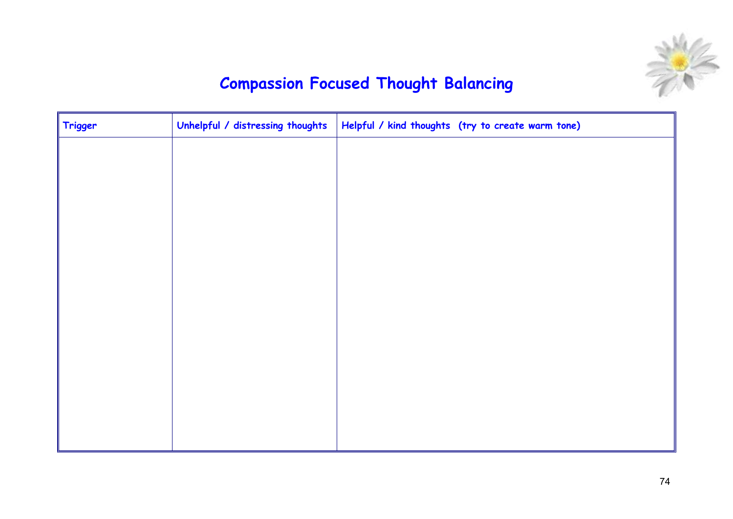# Compassion Focused Thought Balancing

| Trigger | Unhelpful / distressing thoughts | Helpful / kind thoughts (try to create warm tone) |
| --- | --- | --- |
| | | |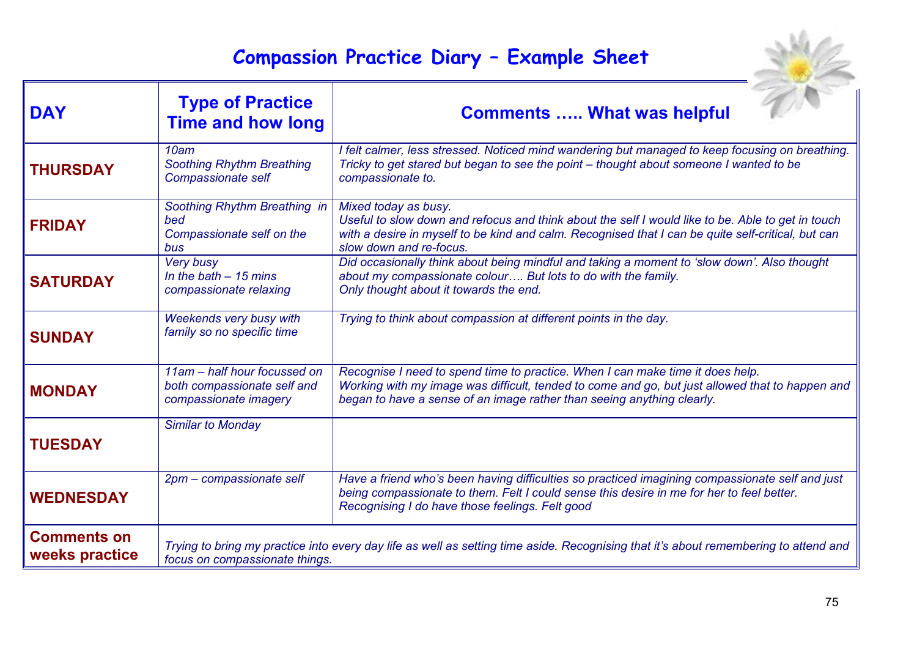# Compassion Practice Diary – Example Sheet

| DAY | Type of Practice Time and how long | Comments ….. What was helpful |
|---|---|---|
| **THURSDAY** | *10am Soothing Rhythm Breathing Compassionate self* | *I felt calmer, less stressed. Noticed mind wandering but managed to keep focusing on breathing. Tricky to get stared but began to see the point – thought about someone I wanted to be compassionate to.* |
| **FRIDAY** | *Soothing Rhythm Breathing in bed Compassionate self on the bus* | *Mixed today as busy. Useful to slow down and refocus and think about the self I would like to be. Able to get in touch with a desire in myself to be kind and calm. Recognised that I can be quite self-critical, but can slow down and re-focus.* |
| **SATURDAY** | *Very busy In the bath – 15 mins compassionate relaxing* | *Did occasionally think about being mindful and taking a moment to 'slow down'. Also thought about my compassionate colour…. But lots to do with the family. Only thought about it towards the end.* |
| **SUNDAY** | *Weekends very busy with family so no specific time* | *Trying to think about compassion at different points in the day.* |
| **MONDAY** | *11am – half hour focussed on both compassionate self and compassionate imagery* | *Recognise I need to spend time to practice. When I can make time it does help. Working with my image was difficult, tended to come and go, but just allowed that to happen and began to have a sense of an image rather than seeing anything clearly.* |
| **TUESDAY** | *Similar to Monday* | |
| **WEDNESDAY** | *2pm – compassionate self* | *Have a friend who's been having difficulties so practiced imagining compassionate self and just being compassionate to them. Felt I could sense this desire in me for her to feel better. Recognising I do have those feelings. Felt good* |
| **Comments on weeks practice** | *Trying to bring my practice into every day life as well as setting time aside. Recognising that it's about remembering to attend and focus on compassionate things.* | |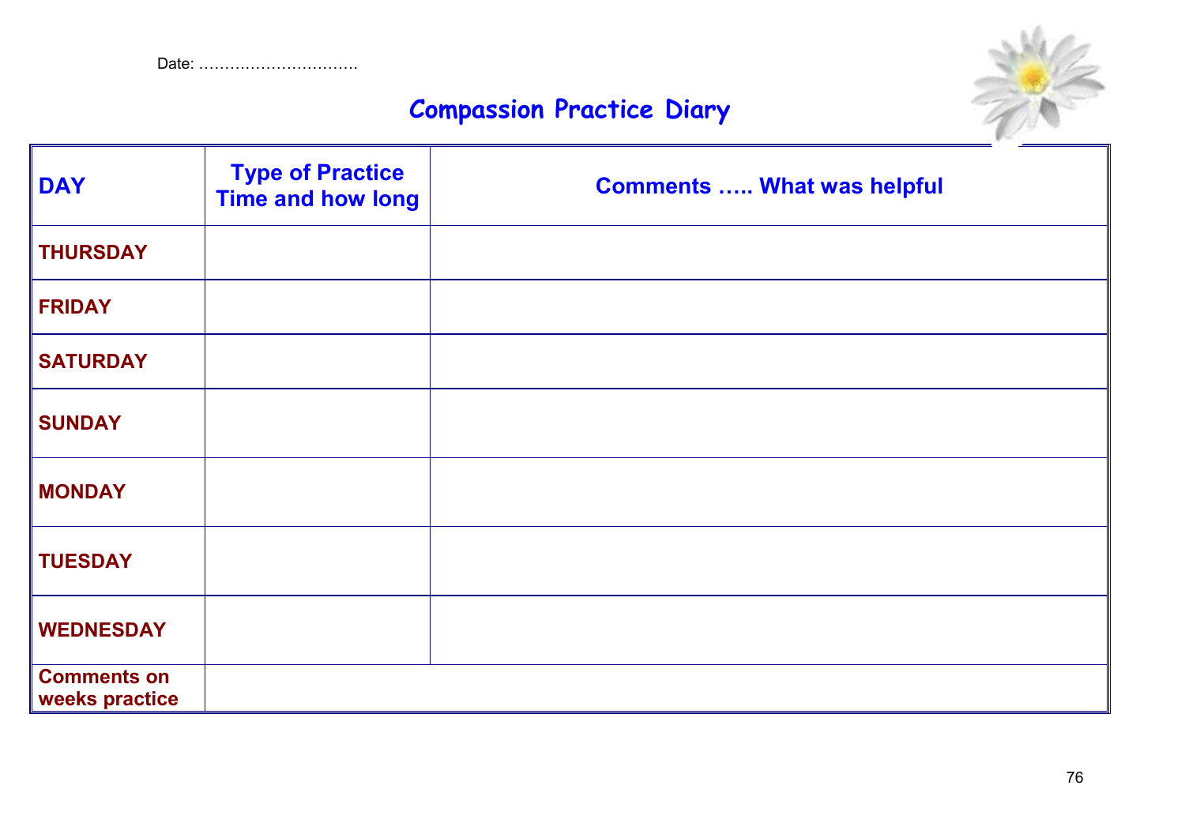Date: …………………………

# Compassion Practice Diary

| DAY | Type of Practice Time and how long | Comments ….. What was helpful |
|---|---|---|
| **THURSDAY** | | |
| **FRIDAY** | | |
| **SATURDAY** | | |
| **SUNDAY** | | |
| **MONDAY** | | |
| **TUESDAY** | | |
| **WEDNESDAY** | | |
| **Comments on weeks practice** | | |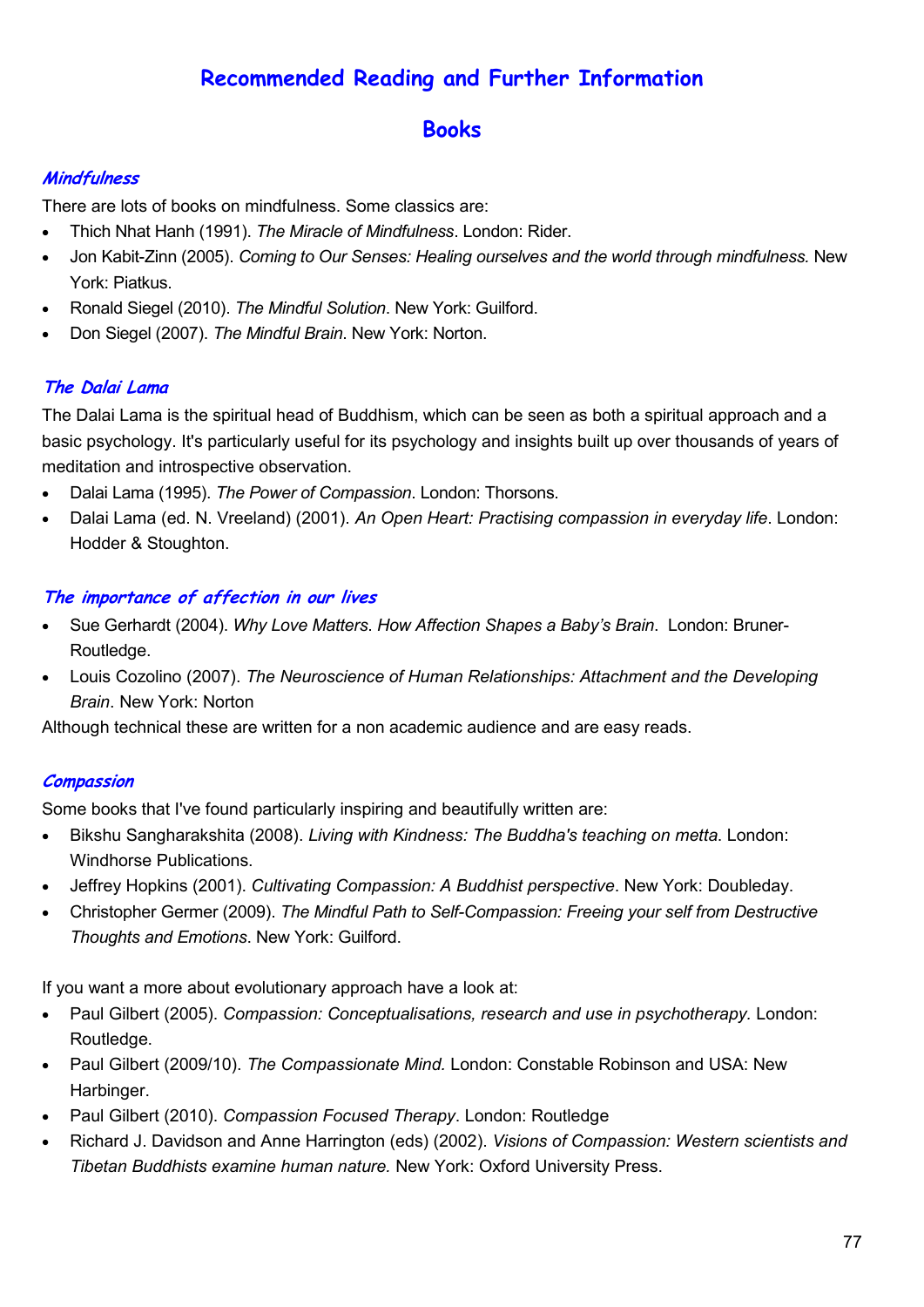# Recommended Reading and Further Information

## Books

### *Mindfulness*

There are lots of books on mindfulness. Some classics are:

- Thich Nhat Hanh (1991). *The Miracle of Mindfulness*. London: Rider.
- Jon Kabit-Zinn (2005). *Coming to Our Senses: Healing ourselves and the world through mindfulness.* New York: Piatkus.
- Ronald Siegel (2010). *The Mindful Solution*. New York: Guilford.
- Don Siegel (2007). *The Mindful Brain*. New York: Norton.

### *The Dalai Lama*

The Dalai Lama is the spiritual head of Buddhism, which can be seen as both a spiritual approach and a basic psychology. It's particularly useful for its psychology and insights built up over thousands of years of meditation and introspective observation.

- Dalai Lama (1995). *The Power of Compassion*. London: Thorsons.
- Dalai Lama (ed. N. Vreeland) (2001). *An Open Heart: Practising compassion in everyday life*. London: Hodder & Stoughton.

### *The importance of affection in our lives*

- Sue Gerhardt (2004). *Why Love Matters. How Affection Shapes a Baby's Brain*. London: Bruner-Routledge.
- Louis Cozolino (2007). *The Neuroscience of Human Relationships: Attachment and the Developing Brain*. New York: Norton

Although technical these are written for a non academic audience and are easy reads.

### *Compassion*

Some books that I've found particularly inspiring and beautifully written are:

- Bikshu Sangharakshita (2008). *Living with Kindness: The Buddha's teaching on metta.* London: Windhorse Publications.
- Jeffrey Hopkins (2001). *Cultivating Compassion: A Buddhist perspective*. New York: Doubleday.
- Christopher Germer (2009). *The Mindful Path to Self-Compassion: Freeing your self from Destructive Thoughts and Emotions*. New York: Guilford.

If you want a more about evolutionary approach have a look at:

- Paul Gilbert (2005). *Compassion: Conceptualisations, research and use in psychotherapy.* London: Routledge.
- Paul Gilbert (2009/10). *The Compassionate Mind.* London: Constable Robinson and USA: New Harbinger.
- Paul Gilbert (2010). *Compassion Focused Therapy*. London: Routledge
- Richard J. Davidson and Anne Harrington (eds) (2002). *Visions of Compassion: Western scientists and Tibetan Buddhists examine human nature.* New York: Oxford University Press.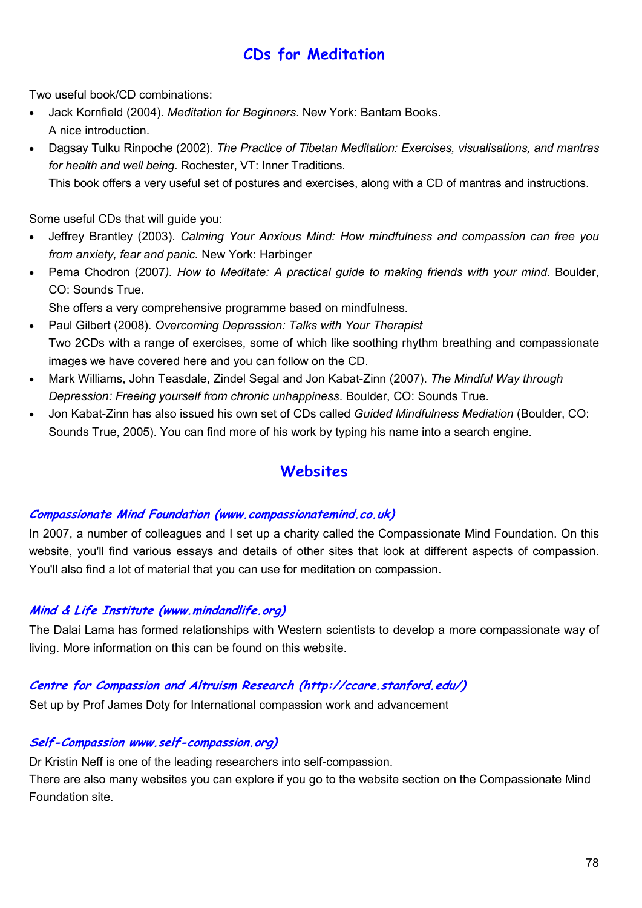## CDs for Meditation

Two useful book/CD combinations:

- Jack Kornfield (2004). *Meditation for Beginners*. New York: Bantam Books.
  A nice introduction.
- Dagsay Tulku Rinpoche (2002). *The Practice of Tibetan Meditation: Exercises, visualisations, and mantras for health and well being*. Rochester, VT: Inner Traditions.
  This book offers a very useful set of postures and exercises, along with a CD of mantras and instructions.

Some useful CDs that will guide you:

- Jeffrey Brantley (2003). *Calming Your Anxious Mind: How mindfulness and compassion can free you from anxiety, fear and panic.* New York: Harbinger
- Pema Chodron (2007*). How to Meditate: A practical guide to making friends with your mind*. Boulder, CO: Sounds True.
  She offers a very comprehensive programme based on mindfulness.
- Paul Gilbert (2008). *Overcoming Depression: Talks with Your Therapist*
  Two 2CDs with a range of exercises, some of which like soothing rhythm breathing and compassionate images we have covered here and you can follow on the CD.
- Mark Williams, John Teasdale, Zindel Segal and Jon Kabat-Zinn (2007). *The Mindful Way through Depression: Freeing yourself from chronic unhappiness*. Boulder, CO: Sounds True.
- Jon Kabat-Zinn has also issued his own set of CDs called *Guided Mindfulness Mediation* (Boulder, CO: Sounds True, 2005). You can find more of his work by typing his name into a search engine.

## Websites

### *Compassionate Mind Foundation (www.compassionatemind.co.uk)*

In 2007, a number of colleagues and I set up a charity called the Compassionate Mind Foundation. On this website, you'll find various essays and details of other sites that look at different aspects of compassion. You'll also find a lot of material that you can use for meditation on compassion.

### *Mind & Life Institute (www.mindandlife.org)*

The Dalai Lama has formed relationships with Western scientists to develop a more compassionate way of living. More information on this can be found on this website.

### *Centre for Compassion and Altruism Research (http://ccare.stanford.edu/)*

Set up by Prof James Doty for International compassion work and advancement

### *Self-Compassion www.self-compassion.org)*

Dr Kristin Neff is one of the leading researchers into self-compassion.
There are also many websites you can explore if you go to the website section on the Compassionate Mind Foundation site.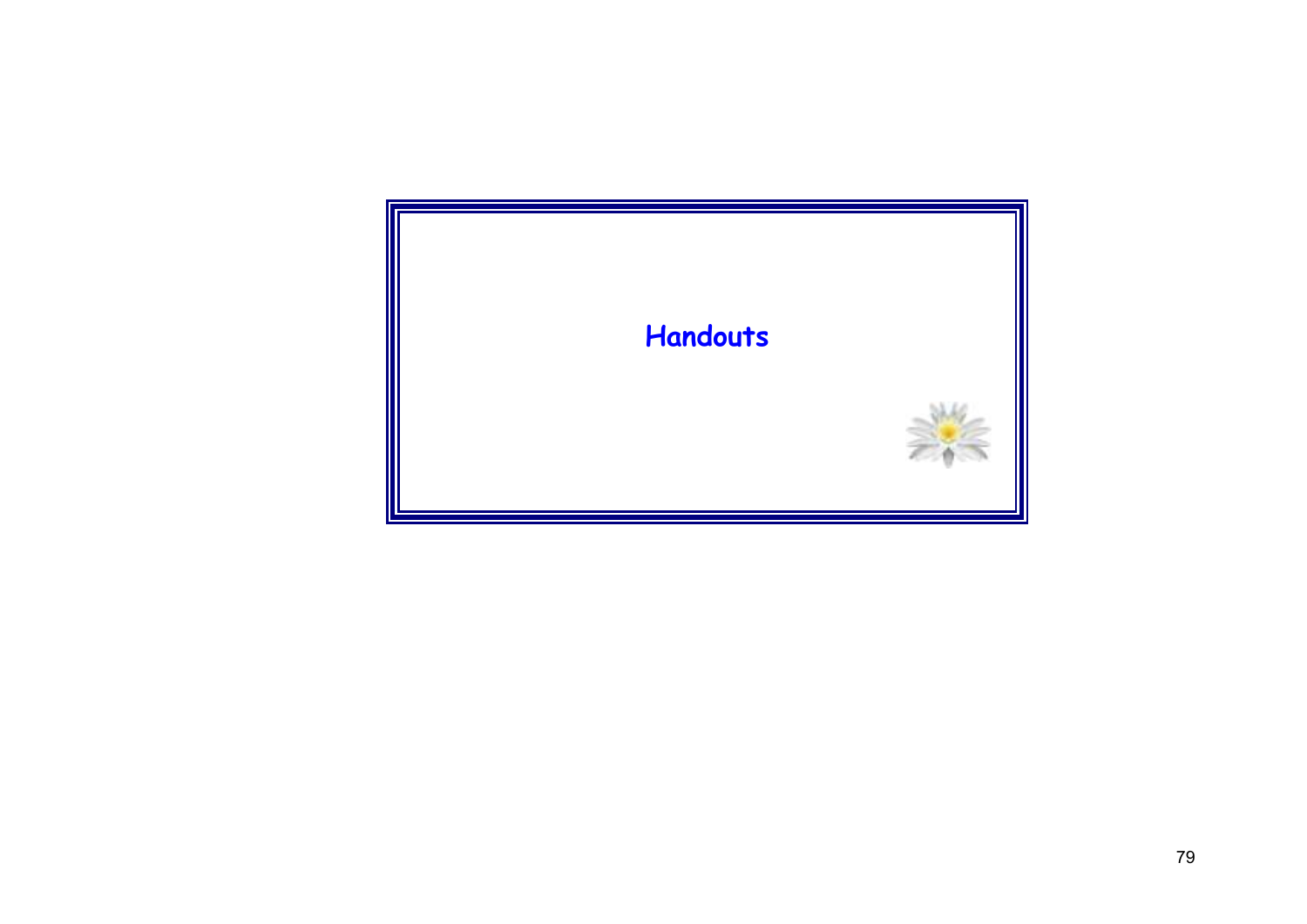# Handouts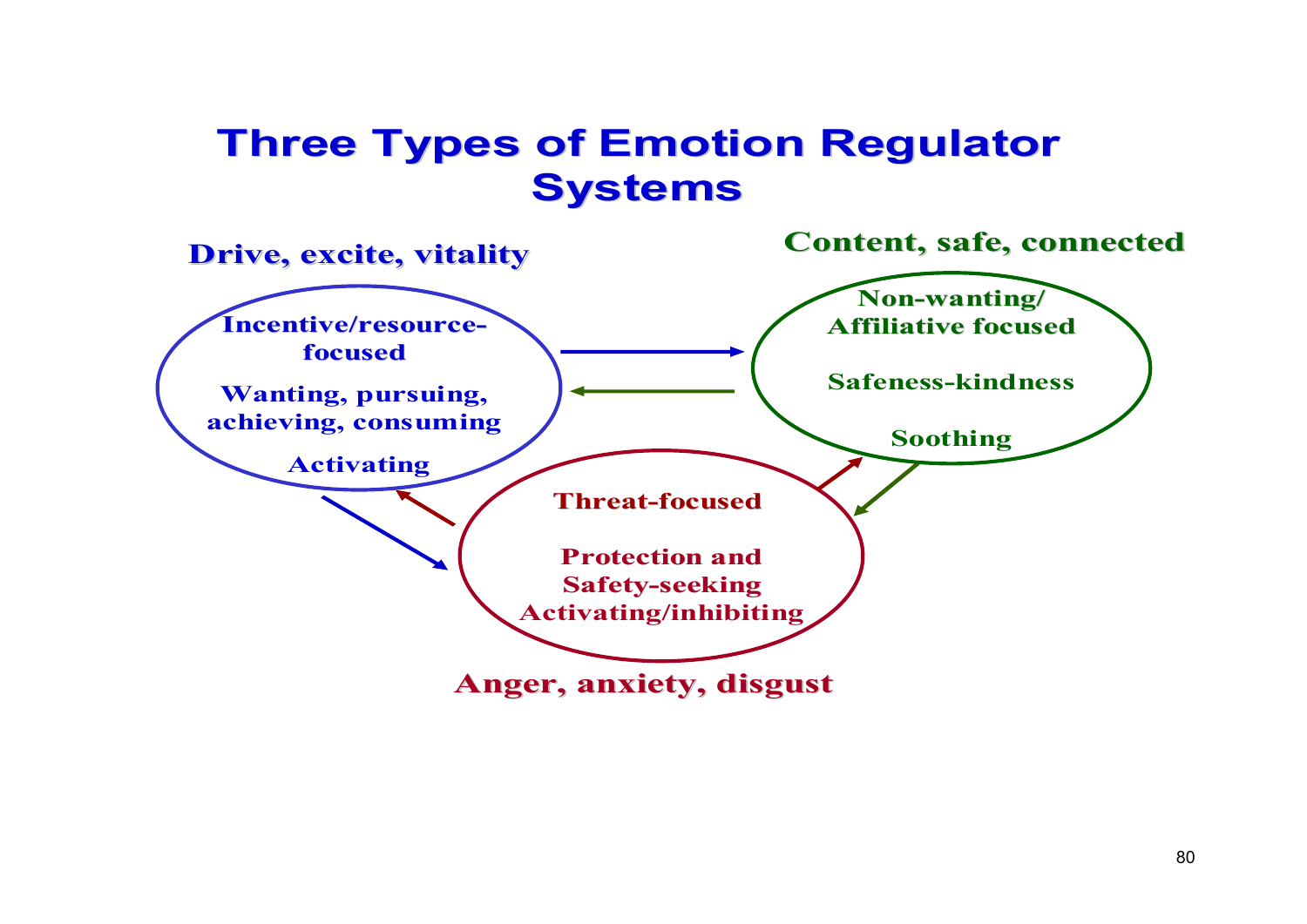# Three Types of Emotion Regulator Systems

**Drive, excite, vitality**

**Incentive/resource-focused**

**Wanting, pursuing, achieving, consuming**

**Activating**

**Content, safe, connected**

**Non-wanting/ Affiliative focused**

**Safeness-kindness**

**Soothing**

**Threat-focused**

**Protection and Safety-seeking Activating/inhibiting**

**Anger, anxiety, disgust**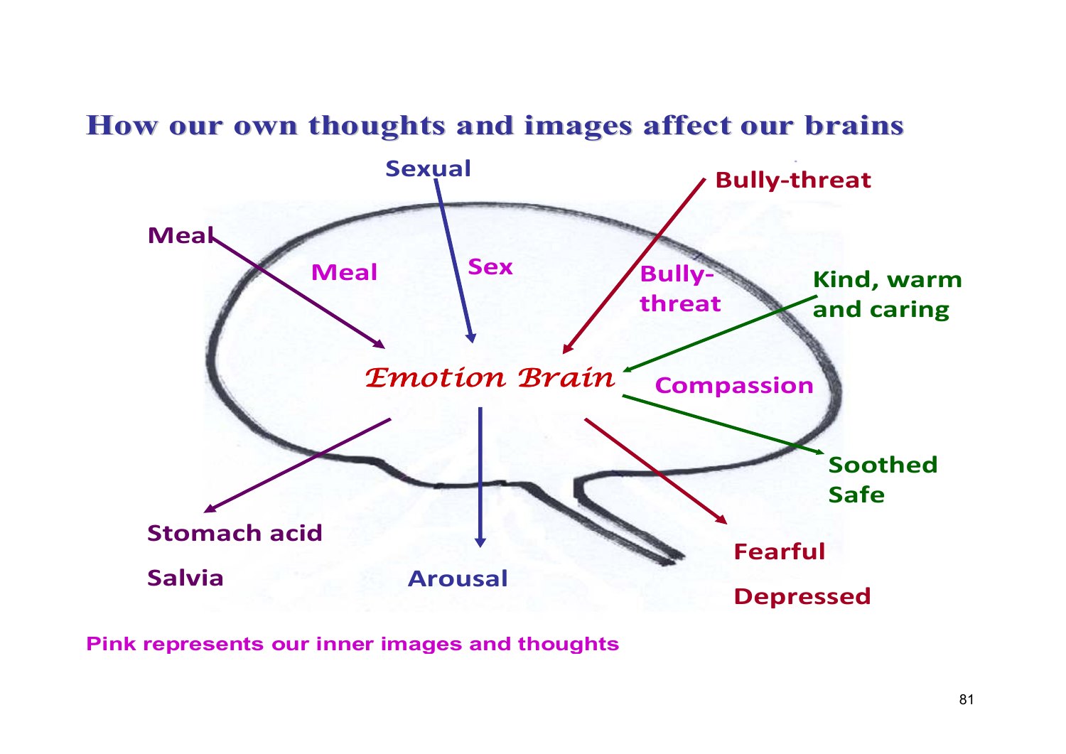## How our own thoughts and images affect our brains

Sexual

Bully-threat

Meal

Meal

Sex

Bully-threat

Kind, warm and caring

*Emotion Brain*

Compassion

Soothed Safe

Stomach acid

Salvia

Arousal

Fearful

Depressed

Pink represents our inner images and thoughts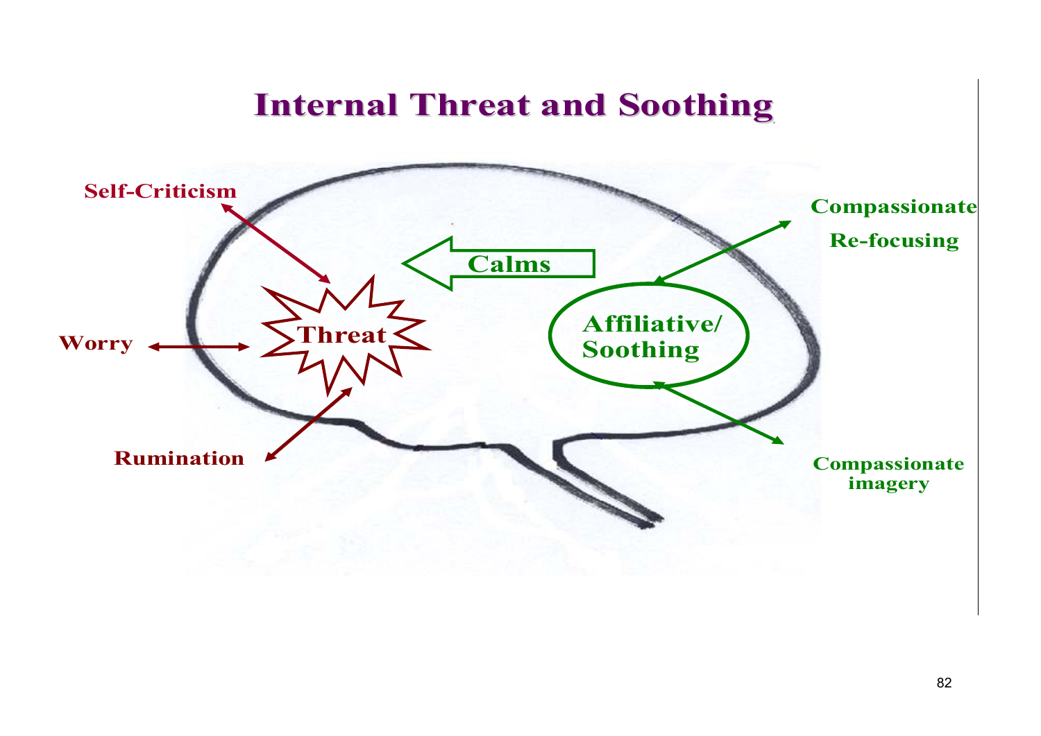# Internal Threat and Soothing

Self-Criticism

Worry

Rumination

Threat

Calms

Affiliative/
Soothing

Compassionate
Re-focusing

Compassionate
imagery